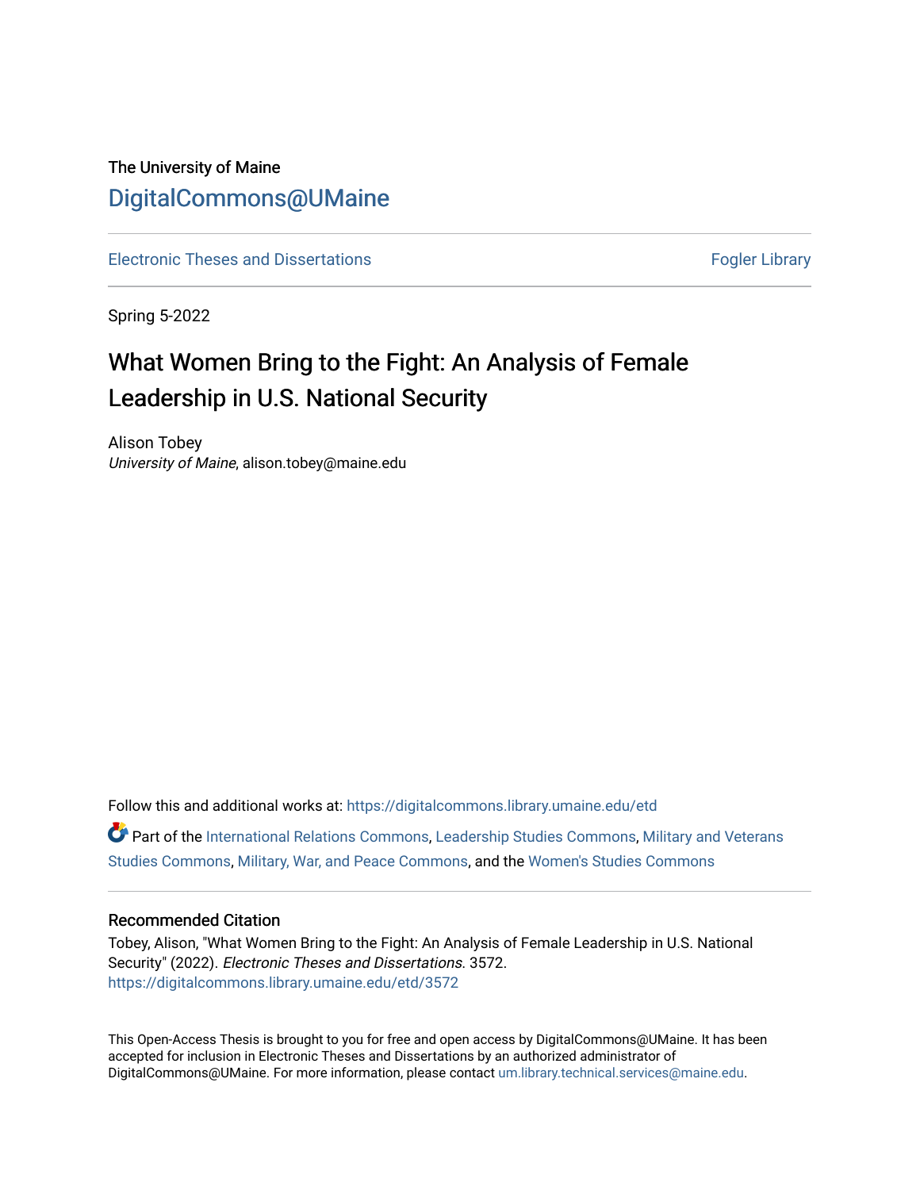The University of Maine

DigitalCommons@UMaine

Electronic Theses and Dissertations

Fogler Library

Spring 5-2022

# What Women Bring to the Fight: An Analysis of Female Leadership in U.S. National Security

Alison Tobey
*University of Maine*, alison.tobey@maine.edu

Follow this and additional works at: https://digitalcommons.library.umaine.edu/etd

Part of the International Relations Commons, Leadership Studies Commons, Military and Veterans Studies Commons, Military, War, and Peace Commons, and the Women's Studies Commons

## Recommended Citation

Tobey, Alison, "What Women Bring to the Fight: An Analysis of Female Leadership in U.S. National Security" (2022). *Electronic Theses and Dissertations.* 3572.
https://digitalcommons.library.umaine.edu/etd/3572

This Open-Access Thesis is brought to you for free and open access by DigitalCommons@UMaine. It has been accepted for inclusion in Electronic Theses and Dissertations by an authorized administrator of DigitalCommons@UMaine. For more information, please contact um.library.technical.services@maine.edu.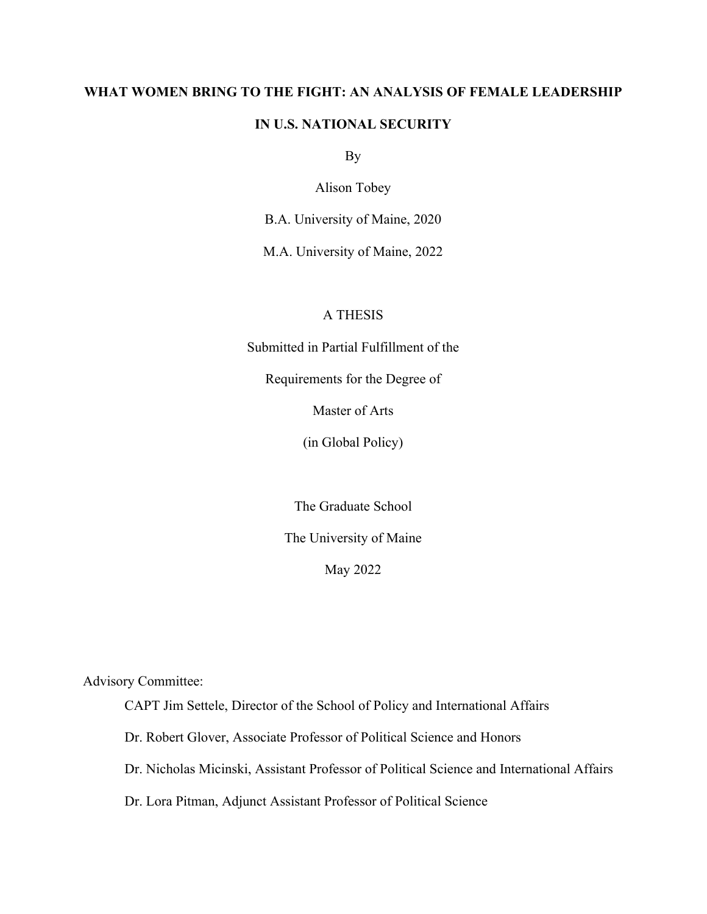**WHAT WOMEN BRING TO THE FIGHT: AN ANALYSIS OF FEMALE LEADERSHIP IN U.S. NATIONAL SECURITY**

By

Alison Tobey

B.A. University of Maine, 2020

M.A. University of Maine, 2022

A THESIS

Submitted in Partial Fulfillment of the

Requirements for the Degree of

Master of Arts

(in Global Policy)

The Graduate School

The University of Maine

May 2022

Advisory Committee:

CAPT Jim Settele, Director of the School of Policy and International Affairs

Dr. Robert Glover, Associate Professor of Political Science and Honors

Dr. Nicholas Micinski, Assistant Professor of Political Science and International Affairs

Dr. Lora Pitman, Adjunct Assistant Professor of Political Science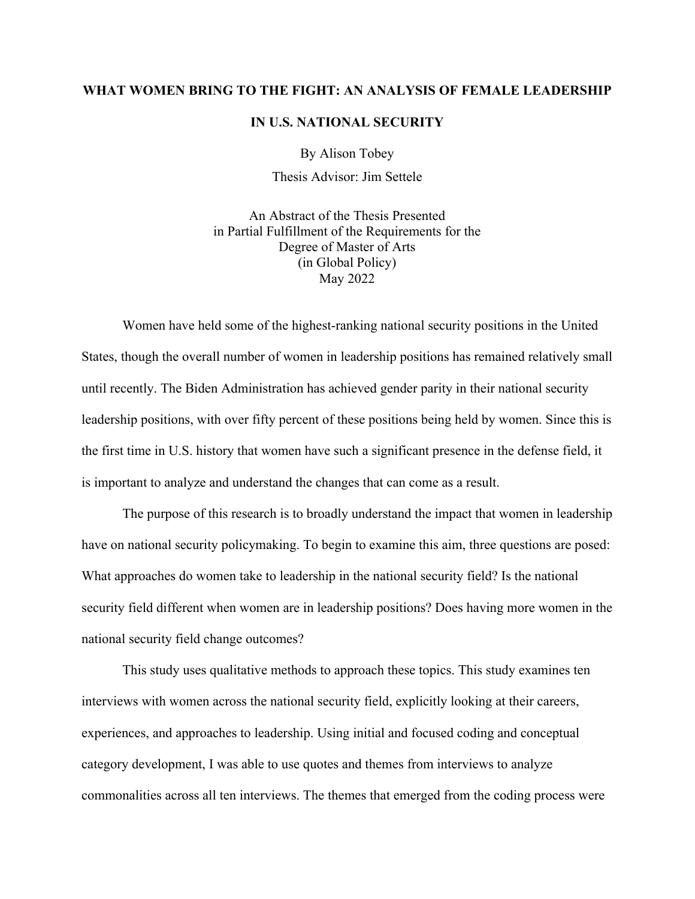**WHAT WOMEN BRING TO THE FIGHT: AN ANALYSIS OF FEMALE LEADERSHIP IN U.S. NATIONAL SECURITY**

By Alison Tobey

Thesis Advisor: Jim Settele

An Abstract of the Thesis Presented
in Partial Fulfillment of the Requirements for the
Degree of Master of Arts
(in Global Policy)
May 2022

Women have held some of the highest-ranking national security positions in the United States, though the overall number of women in leadership positions has remained relatively small until recently. The Biden Administration has achieved gender parity in their national security leadership positions, with over fifty percent of these positions being held by women. Since this is the first time in U.S. history that women have such a significant presence in the defense field, it is important to analyze and understand the changes that can come as a result.

The purpose of this research is to broadly understand the impact that women in leadership have on national security policymaking. To begin to examine this aim, three questions are posed: What approaches do women take to leadership in the national security field? Is the national security field different when women are in leadership positions? Does having more women in the national security field change outcomes?

This study uses qualitative methods to approach these topics. This study examines ten interviews with women across the national security field, explicitly looking at their careers, experiences, and approaches to leadership. Using initial and focused coding and conceptual category development, I was able to use quotes and themes from interviews to analyze commonalities across all ten interviews. The themes that emerged from the coding process were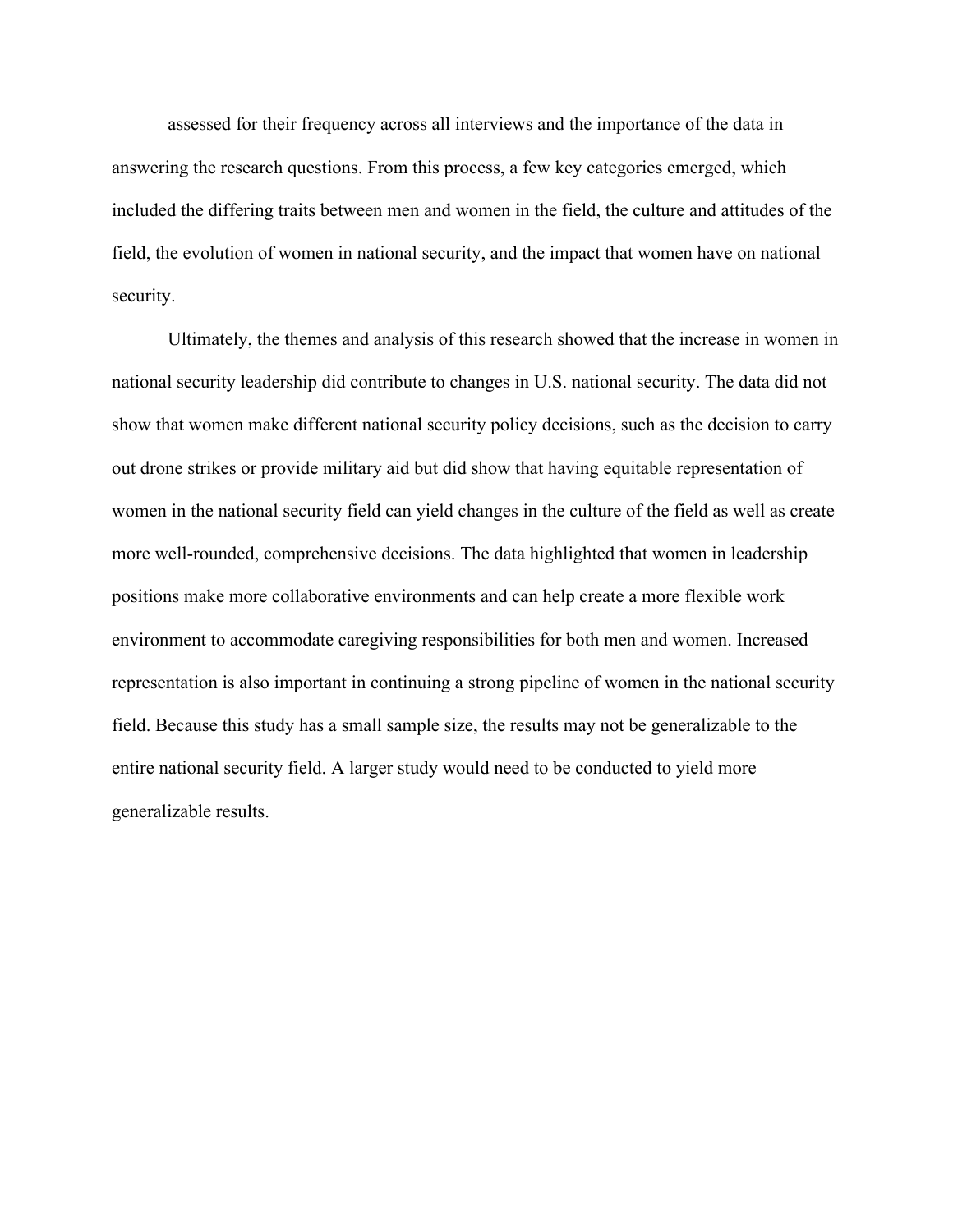assessed for their frequency across all interviews and the importance of the data in answering the research questions. From this process, a few key categories emerged, which included the differing traits between men and women in the field, the culture and attitudes of the field, the evolution of women in national security, and the impact that women have on national security.

Ultimately, the themes and analysis of this research showed that the increase in women in national security leadership did contribute to changes in U.S. national security. The data did not show that women make different national security policy decisions, such as the decision to carry out drone strikes or provide military aid but did show that having equitable representation of women in the national security field can yield changes in the culture of the field as well as create more well-rounded, comprehensive decisions. The data highlighted that women in leadership positions make more collaborative environments and can help create a more flexible work environment to accommodate caregiving responsibilities for both men and women. Increased representation is also important in continuing a strong pipeline of women in the national security field. Because this study has a small sample size, the results may not be generalizable to the entire national security field. A larger study would need to be conducted to yield more generalizable results.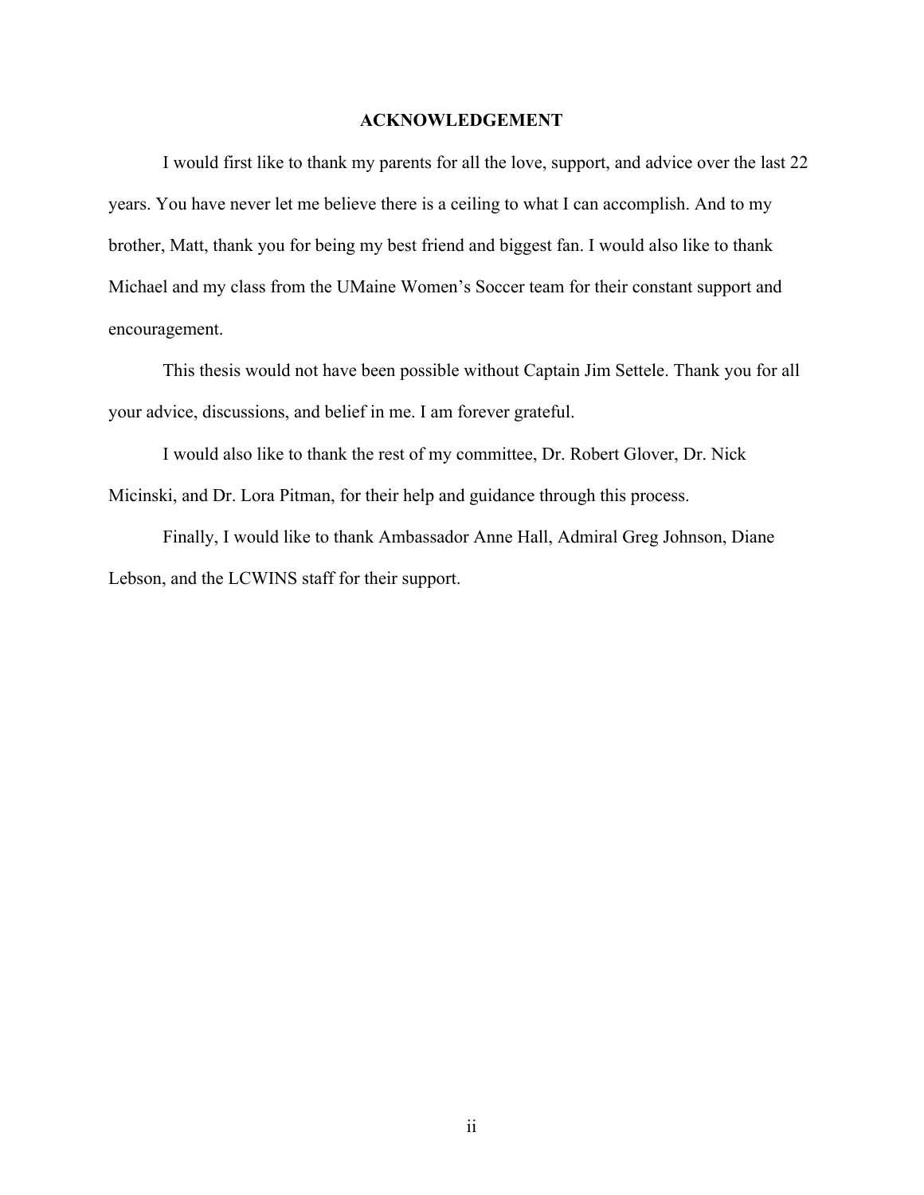## ACKNOWLEDGEMENT

I would first like to thank my parents for all the love, support, and advice over the last 22 years. You have never let me believe there is a ceiling to what I can accomplish. And to my brother, Matt, thank you for being my best friend and biggest fan. I would also like to thank Michael and my class from the UMaine Women's Soccer team for their constant support and encouragement.

This thesis would not have been possible without Captain Jim Settele. Thank you for all your advice, discussions, and belief in me. I am forever grateful.

I would also like to thank the rest of my committee, Dr. Robert Glover, Dr. Nick Micinski, and Dr. Lora Pitman, for their help and guidance through this process.

Finally, I would like to thank Ambassador Anne Hall, Admiral Greg Johnson, Diane Lebson, and the LCWINS staff for their support.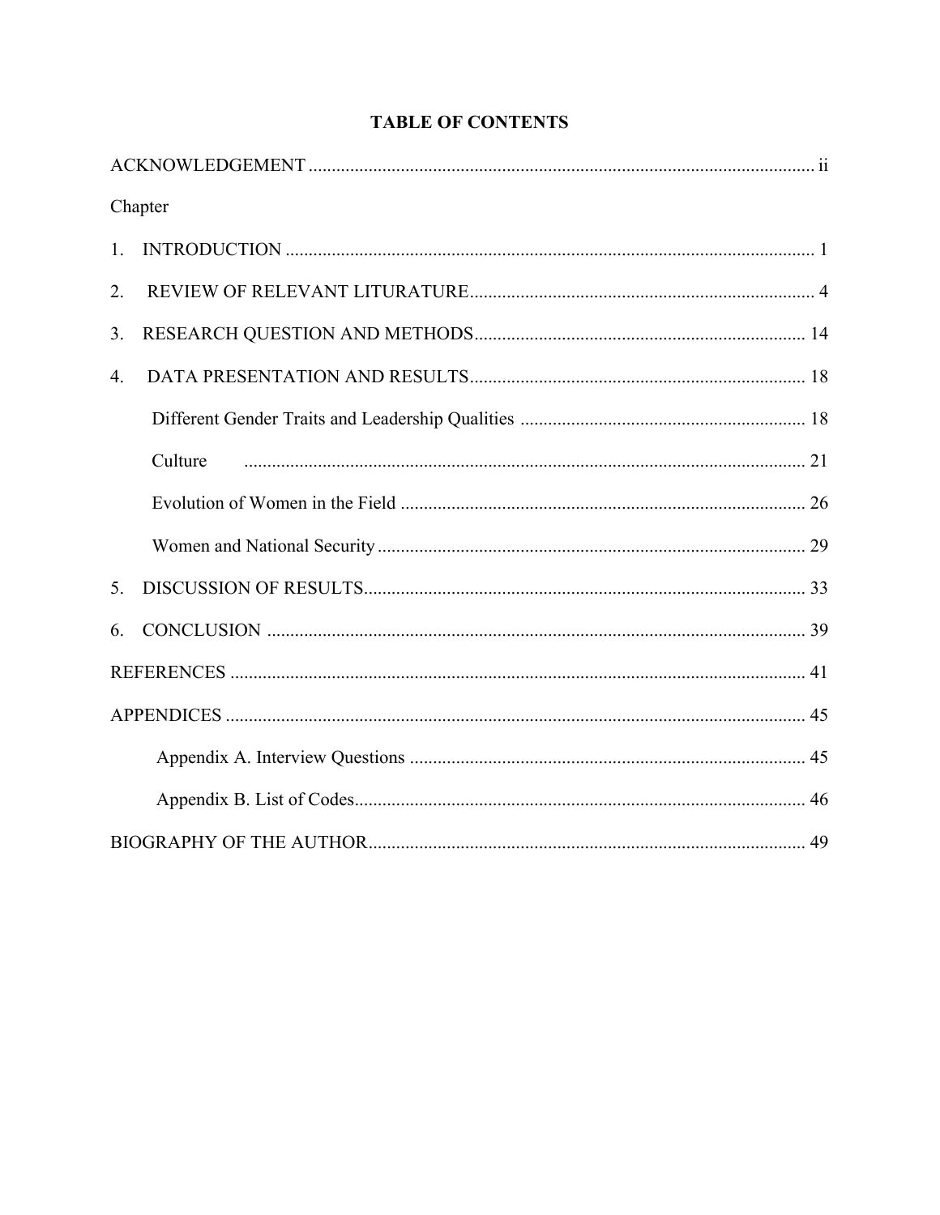# TABLE OF CONTENTS

ACKNOWLEDGEMENT ............................................................................................................. ii

Chapter

1. INTRODUCTION ................................................................................................................ 1
2. REVIEW OF RELEVANT LITURATURE.......................................................................... 4
3. RESEARCH QUESTION AND METHODS....................................................................... 14
4. DATA PRESENTATION AND RESULTS......................................................................... 18

    Different Gender Traits and Leadership Qualities ............................................................. 18

    Culture ......................................................................................................................... 21

    Evolution of Women in the Field ....................................................................................... 26

    Women and National Security ............................................................................................ 29

5. DISCUSSION OF RESULTS................................................................................................ 33
6. CONCLUSION ..................................................................................................................... 39

REFERENCES ............................................................................................................................ 41

APPENDICES ............................................................................................................................. 45

    Appendix A. Interview Questions ..................................................................................... 45

    Appendix B. List of Codes................................................................................................. 46

BIOGRAPHY OF THE AUTHOR.............................................................................................. 49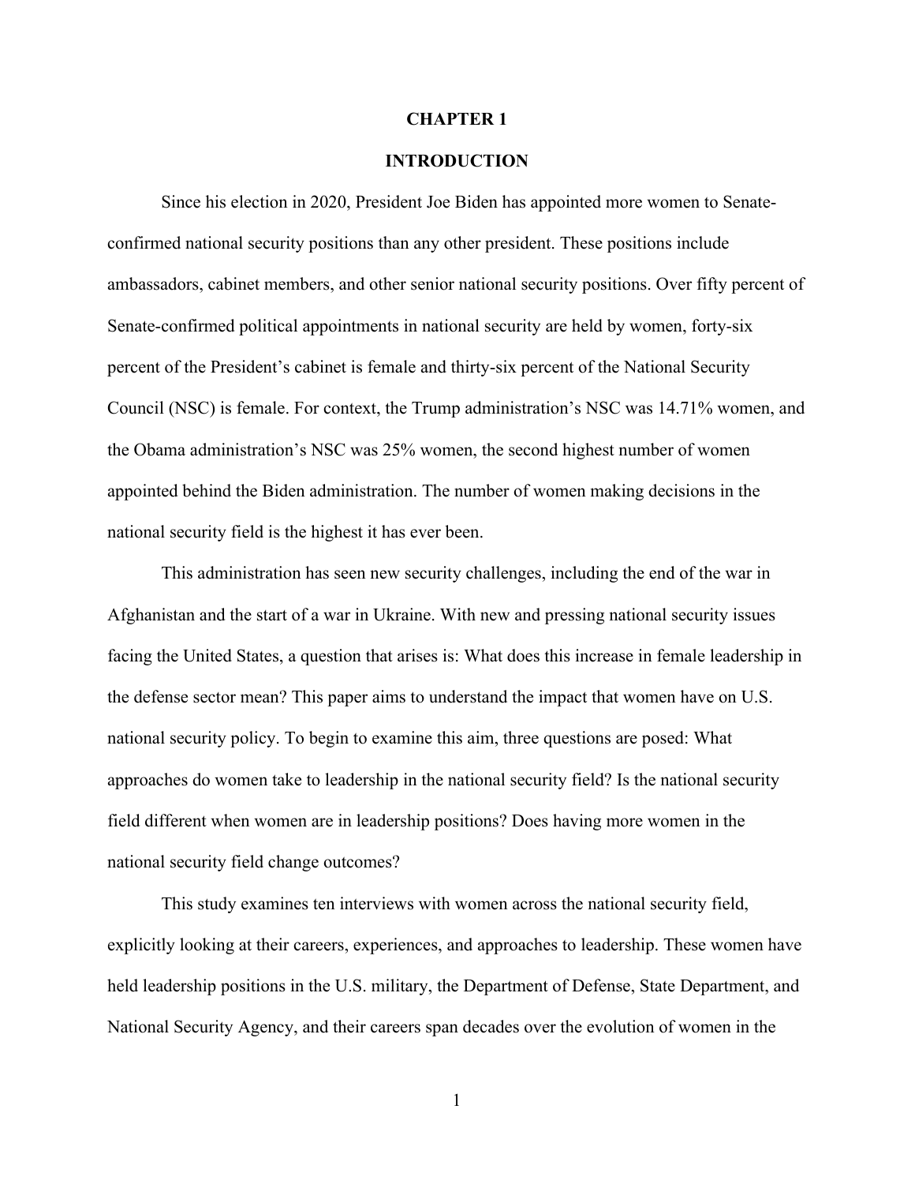# CHAPTER 1

## INTRODUCTION

Since his election in 2020, President Joe Biden has appointed more women to Senate-confirmed national security positions than any other president. These positions include ambassadors, cabinet members, and other senior national security positions. Over fifty percent of Senate-confirmed political appointments in national security are held by women, forty-six percent of the President's cabinet is female and thirty-six percent of the National Security Council (NSC) is female. For context, the Trump administration's NSC was 14.71% women, and the Obama administration's NSC was 25% women, the second highest number of women appointed behind the Biden administration. The number of women making decisions in the national security field is the highest it has ever been.

This administration has seen new security challenges, including the end of the war in Afghanistan and the start of a war in Ukraine. With new and pressing national security issues facing the United States, a question that arises is: What does this increase in female leadership in the defense sector mean? This paper aims to understand the impact that women have on U.S. national security policy. To begin to examine this aim, three questions are posed: What approaches do women take to leadership in the national security field? Is the national security field different when women are in leadership positions? Does having more women in the national security field change outcomes?

This study examines ten interviews with women across the national security field, explicitly looking at their careers, experiences, and approaches to leadership. These women have held leadership positions in the U.S. military, the Department of Defense, State Department, and National Security Agency, and their careers span decades over the evolution of women in the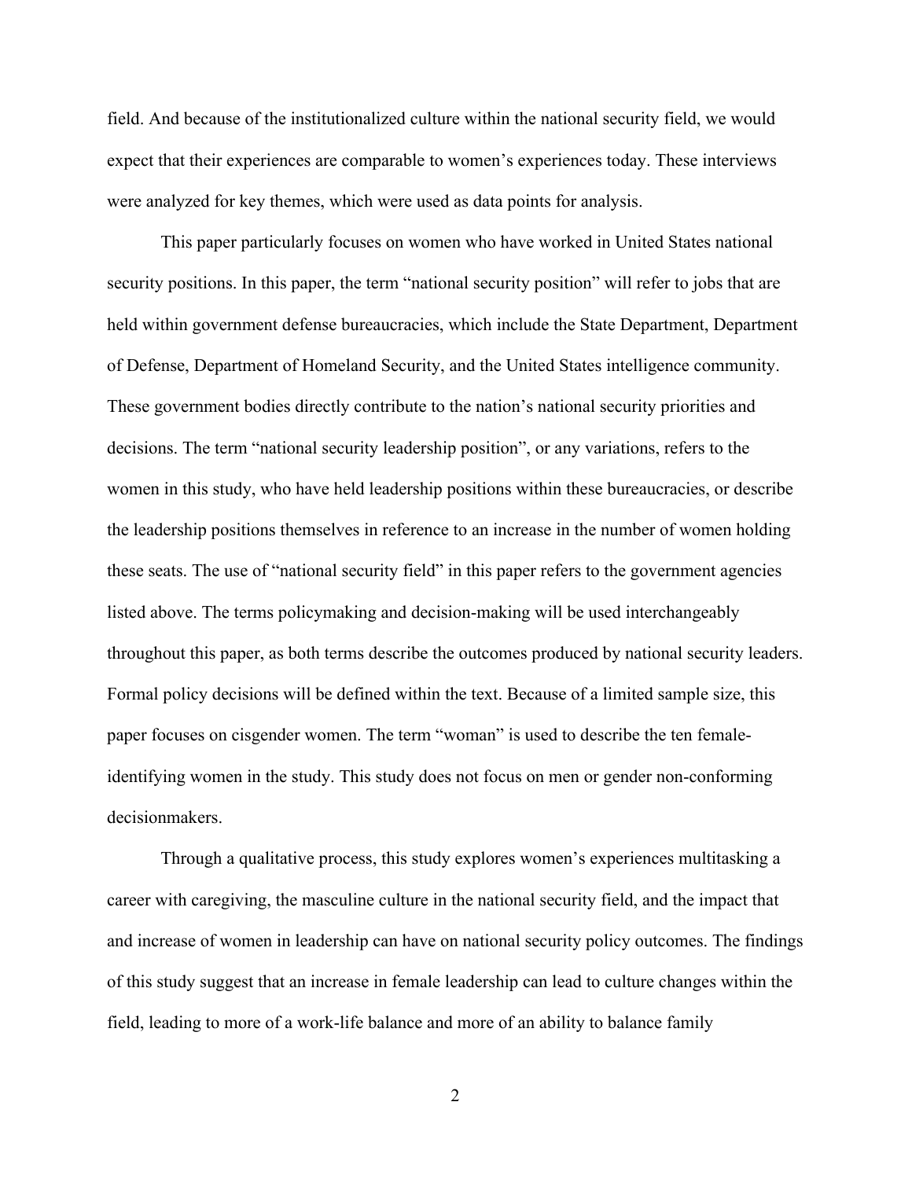field. And because of the institutionalized culture within the national security field, we would expect that their experiences are comparable to women's experiences today. These interviews were analyzed for key themes, which were used as data points for analysis.

This paper particularly focuses on women who have worked in United States national security positions. In this paper, the term "national security position" will refer to jobs that are held within government defense bureaucracies, which include the State Department, Department of Defense, Department of Homeland Security, and the United States intelligence community. These government bodies directly contribute to the nation's national security priorities and decisions. The term "national security leadership position", or any variations, refers to the women in this study, who have held leadership positions within these bureaucracies, or describe the leadership positions themselves in reference to an increase in the number of women holding these seats. The use of "national security field" in this paper refers to the government agencies listed above. The terms policymaking and decision-making will be used interchangeably throughout this paper, as both terms describe the outcomes produced by national security leaders. Formal policy decisions will be defined within the text. Because of a limited sample size, this paper focuses on cisgender women. The term "woman" is used to describe the ten female-identifying women in the study. This study does not focus on men or gender non-conforming decisionmakers.

Through a qualitative process, this study explores women's experiences multitasking a career with caregiving, the masculine culture in the national security field, and the impact that and increase of women in leadership can have on national security policy outcomes. The findings of this study suggest that an increase in female leadership can lead to culture changes within the field, leading to more of a work-life balance and more of an ability to balance family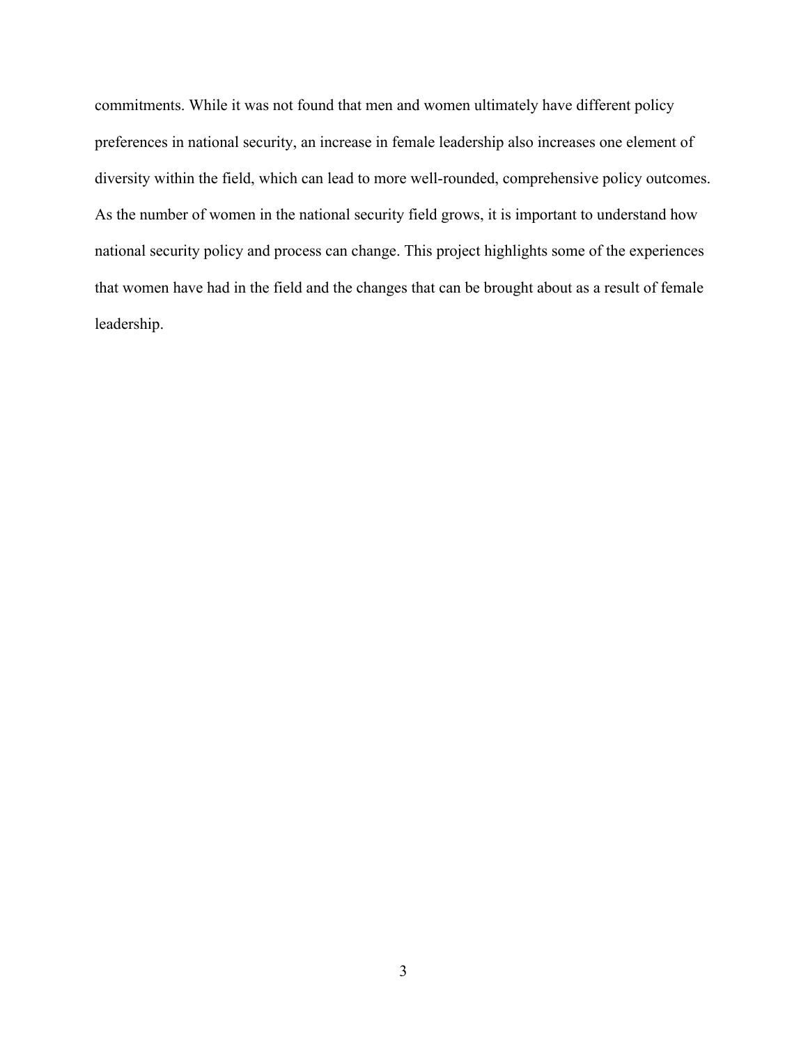commitments. While it was not found that men and women ultimately have different policy preferences in national security, an increase in female leadership also increases one element of diversity within the field, which can lead to more well-rounded, comprehensive policy outcomes. As the number of women in the national security field grows, it is important to understand how national security policy and process can change. This project highlights some of the experiences that women have had in the field and the changes that can be brought about as a result of female leadership.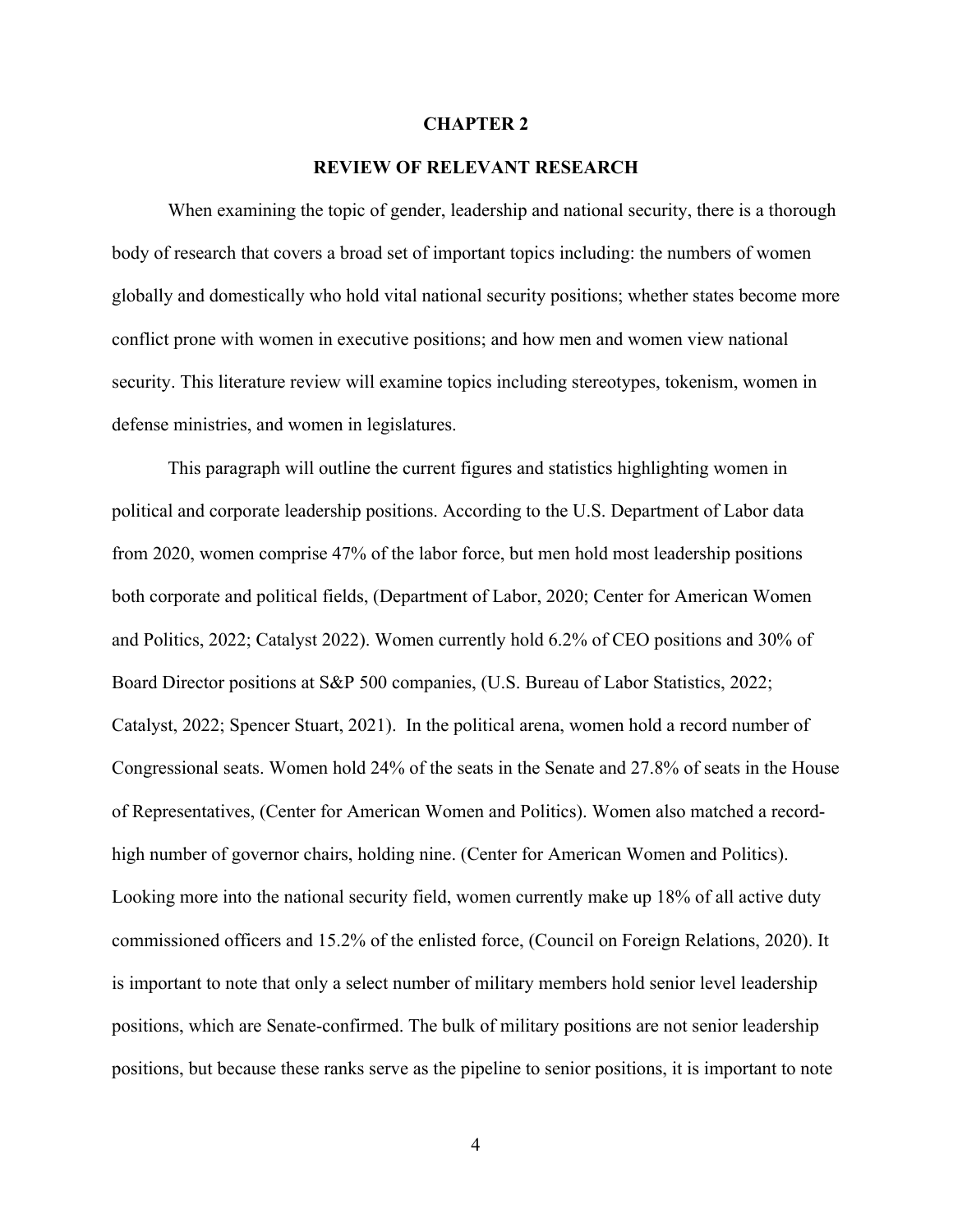# CHAPTER 2

## REVIEW OF RELEVANT RESEARCH

When examining the topic of gender, leadership and national security, there is a thorough body of research that covers a broad set of important topics including: the numbers of women globally and domestically who hold vital national security positions; whether states become more conflict prone with women in executive positions; and how men and women view national security. This literature review will examine topics including stereotypes, tokenism, women in defense ministries, and women in legislatures.

This paragraph will outline the current figures and statistics highlighting women in political and corporate leadership positions. According to the U.S. Department of Labor data from 2020, women comprise 47% of the labor force, but men hold most leadership positions both corporate and political fields, (Department of Labor, 2020; Center for American Women and Politics, 2022; Catalyst 2022). Women currently hold 6.2% of CEO positions and 30% of Board Director positions at S&P 500 companies, (U.S. Bureau of Labor Statistics, 2022; Catalyst, 2022; Spencer Stuart, 2021). In the political arena, women hold a record number of Congressional seats. Women hold 24% of the seats in the Senate and 27.8% of seats in the House of Representatives, (Center for American Women and Politics). Women also matched a record-high number of governor chairs, holding nine. (Center for American Women and Politics). Looking more into the national security field, women currently make up 18% of all active duty commissioned officers and 15.2% of the enlisted force, (Council on Foreign Relations, 2020). It is important to note that only a select number of military members hold senior level leadership positions, which are Senate-confirmed. The bulk of military positions are not senior leadership positions, but because these ranks serve as the pipeline to senior positions, it is important to note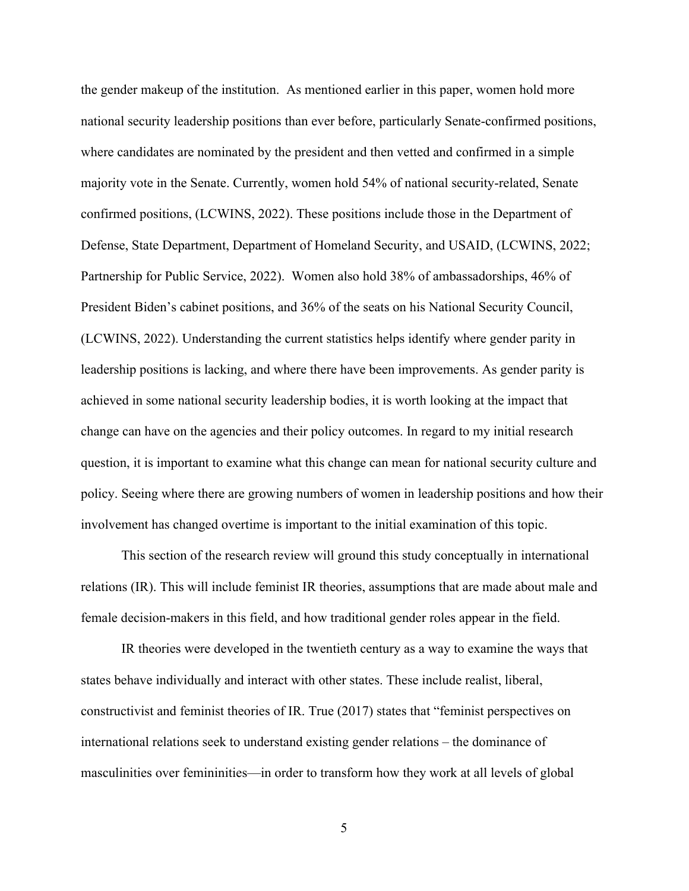the gender makeup of the institution. As mentioned earlier in this paper, women hold more national security leadership positions than ever before, particularly Senate-confirmed positions, where candidates are nominated by the president and then vetted and confirmed in a simple majority vote in the Senate. Currently, women hold 54% of national security-related, Senate confirmed positions, (LCWINS, 2022). These positions include those in the Department of Defense, State Department, Department of Homeland Security, and USAID, (LCWINS, 2022; Partnership for Public Service, 2022). Women also hold 38% of ambassadorships, 46% of President Biden's cabinet positions, and 36% of the seats on his National Security Council, (LCWINS, 2022). Understanding the current statistics helps identify where gender parity in leadership positions is lacking, and where there have been improvements. As gender parity is achieved in some national security leadership bodies, it is worth looking at the impact that change can have on the agencies and their policy outcomes. In regard to my initial research question, it is important to examine what this change can mean for national security culture and policy. Seeing where there are growing numbers of women in leadership positions and how their involvement has changed overtime is important to the initial examination of this topic.

This section of the research review will ground this study conceptually in international relations (IR). This will include feminist IR theories, assumptions that are made about male and female decision-makers in this field, and how traditional gender roles appear in the field.

IR theories were developed in the twentieth century as a way to examine the ways that states behave individually and interact with other states. These include realist, liberal, constructivist and feminist theories of IR. True (2017) states that "feminist perspectives on international relations seek to understand existing gender relations – the dominance of masculinities over femininities—in order to transform how they work at all levels of global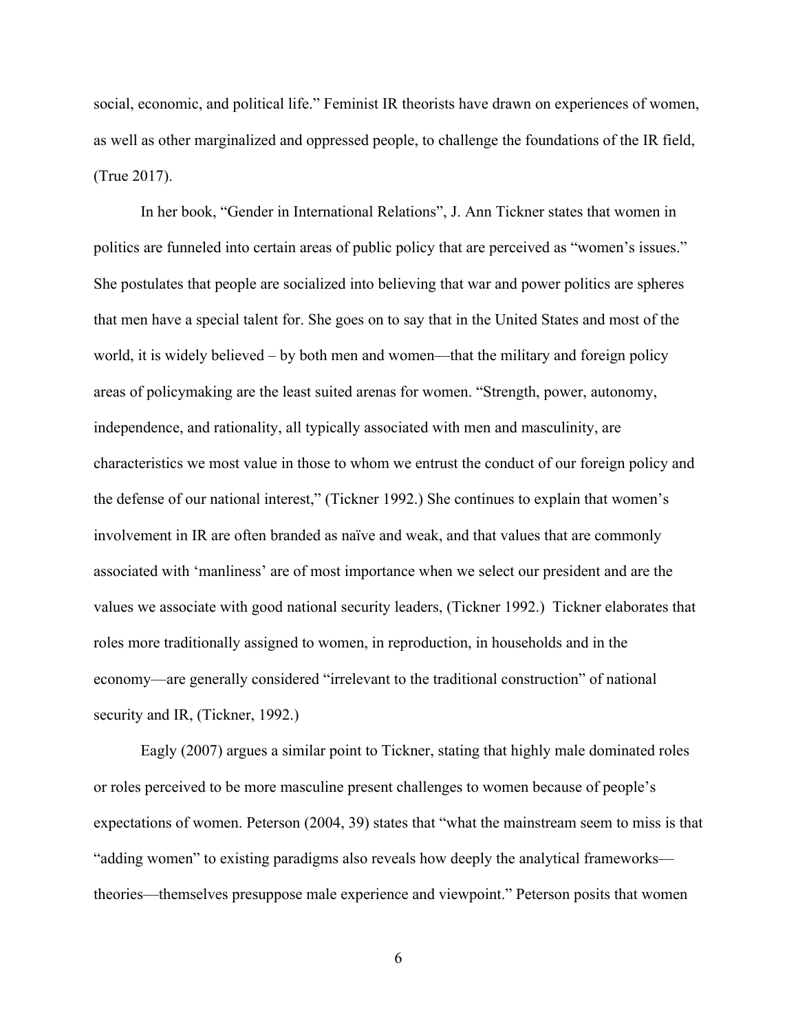social, economic, and political life." Feminist IR theorists have drawn on experiences of women, as well as other marginalized and oppressed people, to challenge the foundations of the IR field, (True 2017).

In her book, "Gender in International Relations", J. Ann Tickner states that women in politics are funneled into certain areas of public policy that are perceived as "women's issues." She postulates that people are socialized into believing that war and power politics are spheres that men have a special talent for. She goes on to say that in the United States and most of the world, it is widely believed – by both men and women—that the military and foreign policy areas of policymaking are the least suited arenas for women. "Strength, power, autonomy, independence, and rationality, all typically associated with men and masculinity, are characteristics we most value in those to whom we entrust the conduct of our foreign policy and the defense of our national interest," (Tickner 1992.) She continues to explain that women's involvement in IR are often branded as naïve and weak, and that values that are commonly associated with 'manliness' are of most importance when we select our president and are the values we associate with good national security leaders, (Tickner 1992.) Tickner elaborates that roles more traditionally assigned to women, in reproduction, in households and in the economy—are generally considered "irrelevant to the traditional construction" of national security and IR, (Tickner, 1992.)

Eagly (2007) argues a similar point to Tickner, stating that highly male dominated roles or roles perceived to be more masculine present challenges to women because of people's expectations of women. Peterson (2004, 39) states that "what the mainstream seem to miss is that "adding women" to existing paradigms also reveals how deeply the analytical frameworks—theories—themselves presuppose male experience and viewpoint." Peterson posits that women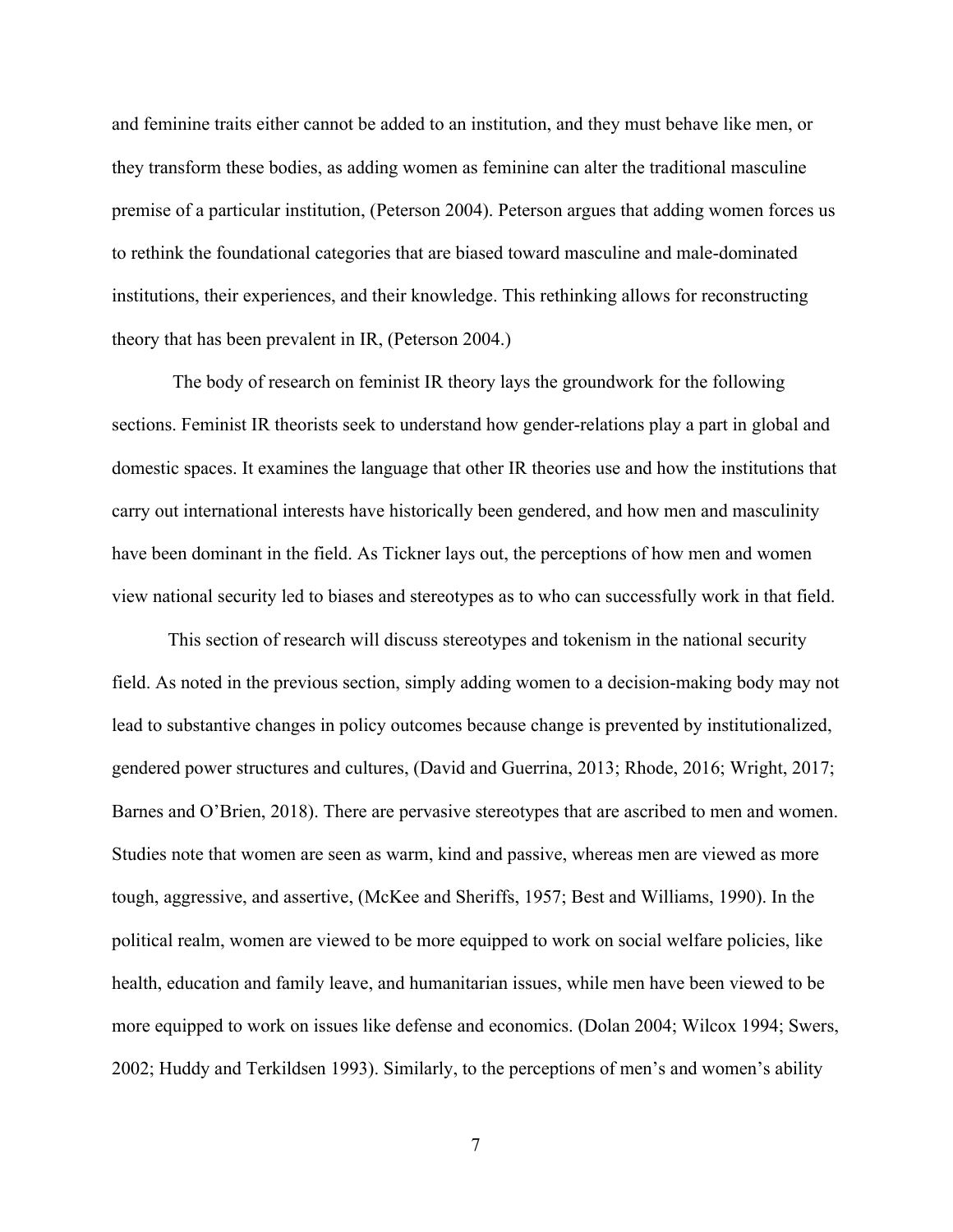and feminine traits either cannot be added to an institution, and they must behave like men, or they transform these bodies, as adding women as feminine can alter the traditional masculine premise of a particular institution, (Peterson 2004). Peterson argues that adding women forces us to rethink the foundational categories that are biased toward masculine and male-dominated institutions, their experiences, and their knowledge. This rethinking allows for reconstructing theory that has been prevalent in IR, (Peterson 2004.)

The body of research on feminist IR theory lays the groundwork for the following sections. Feminist IR theorists seek to understand how gender-relations play a part in global and domestic spaces. It examines the language that other IR theories use and how the institutions that carry out international interests have historically been gendered, and how men and masculinity have been dominant in the field. As Tickner lays out, the perceptions of how men and women view national security led to biases and stereotypes as to who can successfully work in that field.

This section of research will discuss stereotypes and tokenism in the national security field. As noted in the previous section, simply adding women to a decision-making body may not lead to substantive changes in policy outcomes because change is prevented by institutionalized, gendered power structures and cultures, (David and Guerrina, 2013; Rhode, 2016; Wright, 2017; Barnes and O'Brien, 2018). There are pervasive stereotypes that are ascribed to men and women. Studies note that women are seen as warm, kind and passive, whereas men are viewed as more tough, aggressive, and assertive, (McKee and Sheriffs, 1957; Best and Williams, 1990). In the political realm, women are viewed to be more equipped to work on social welfare policies, like health, education and family leave, and humanitarian issues, while men have been viewed to be more equipped to work on issues like defense and economics. (Dolan 2004; Wilcox 1994; Swers, 2002; Huddy and Terkildsen 1993). Similarly, to the perceptions of men's and women's ability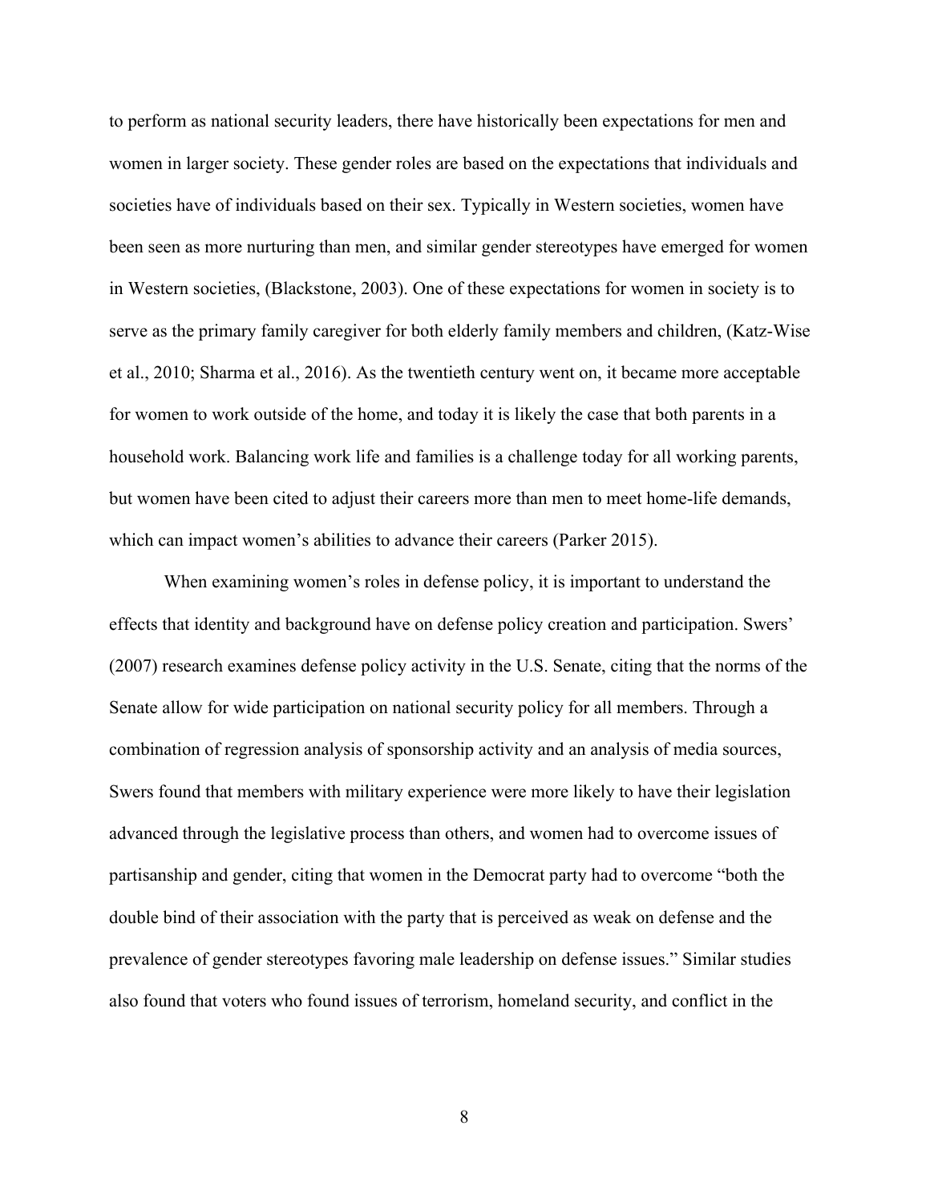to perform as national security leaders, there have historically been expectations for men and women in larger society. These gender roles are based on the expectations that individuals and societies have of individuals based on their sex. Typically in Western societies, women have been seen as more nurturing than men, and similar gender stereotypes have emerged for women in Western societies, (Blackstone, 2003). One of these expectations for women in society is to serve as the primary family caregiver for both elderly family members and children, (Katz-Wise et al., 2010; Sharma et al., 2016). As the twentieth century went on, it became more acceptable for women to work outside of the home, and today it is likely the case that both parents in a household work. Balancing work life and families is a challenge today for all working parents, but women have been cited to adjust their careers more than men to meet home-life demands, which can impact women's abilities to advance their careers (Parker 2015).

When examining women's roles in defense policy, it is important to understand the effects that identity and background have on defense policy creation and participation. Swers' (2007) research examines defense policy activity in the U.S. Senate, citing that the norms of the Senate allow for wide participation on national security policy for all members. Through a combination of regression analysis of sponsorship activity and an analysis of media sources, Swers found that members with military experience were more likely to have their legislation advanced through the legislative process than others, and women had to overcome issues of partisanship and gender, citing that women in the Democrat party had to overcome "both the double bind of their association with the party that is perceived as weak on defense and the prevalence of gender stereotypes favoring male leadership on defense issues." Similar studies also found that voters who found issues of terrorism, homeland security, and conflict in the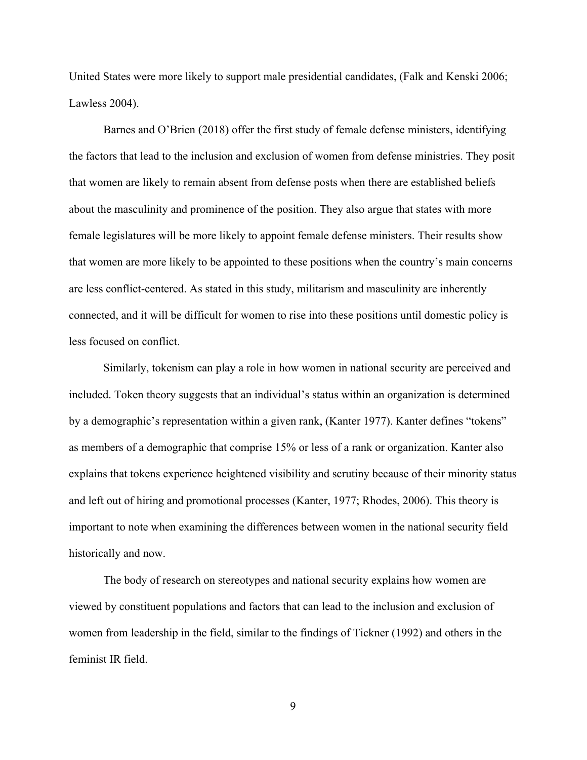United States were more likely to support male presidential candidates, (Falk and Kenski 2006; Lawless 2004).

Barnes and O'Brien (2018) offer the first study of female defense ministers, identifying the factors that lead to the inclusion and exclusion of women from defense ministries. They posit that women are likely to remain absent from defense posts when there are established beliefs about the masculinity and prominence of the position. They also argue that states with more female legislatures will be more likely to appoint female defense ministers. Their results show that women are more likely to be appointed to these positions when the country's main concerns are less conflict-centered. As stated in this study, militarism and masculinity are inherently connected, and it will be difficult for women to rise into these positions until domestic policy is less focused on conflict.

Similarly, tokenism can play a role in how women in national security are perceived and included. Token theory suggests that an individual's status within an organization is determined by a demographic's representation within a given rank, (Kanter 1977). Kanter defines "tokens" as members of a demographic that comprise 15% or less of a rank or organization. Kanter also explains that tokens experience heightened visibility and scrutiny because of their minority status and left out of hiring and promotional processes (Kanter, 1977; Rhodes, 2006). This theory is important to note when examining the differences between women in the national security field historically and now.

The body of research on stereotypes and national security explains how women are viewed by constituent populations and factors that can lead to the inclusion and exclusion of women from leadership in the field, similar to the findings of Tickner (1992) and others in the feminist IR field.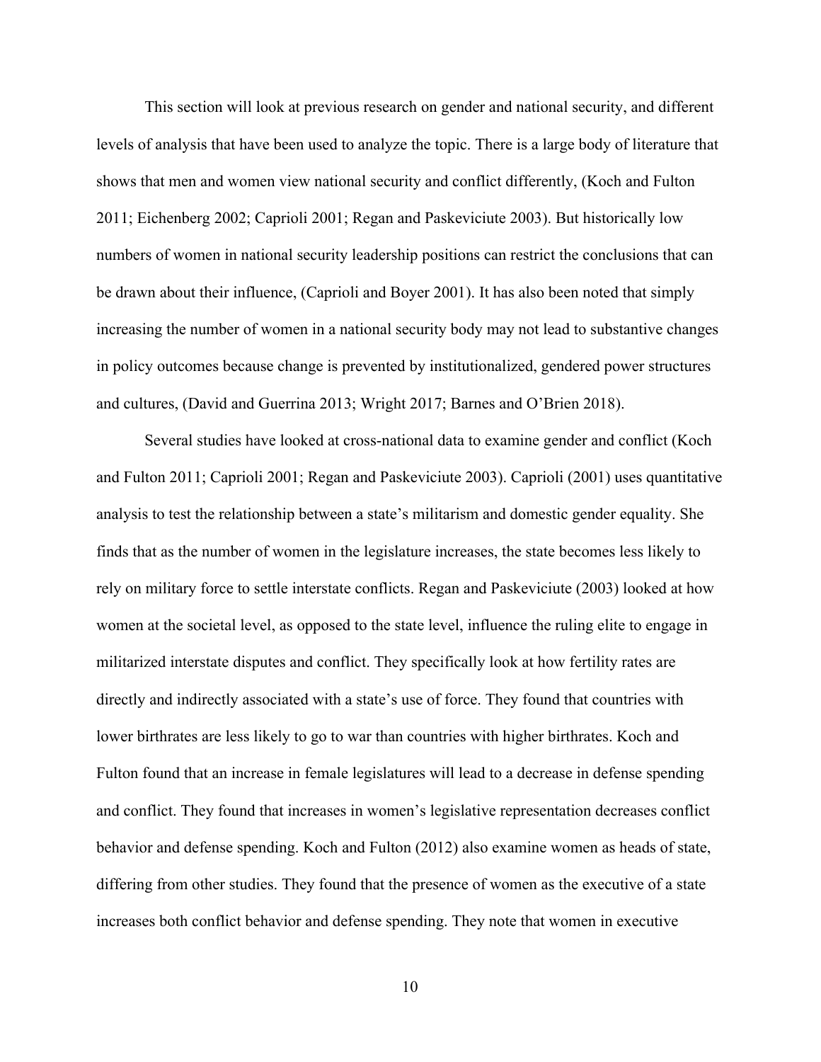This section will look at previous research on gender and national security, and different levels of analysis that have been used to analyze the topic. There is a large body of literature that shows that men and women view national security and conflict differently, (Koch and Fulton 2011; Eichenberg 2002; Caprioli 2001; Regan and Paskeviciute 2003). But historically low numbers of women in national security leadership positions can restrict the conclusions that can be drawn about their influence, (Caprioli and Boyer 2001). It has also been noted that simply increasing the number of women in a national security body may not lead to substantive changes in policy outcomes because change is prevented by institutionalized, gendered power structures and cultures, (David and Guerrina 2013; Wright 2017; Barnes and O'Brien 2018).

Several studies have looked at cross-national data to examine gender and conflict (Koch and Fulton 2011; Caprioli 2001; Regan and Paskeviciute 2003). Caprioli (2001) uses quantitative analysis to test the relationship between a state's militarism and domestic gender equality. She finds that as the number of women in the legislature increases, the state becomes less likely to rely on military force to settle interstate conflicts. Regan and Paskeviciute (2003) looked at how women at the societal level, as opposed to the state level, influence the ruling elite to engage in militarized interstate disputes and conflict. They specifically look at how fertility rates are directly and indirectly associated with a state's use of force. They found that countries with lower birthrates are less likely to go to war than countries with higher birthrates. Koch and Fulton found that an increase in female legislatures will lead to a decrease in defense spending and conflict. They found that increases in women's legislative representation decreases conflict behavior and defense spending. Koch and Fulton (2012) also examine women as heads of state, differing from other studies. They found that the presence of women as the executive of a state increases both conflict behavior and defense spending. They note that women in executive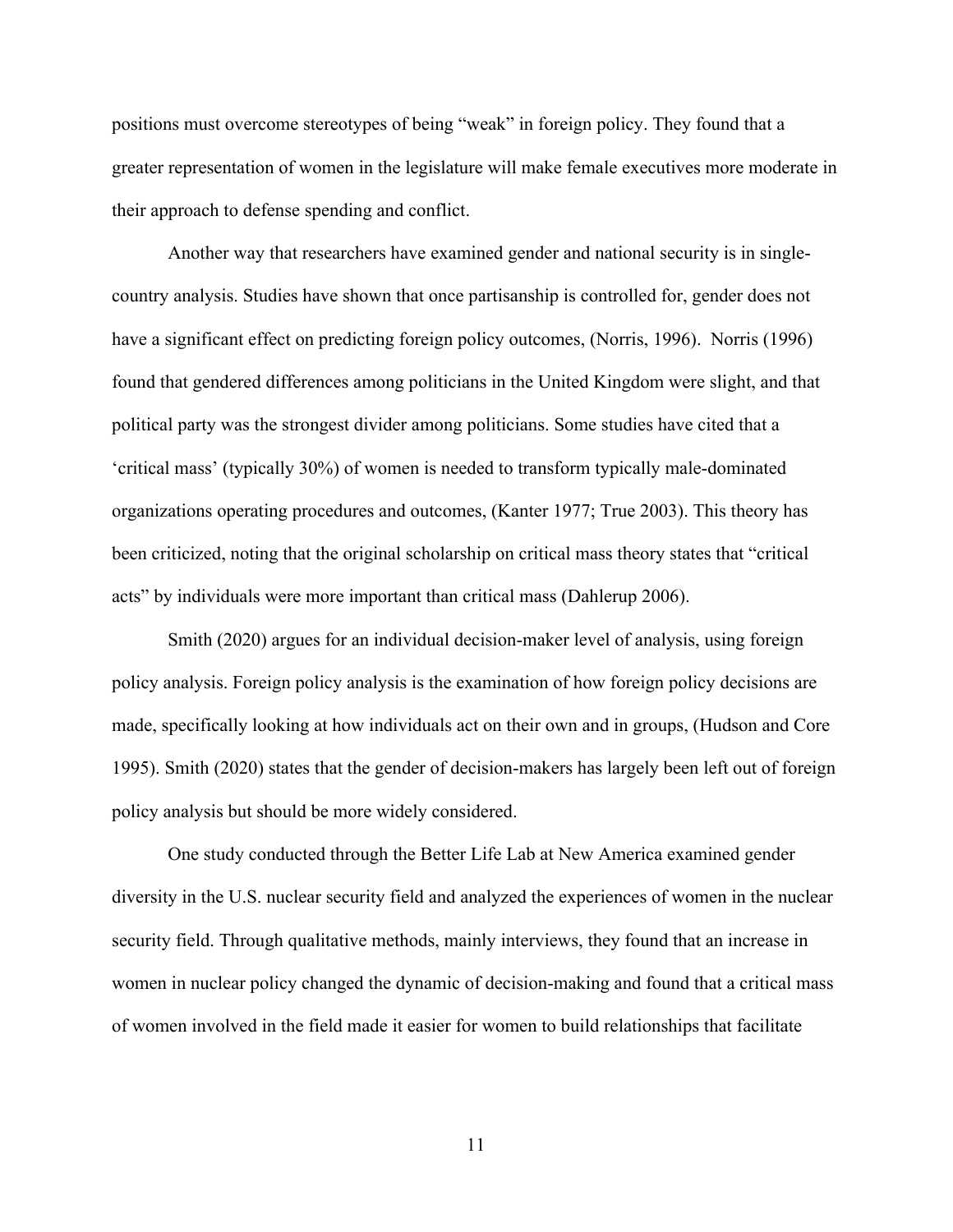positions must overcome stereotypes of being "weak" in foreign policy. They found that a greater representation of women in the legislature will make female executives more moderate in their approach to defense spending and conflict.

Another way that researchers have examined gender and national security is in single-country analysis. Studies have shown that once partisanship is controlled for, gender does not have a significant effect on predicting foreign policy outcomes, (Norris, 1996). Norris (1996) found that gendered differences among politicians in the United Kingdom were slight, and that political party was the strongest divider among politicians. Some studies have cited that a 'critical mass' (typically 30%) of women is needed to transform typically male-dominated organizations operating procedures and outcomes, (Kanter 1977; True 2003). This theory has been criticized, noting that the original scholarship on critical mass theory states that "critical acts" by individuals were more important than critical mass (Dahlerup 2006).

Smith (2020) argues for an individual decision-maker level of analysis, using foreign policy analysis. Foreign policy analysis is the examination of how foreign policy decisions are made, specifically looking at how individuals act on their own and in groups, (Hudson and Core 1995). Smith (2020) states that the gender of decision-makers has largely been left out of foreign policy analysis but should be more widely considered.

One study conducted through the Better Life Lab at New America examined gender diversity in the U.S. nuclear security field and analyzed the experiences of women in the nuclear security field. Through qualitative methods, mainly interviews, they found that an increase in women in nuclear policy changed the dynamic of decision-making and found that a critical mass of women involved in the field made it easier for women to build relationships that facilitate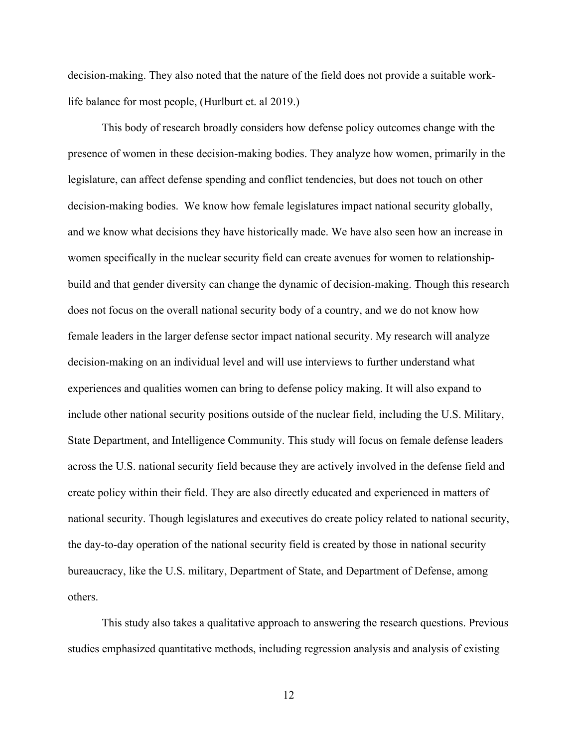decision-making. They also noted that the nature of the field does not provide a suitable work-life balance for most people, (Hurlburt et. al 2019.)

This body of research broadly considers how defense policy outcomes change with the presence of women in these decision-making bodies. They analyze how women, primarily in the legislature, can affect defense spending and conflict tendencies, but does not touch on other decision-making bodies.  We know how female legislatures impact national security globally, and we know what decisions they have historically made. We have also seen how an increase in women specifically in the nuclear security field can create avenues for women to relationship-build and that gender diversity can change the dynamic of decision-making. Though this research does not focus on the overall national security body of a country, and we do not know how female leaders in the larger defense sector impact national security. My research will analyze decision-making on an individual level and will use interviews to further understand what experiences and qualities women can bring to defense policy making. It will also expand to include other national security positions outside of the nuclear field, including the U.S. Military, State Department, and Intelligence Community. This study will focus on female defense leaders across the U.S. national security field because they are actively involved in the defense field and create policy within their field. They are also directly educated and experienced in matters of national security. Though legislatures and executives do create policy related to national security, the day-to-day operation of the national security field is created by those in national security bureaucracy, like the U.S. military, Department of State, and Department of Defense, among others.

This study also takes a qualitative approach to answering the research questions. Previous studies emphasized quantitative methods, including regression analysis and analysis of existing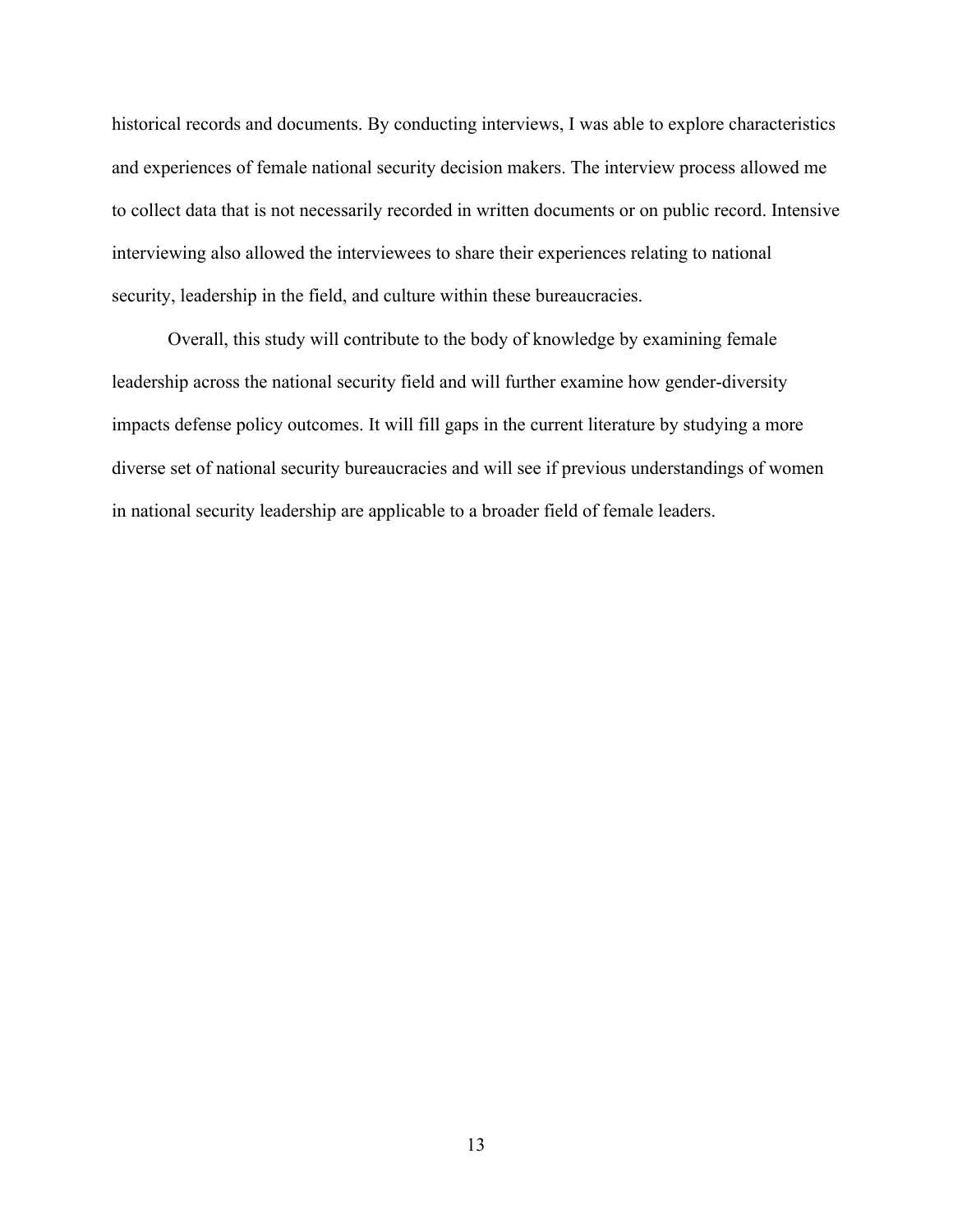historical records and documents. By conducting interviews, I was able to explore characteristics and experiences of female national security decision makers. The interview process allowed me to collect data that is not necessarily recorded in written documents or on public record. Intensive interviewing also allowed the interviewees to share their experiences relating to national security, leadership in the field, and culture within these bureaucracies.

Overall, this study will contribute to the body of knowledge by examining female leadership across the national security field and will further examine how gender-diversity impacts defense policy outcomes. It will fill gaps in the current literature by studying a more diverse set of national security bureaucracies and will see if previous understandings of women in national security leadership are applicable to a broader field of female leaders.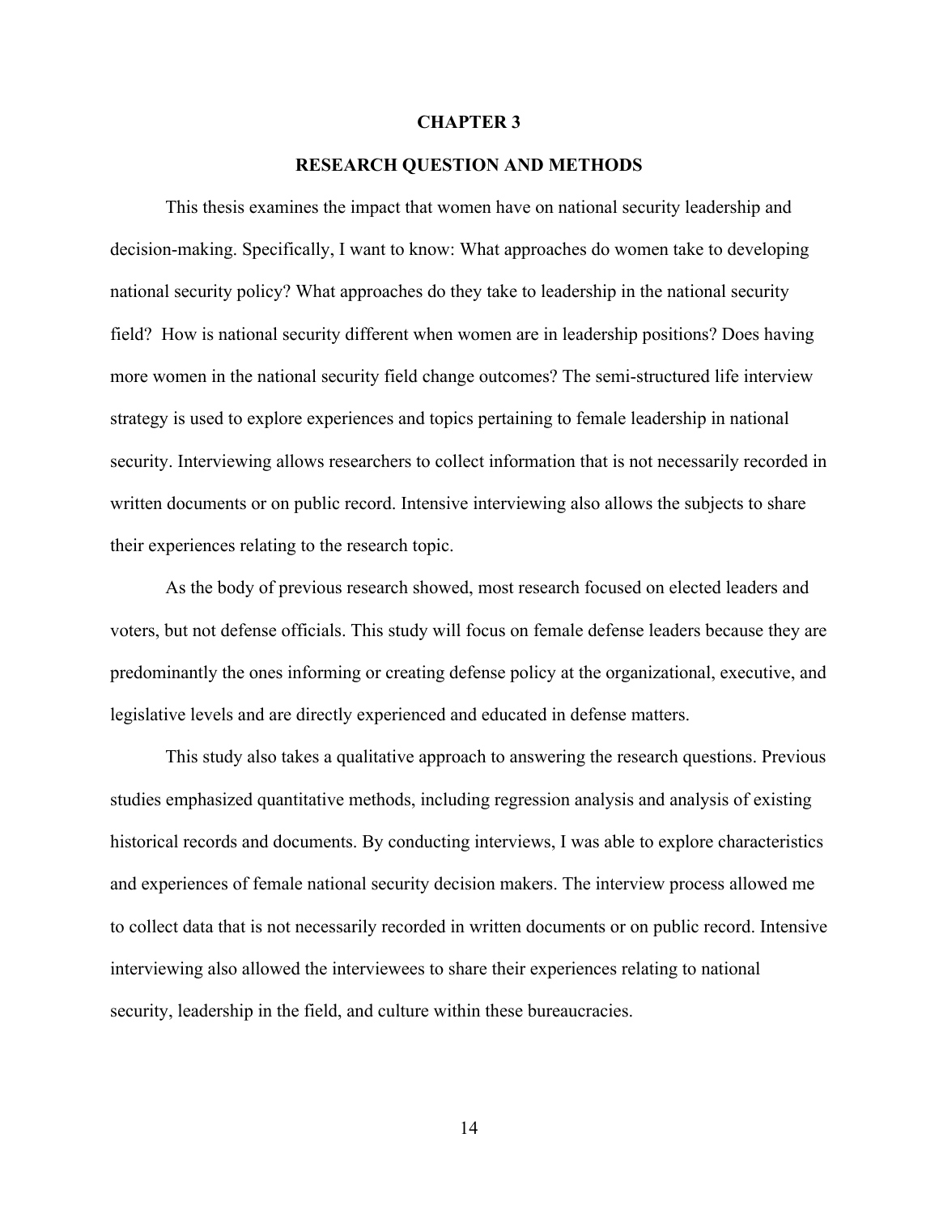# CHAPTER 3

## RESEARCH QUESTION AND METHODS

This thesis examines the impact that women have on national security leadership and decision-making. Specifically, I want to know: What approaches do women take to developing national security policy? What approaches do they take to leadership in the national security field? How is national security different when women are in leadership positions? Does having more women in the national security field change outcomes? The semi-structured life interview strategy is used to explore experiences and topics pertaining to female leadership in national security. Interviewing allows researchers to collect information that is not necessarily recorded in written documents or on public record. Intensive interviewing also allows the subjects to share their experiences relating to the research topic.

As the body of previous research showed, most research focused on elected leaders and voters, but not defense officials. This study will focus on female defense leaders because they are predominantly the ones informing or creating defense policy at the organizational, executive, and legislative levels and are directly experienced and educated in defense matters.

This study also takes a qualitative approach to answering the research questions. Previous studies emphasized quantitative methods, including regression analysis and analysis of existing historical records and documents. By conducting interviews, I was able to explore characteristics and experiences of female national security decision makers. The interview process allowed me to collect data that is not necessarily recorded in written documents or on public record. Intensive interviewing also allowed the interviewees to share their experiences relating to national security, leadership in the field, and culture within these bureaucracies.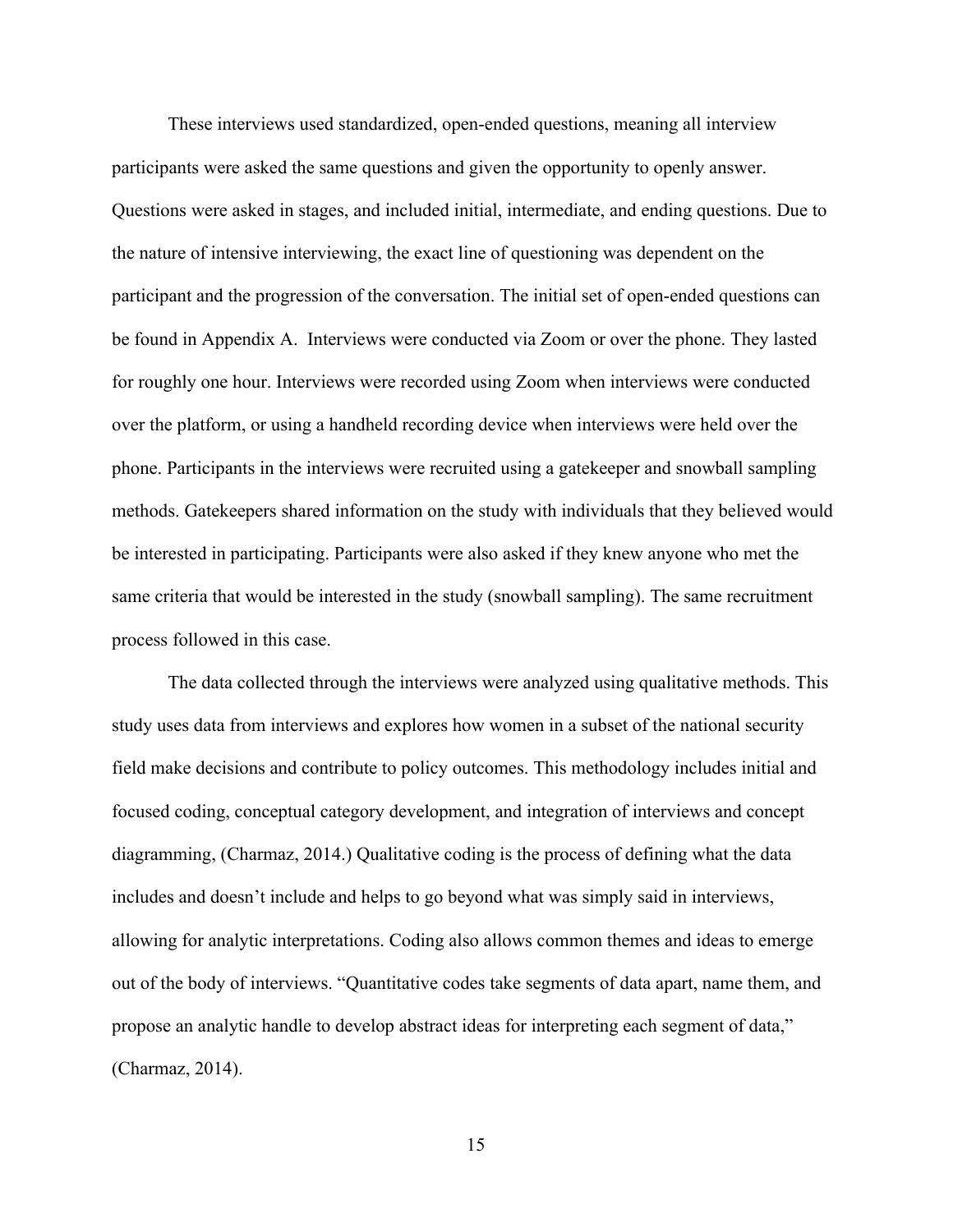These interviews used standardized, open-ended questions, meaning all interview participants were asked the same questions and given the opportunity to openly answer. Questions were asked in stages, and included initial, intermediate, and ending questions. Due to the nature of intensive interviewing, the exact line of questioning was dependent on the participant and the progression of the conversation. The initial set of open-ended questions can be found in Appendix A. Interviews were conducted via Zoom or over the phone. They lasted for roughly one hour. Interviews were recorded using Zoom when interviews were conducted over the platform, or using a handheld recording device when interviews were held over the phone. Participants in the interviews were recruited using a gatekeeper and snowball sampling methods. Gatekeepers shared information on the study with individuals that they believed would be interested in participating. Participants were also asked if they knew anyone who met the same criteria that would be interested in the study (snowball sampling). The same recruitment process followed in this case.

The data collected through the interviews were analyzed using qualitative methods. This study uses data from interviews and explores how women in a subset of the national security field make decisions and contribute to policy outcomes. This methodology includes initial and focused coding, conceptual category development, and integration of interviews and concept diagramming, (Charmaz, 2014.) Qualitative coding is the process of defining what the data includes and doesn't include and helps to go beyond what was simply said in interviews, allowing for analytic interpretations. Coding also allows common themes and ideas to emerge out of the body of interviews. "Quantitative codes take segments of data apart, name them, and propose an analytic handle to develop abstract ideas for interpreting each segment of data," (Charmaz, 2014).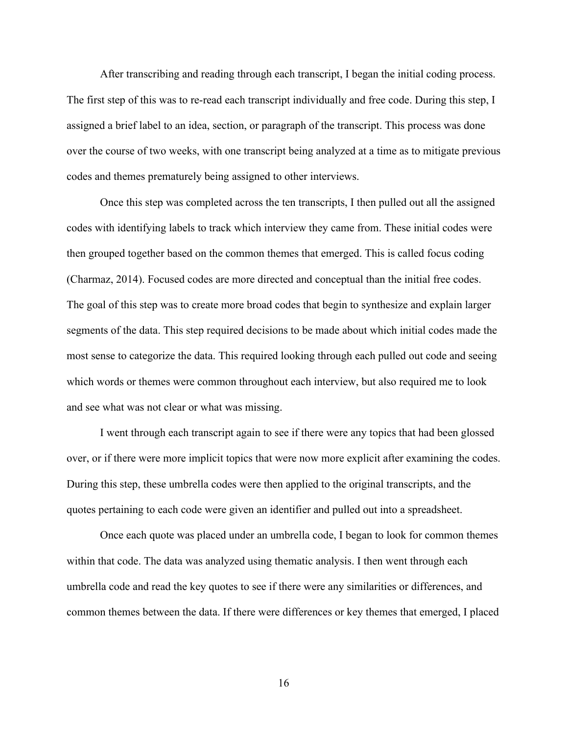After transcribing and reading through each transcript, I began the initial coding process. The first step of this was to re-read each transcript individually and free code. During this step, I assigned a brief label to an idea, section, or paragraph of the transcript. This process was done over the course of two weeks, with one transcript being analyzed at a time as to mitigate previous codes and themes prematurely being assigned to other interviews.

Once this step was completed across the ten transcripts, I then pulled out all the assigned codes with identifying labels to track which interview they came from. These initial codes were then grouped together based on the common themes that emerged. This is called focus coding (Charmaz, 2014). Focused codes are more directed and conceptual than the initial free codes. The goal of this step was to create more broad codes that begin to synthesize and explain larger segments of the data. This step required decisions to be made about which initial codes made the most sense to categorize the data. This required looking through each pulled out code and seeing which words or themes were common throughout each interview, but also required me to look and see what was not clear or what was missing.

I went through each transcript again to see if there were any topics that had been glossed over, or if there were more implicit topics that were now more explicit after examining the codes. During this step, these umbrella codes were then applied to the original transcripts, and the quotes pertaining to each code were given an identifier and pulled out into a spreadsheet.

Once each quote was placed under an umbrella code, I began to look for common themes within that code. The data was analyzed using thematic analysis. I then went through each umbrella code and read the key quotes to see if there were any similarities or differences, and common themes between the data. If there were differences or key themes that emerged, I placed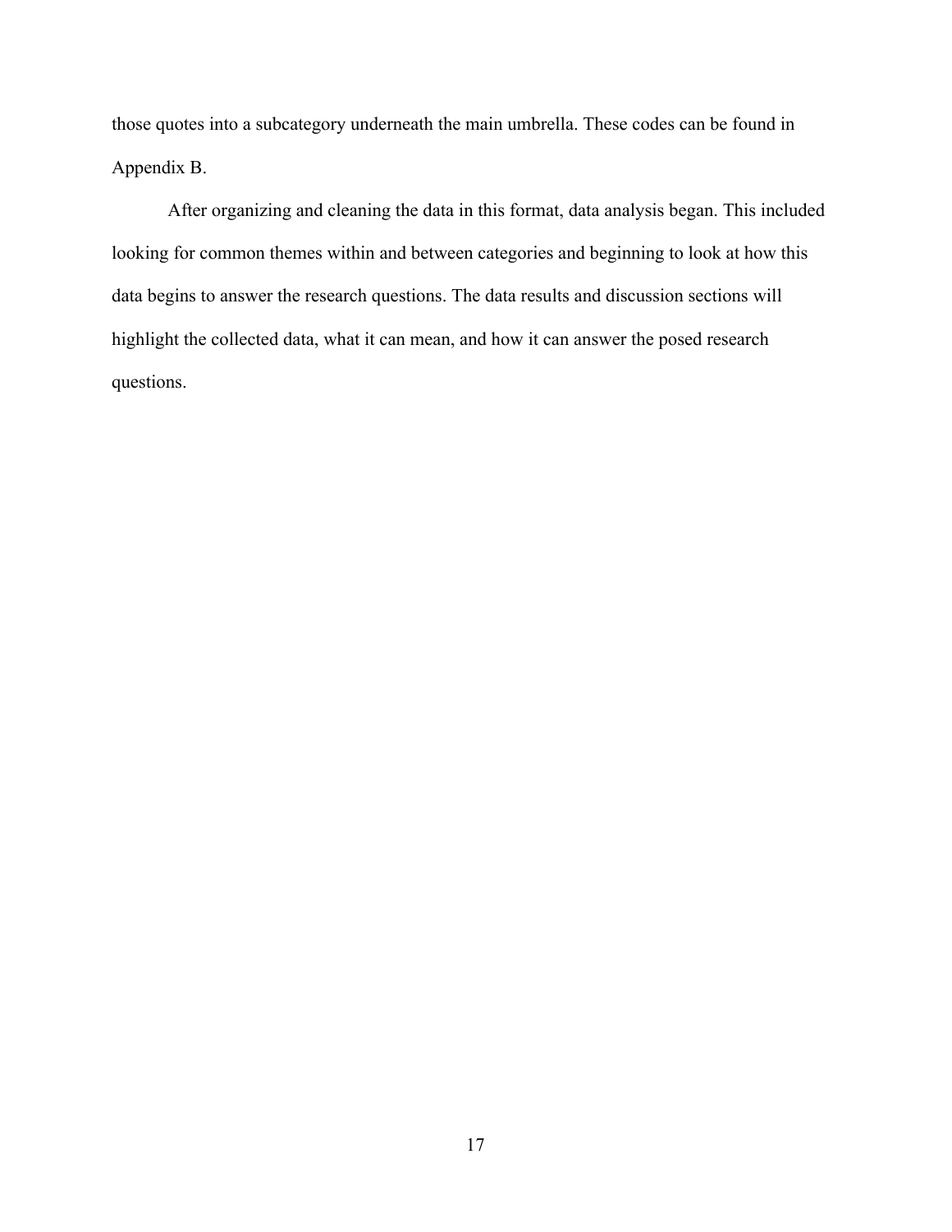those quotes into a subcategory underneath the main umbrella. These codes can be found in Appendix B.

After organizing and cleaning the data in this format, data analysis began. This included looking for common themes within and between categories and beginning to look at how this data begins to answer the research questions. The data results and discussion sections will highlight the collected data, what it can mean, and how it can answer the posed research questions.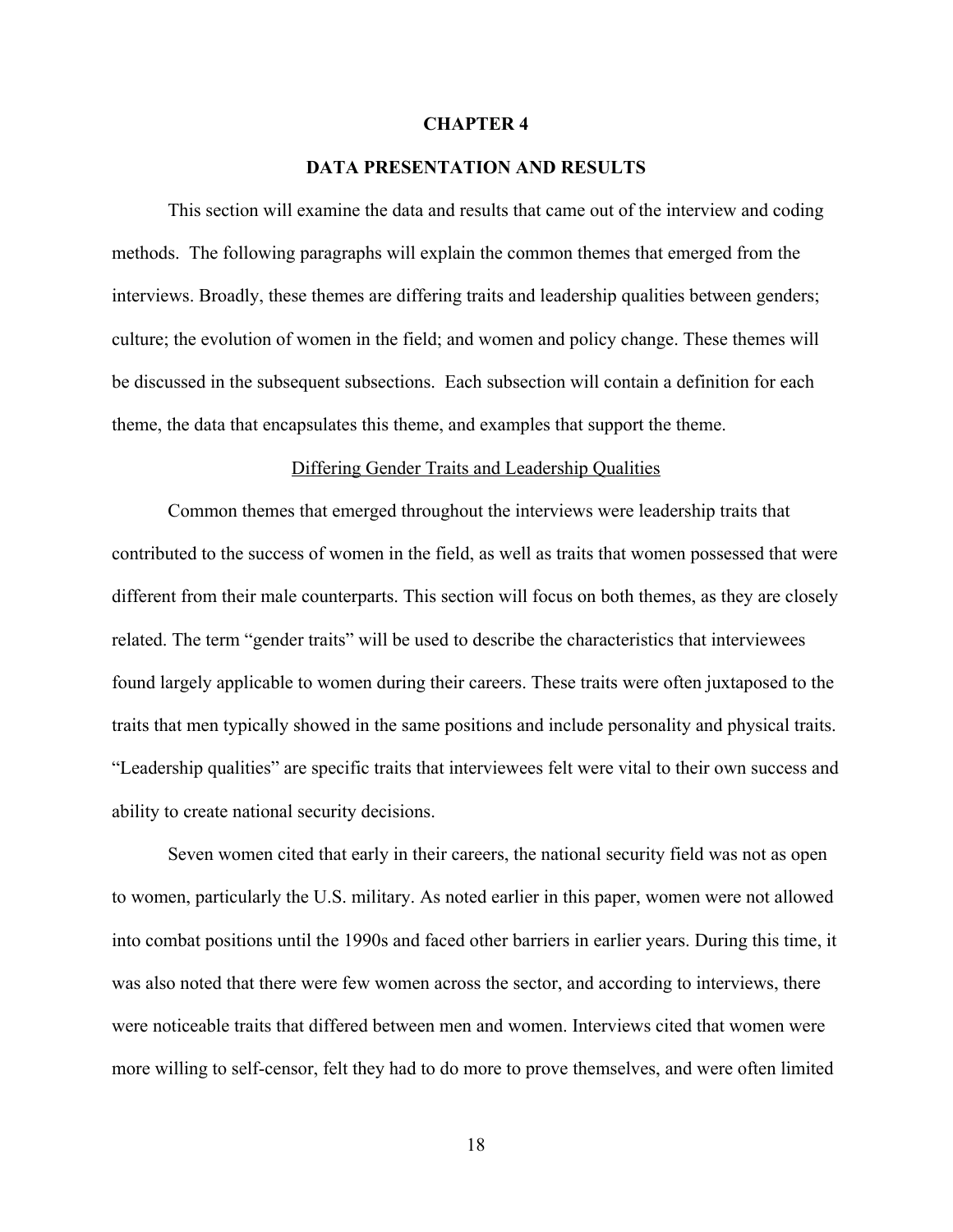# CHAPTER 4

# DATA PRESENTATION AND RESULTS

This section will examine the data and results that came out of the interview and coding methods. The following paragraphs will explain the common themes that emerged from the interviews. Broadly, these themes are differing traits and leadership qualities between genders; culture; the evolution of women in the field; and women and policy change. These themes will be discussed in the subsequent subsections. Each subsection will contain a definition for each theme, the data that encapsulates this theme, and examples that support the theme.

## Differing Gender Traits and Leadership Qualities

Common themes that emerged throughout the interviews were leadership traits that contributed to the success of women in the field, as well as traits that women possessed that were different from their male counterparts. This section will focus on both themes, as they are closely related. The term "gender traits" will be used to describe the characteristics that interviewees found largely applicable to women during their careers. These traits were often juxtaposed to the traits that men typically showed in the same positions and include personality and physical traits. "Leadership qualities" are specific traits that interviewees felt were vital to their own success and ability to create national security decisions.

Seven women cited that early in their careers, the national security field was not as open to women, particularly the U.S. military. As noted earlier in this paper, women were not allowed into combat positions until the 1990s and faced other barriers in earlier years. During this time, it was also noted that there were few women across the sector, and according to interviews, there were noticeable traits that differed between men and women. Interviews cited that women were more willing to self-censor, felt they had to do more to prove themselves, and were often limited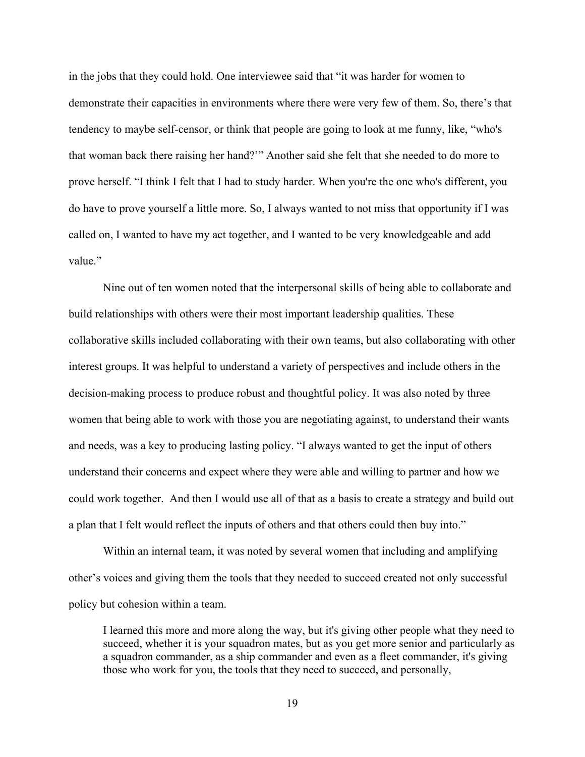in the jobs that they could hold. One interviewee said that "it was harder for women to demonstrate their capacities in environments where there were very few of them. So, there's that tendency to maybe self-censor, or think that people are going to look at me funny, like, "who's that woman back there raising her hand?'" Another said she felt that she needed to do more to prove herself. "I think I felt that I had to study harder. When you're the one who's different, you do have to prove yourself a little more. So, I always wanted to not miss that opportunity if I was called on, I wanted to have my act together, and I wanted to be very knowledgeable and add value."

Nine out of ten women noted that the interpersonal skills of being able to collaborate and build relationships with others were their most important leadership qualities. These collaborative skills included collaborating with their own teams, but also collaborating with other interest groups. It was helpful to understand a variety of perspectives and include others in the decision-making process to produce robust and thoughtful policy. It was also noted by three women that being able to work with those you are negotiating against, to understand their wants and needs, was a key to producing lasting policy. "I always wanted to get the input of others understand their concerns and expect where they were able and willing to partner and how we could work together. And then I would use all of that as a basis to create a strategy and build out a plan that I felt would reflect the inputs of others and that others could then buy into."

Within an internal team, it was noted by several women that including and amplifying other's voices and giving them the tools that they needed to succeed created not only successful policy but cohesion within a team.

> I learned this more and more along the way, but it's giving other people what they need to succeed, whether it is your squadron mates, but as you get more senior and particularly as a squadron commander, as a ship commander and even as a fleet commander, it's giving those who work for you, the tools that they need to succeed, and personally,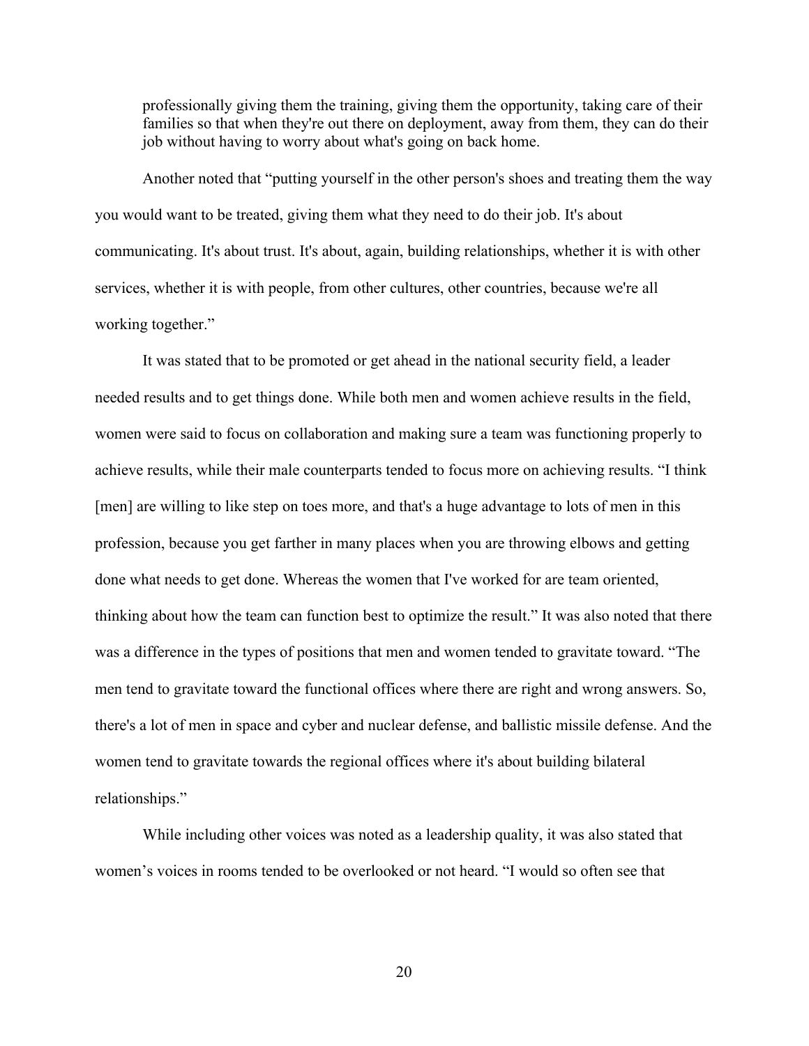> professionally giving them the training, giving them the opportunity, taking care of their families so that when they're out there on deployment, away from them, they can do their job without having to worry about what's going on back home.

Another noted that "putting yourself in the other person's shoes and treating them the way you would want to be treated, giving them what they need to do their job. It's about communicating. It's about trust. It's about, again, building relationships, whether it is with other services, whether it is with people, from other cultures, other countries, because we're all working together."

It was stated that to be promoted or get ahead in the national security field, a leader needed results and to get things done. While both men and women achieve results in the field, women were said to focus on collaboration and making sure a team was functioning properly to achieve results, while their male counterparts tended to focus more on achieving results. "I think [men] are willing to like step on toes more, and that's a huge advantage to lots of men in this profession, because you get farther in many places when you are throwing elbows and getting done what needs to get done. Whereas the women that I've worked for are team oriented, thinking about how the team can function best to optimize the result." It was also noted that there was a difference in the types of positions that men and women tended to gravitate toward. "The men tend to gravitate toward the functional offices where there are right and wrong answers. So, there's a lot of men in space and cyber and nuclear defense, and ballistic missile defense. And the women tend to gravitate towards the regional offices where it's about building bilateral relationships."

While including other voices was noted as a leadership quality, it was also stated that women's voices in rooms tended to be overlooked or not heard. "I would so often see that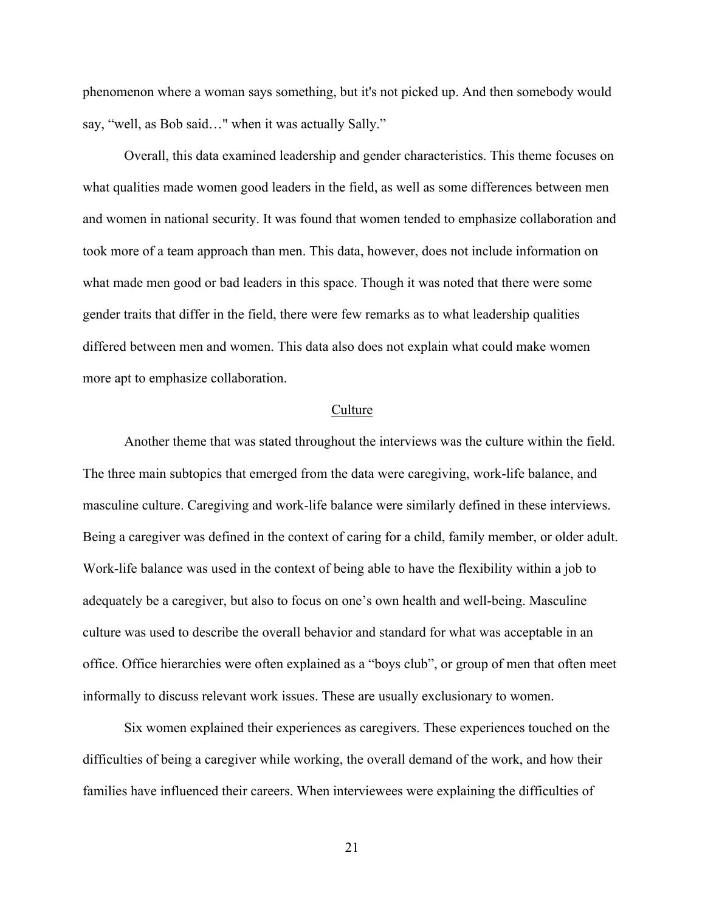phenomenon where a woman says something, but it's not picked up. And then somebody would say, "well, as Bob said…" when it was actually Sally."

Overall, this data examined leadership and gender characteristics. This theme focuses on what qualities made women good leaders in the field, as well as some differences between men and women in national security. It was found that women tended to emphasize collaboration and took more of a team approach than men. This data, however, does not include information on what made men good or bad leaders in this space. Though it was noted that there were some gender traits that differ in the field, there were few remarks as to what leadership qualities differed between men and women. This data also does not explain what could make women more apt to emphasize collaboration.

## Culture

Another theme that was stated throughout the interviews was the culture within the field. The three main subtopics that emerged from the data were caregiving, work-life balance, and masculine culture. Caregiving and work-life balance were similarly defined in these interviews. Being a caregiver was defined in the context of caring for a child, family member, or older adult. Work-life balance was used in the context of being able to have the flexibility within a job to adequately be a caregiver, but also to focus on one's own health and well-being. Masculine culture was used to describe the overall behavior and standard for what was acceptable in an office. Office hierarchies were often explained as a "boys club", or group of men that often meet informally to discuss relevant work issues. These are usually exclusionary to women.

Six women explained their experiences as caregivers. These experiences touched on the difficulties of being a caregiver while working, the overall demand of the work, and how their families have influenced their careers. When interviewees were explaining the difficulties of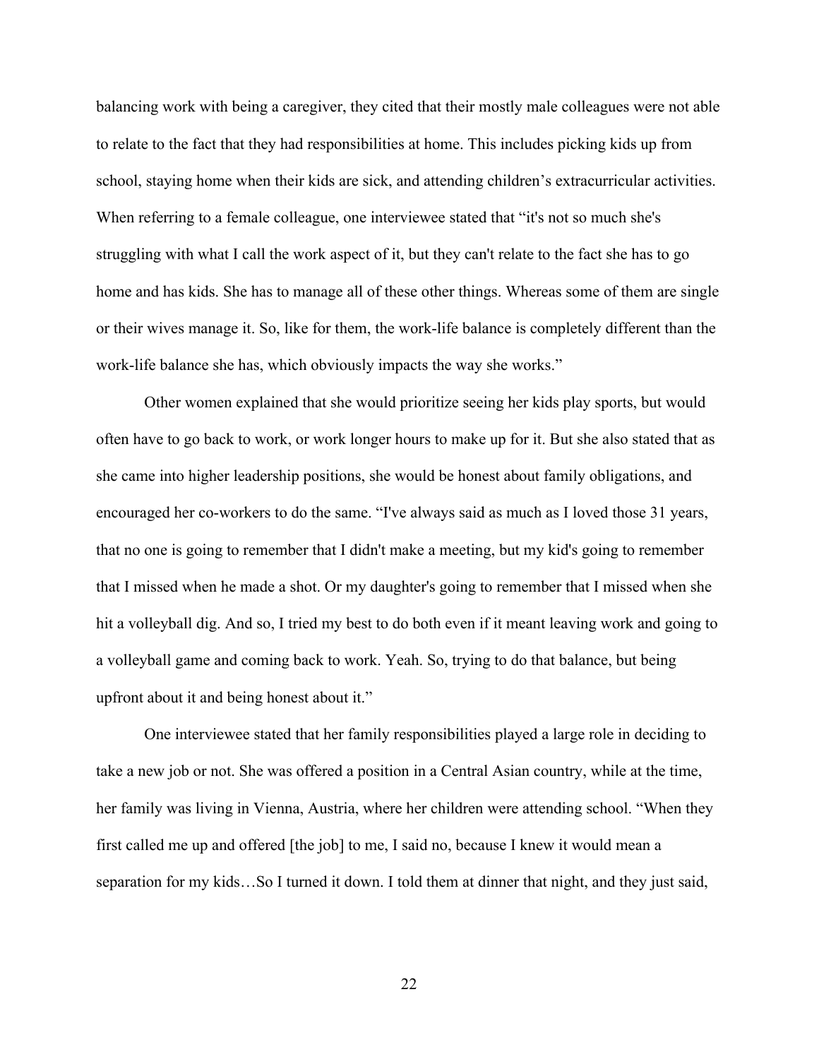balancing work with being a caregiver, they cited that their mostly male colleagues were not able to relate to the fact that they had responsibilities at home. This includes picking kids up from school, staying home when their kids are sick, and attending children's extracurricular activities. When referring to a female colleague, one interviewee stated that "it's not so much she's struggling with what I call the work aspect of it, but they can't relate to the fact she has to go home and has kids. She has to manage all of these other things. Whereas some of them are single or their wives manage it. So, like for them, the work-life balance is completely different than the work-life balance she has, which obviously impacts the way she works."

Other women explained that she would prioritize seeing her kids play sports, but would often have to go back to work, or work longer hours to make up for it. But she also stated that as she came into higher leadership positions, she would be honest about family obligations, and encouraged her co-workers to do the same. "I've always said as much as I loved those 31 years, that no one is going to remember that I didn't make a meeting, but my kid's going to remember that I missed when he made a shot. Or my daughter's going to remember that I missed when she hit a volleyball dig. And so, I tried my best to do both even if it meant leaving work and going to a volleyball game and coming back to work. Yeah. So, trying to do that balance, but being upfront about it and being honest about it."

One interviewee stated that her family responsibilities played a large role in deciding to take a new job or not. She was offered a position in a Central Asian country, while at the time, her family was living in Vienna, Austria, where her children were attending school. "When they first called me up and offered [the job] to me, I said no, because I knew it would mean a separation for my kids…So I turned it down. I told them at dinner that night, and they just said,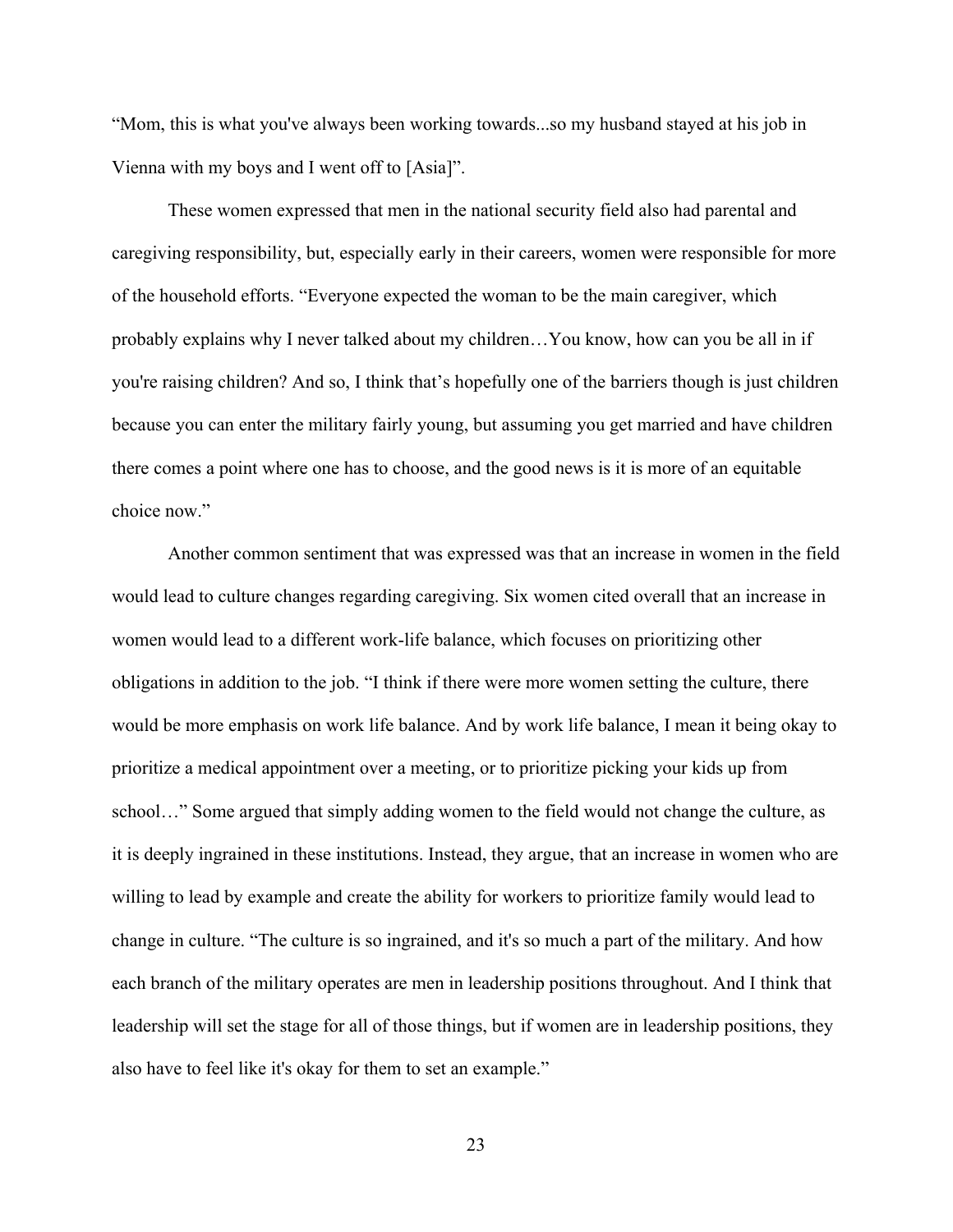"Mom, this is what you've always been working towards...so my husband stayed at his job in Vienna with my boys and I went off to [Asia]".

These women expressed that men in the national security field also had parental and caregiving responsibility, but, especially early in their careers, women were responsible for more of the household efforts. "Everyone expected the woman to be the main caregiver, which probably explains why I never talked about my children…You know, how can you be all in if you're raising children? And so, I think that's hopefully one of the barriers though is just children because you can enter the military fairly young, but assuming you get married and have children there comes a point where one has to choose, and the good news is it is more of an equitable choice now."

Another common sentiment that was expressed was that an increase in women in the field would lead to culture changes regarding caregiving. Six women cited overall that an increase in women would lead to a different work-life balance, which focuses on prioritizing other obligations in addition to the job. "I think if there were more women setting the culture, there would be more emphasis on work life balance. And by work life balance, I mean it being okay to prioritize a medical appointment over a meeting, or to prioritize picking your kids up from school…" Some argued that simply adding women to the field would not change the culture, as it is deeply ingrained in these institutions. Instead, they argue, that an increase in women who are willing to lead by example and create the ability for workers to prioritize family would lead to change in culture. "The culture is so ingrained, and it's so much a part of the military. And how each branch of the military operates are men in leadership positions throughout. And I think that leadership will set the stage for all of those things, but if women are in leadership positions, they also have to feel like it's okay for them to set an example."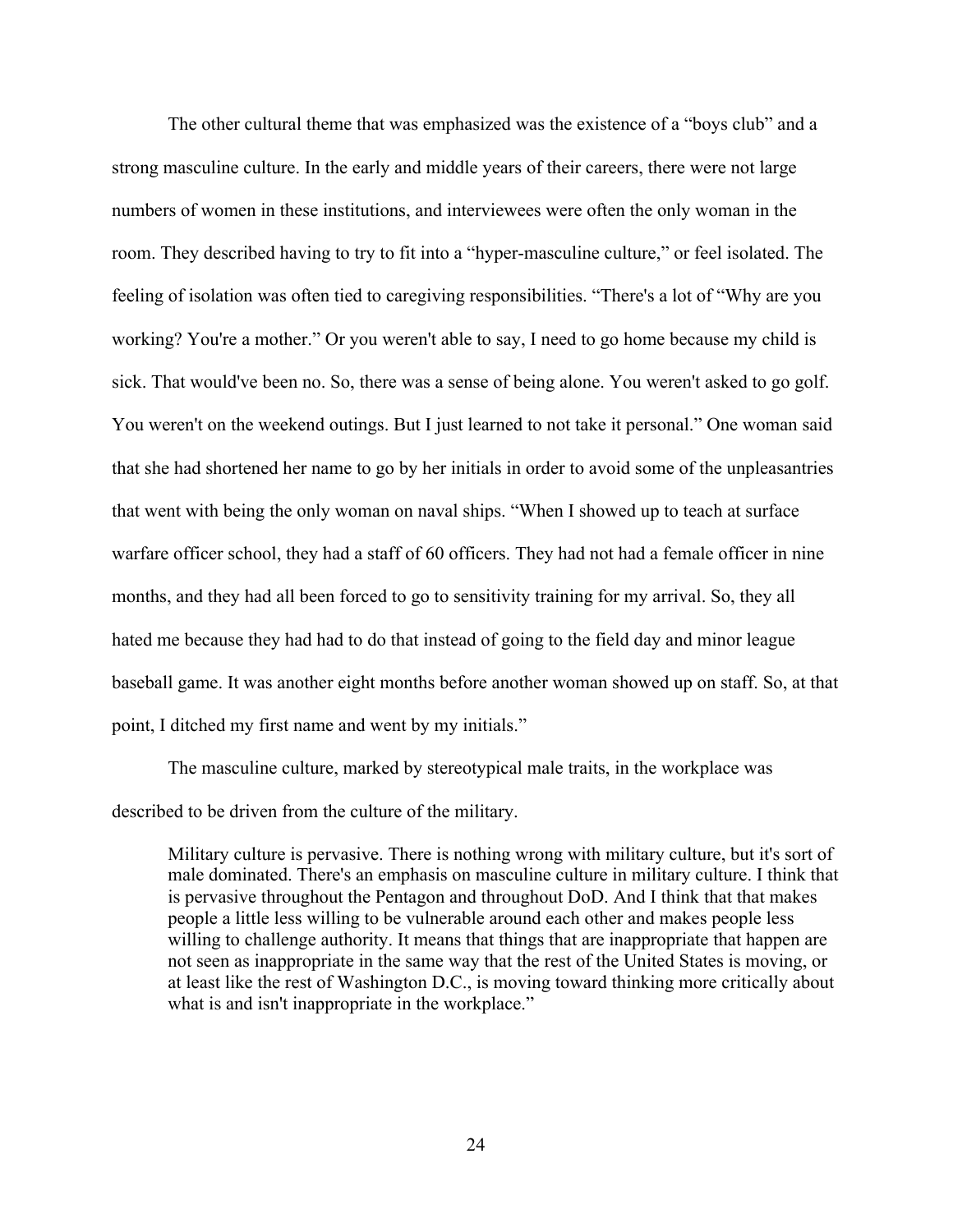The other cultural theme that was emphasized was the existence of a "boys club" and a strong masculine culture. In the early and middle years of their careers, there were not large numbers of women in these institutions, and interviewees were often the only woman in the room. They described having to try to fit into a "hyper-masculine culture," or feel isolated. The feeling of isolation was often tied to caregiving responsibilities. "There's a lot of "Why are you working? You're a mother." Or you weren't able to say, I need to go home because my child is sick. That would've been no. So, there was a sense of being alone. You weren't asked to go golf. You weren't on the weekend outings. But I just learned to not take it personal." One woman said that she had shortened her name to go by her initials in order to avoid some of the unpleasantries that went with being the only woman on naval ships. "When I showed up to teach at surface warfare officer school, they had a staff of 60 officers. They had not had a female officer in nine months, and they had all been forced to go to sensitivity training for my arrival. So, they all hated me because they had had to do that instead of going to the field day and minor league baseball game. It was another eight months before another woman showed up on staff. So, at that point, I ditched my first name and went by my initials."

The masculine culture, marked by stereotypical male traits, in the workplace was described to be driven from the culture of the military.

> Military culture is pervasive. There is nothing wrong with military culture, but it's sort of male dominated. There's an emphasis on masculine culture in military culture. I think that is pervasive throughout the Pentagon and throughout DoD. And I think that that makes people a little less willing to be vulnerable around each other and makes people less willing to challenge authority. It means that things that are inappropriate that happen are not seen as inappropriate in the same way that the rest of the United States is moving, or at least like the rest of Washington D.C., is moving toward thinking more critically about what is and isn't inappropriate in the workplace."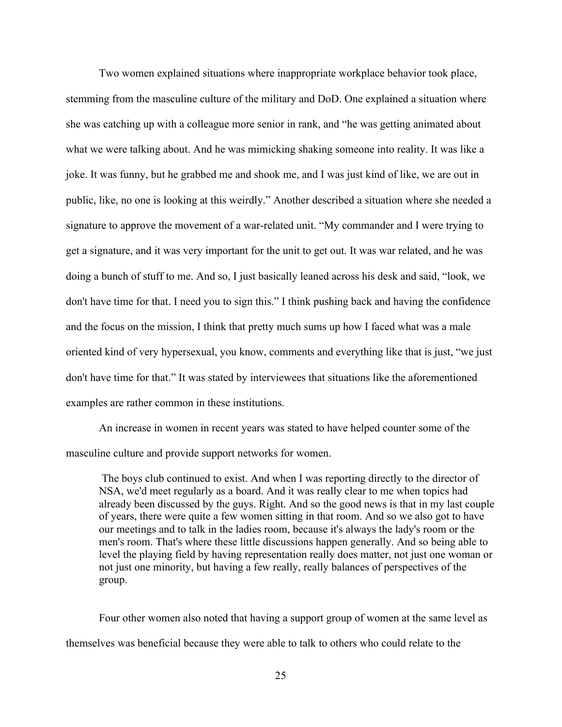Two women explained situations where inappropriate workplace behavior took place, stemming from the masculine culture of the military and DoD. One explained a situation where she was catching up with a colleague more senior in rank, and "he was getting animated about what we were talking about. And he was mimicking shaking someone into reality. It was like a joke. It was funny, but he grabbed me and shook me, and I was just kind of like, we are out in public, like, no one is looking at this weirdly." Another described a situation where she needed a signature to approve the movement of a war-related unit. "My commander and I were trying to get a signature, and it was very important for the unit to get out. It was war related, and he was doing a bunch of stuff to me. And so, I just basically leaned across his desk and said, "look, we don't have time for that. I need you to sign this." I think pushing back and having the confidence and the focus on the mission, I think that pretty much sums up how I faced what was a male oriented kind of very hypersexual, you know, comments and everything like that is just, "we just don't have time for that." It was stated by interviewees that situations like the aforementioned examples are rather common in these institutions.

An increase in women in recent years was stated to have helped counter some of the masculine culture and provide support networks for women.

> The boys club continued to exist. And when I was reporting directly to the director of NSA, we'd meet regularly as a board. And it was really clear to me when topics had already been discussed by the guys. Right. And so the good news is that in my last couple of years, there were quite a few women sitting in that room. And so we also got to have our meetings and to talk in the ladies room, because it's always the lady's room or the men's room. That's where these little discussions happen generally. And so being able to level the playing field by having representation really does matter, not just one woman or not just one minority, but having a few really, really balances of perspectives of the group.

Four other women also noted that having a support group of women at the same level as themselves was beneficial because they were able to talk to others who could relate to the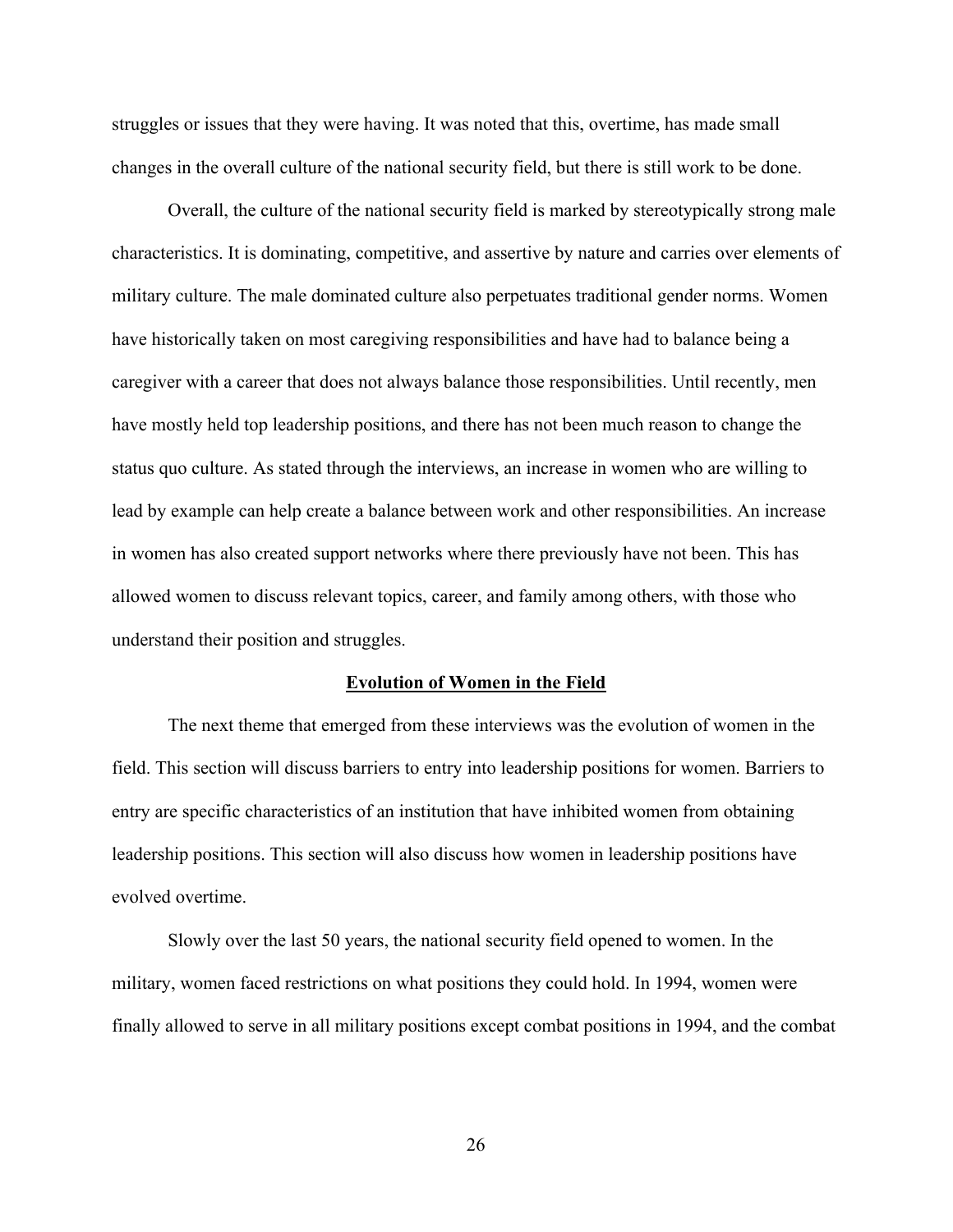struggles or issues that they were having. It was noted that this, overtime, has made small changes in the overall culture of the national security field, but there is still work to be done.

Overall, the culture of the national security field is marked by stereotypically strong male characteristics. It is dominating, competitive, and assertive by nature and carries over elements of military culture. The male dominated culture also perpetuates traditional gender norms. Women have historically taken on most caregiving responsibilities and have had to balance being a caregiver with a career that does not always balance those responsibilities. Until recently, men have mostly held top leadership positions, and there has not been much reason to change the status quo culture. As stated through the interviews, an increase in women who are willing to lead by example can help create a balance between work and other responsibilities. An increase in women has also created support networks where there previously have not been. This has allowed women to discuss relevant topics, career, and family among others, with those who understand their position and struggles.

## Evolution of Women in the Field

The next theme that emerged from these interviews was the evolution of women in the field. This section will discuss barriers to entry into leadership positions for women. Barriers to entry are specific characteristics of an institution that have inhibited women from obtaining leadership positions. This section will also discuss how women in leadership positions have evolved overtime.

Slowly over the last 50 years, the national security field opened to women. In the military, women faced restrictions on what positions they could hold. In 1994, women were finally allowed to serve in all military positions except combat positions in 1994, and the combat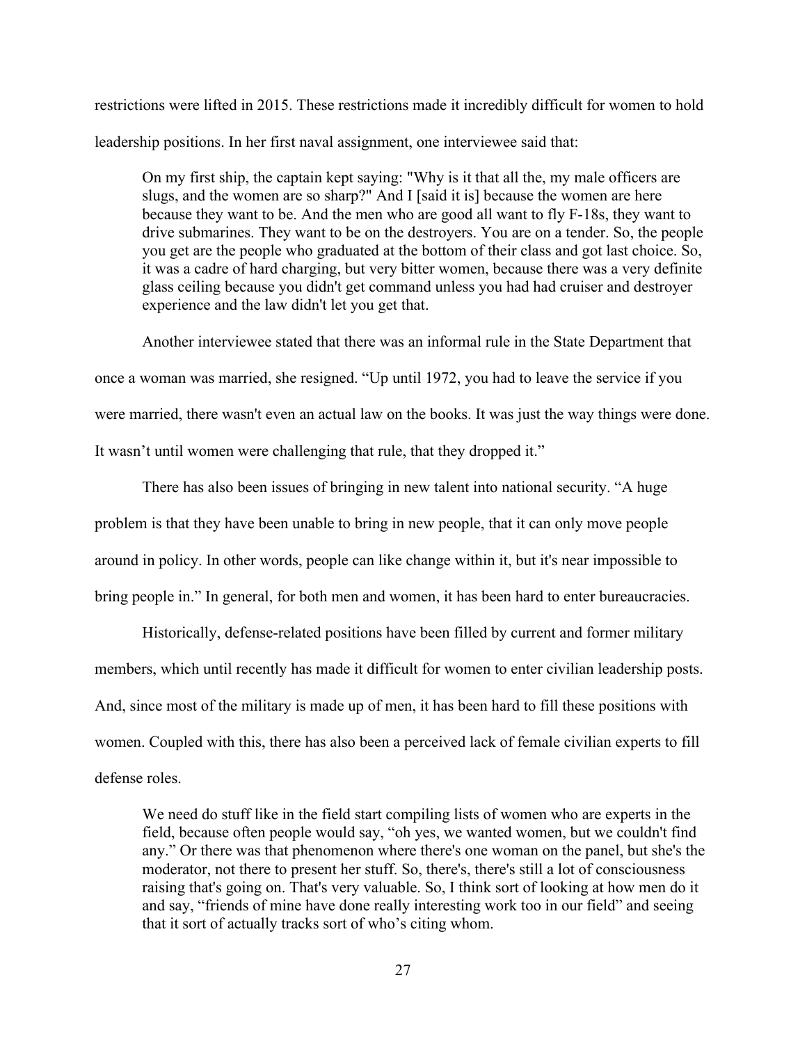restrictions were lifted in 2015. These restrictions made it incredibly difficult for women to hold leadership positions. In her first naval assignment, one interviewee said that:

> On my first ship, the captain kept saying: "Why is it that all the, my male officers are slugs, and the women are so sharp?" And I [said it is] because the women are here because they want to be. And the men who are good all want to fly F-18s, they want to drive submarines. They want to be on the destroyers. You are on a tender. So, the people you get are the people who graduated at the bottom of their class and got last choice. So, it was a cadre of hard charging, but very bitter women, because there was a very definite glass ceiling because you didn't get command unless you had had cruiser and destroyer experience and the law didn't let you get that.

Another interviewee stated that there was an informal rule in the State Department that once a woman was married, she resigned. "Up until 1972, you had to leave the service if you were married, there wasn't even an actual law on the books. It was just the way things were done. It wasn't until women were challenging that rule, that they dropped it."

There has also been issues of bringing in new talent into national security. "A huge problem is that they have been unable to bring in new people, that it can only move people around in policy. In other words, people can like change within it, but it's near impossible to bring people in." In general, for both men and women, it has been hard to enter bureaucracies.

Historically, defense-related positions have been filled by current and former military members, which until recently has made it difficult for women to enter civilian leadership posts. And, since most of the military is made up of men, it has been hard to fill these positions with women. Coupled with this, there has also been a perceived lack of female civilian experts to fill defense roles.

> We need do stuff like in the field start compiling lists of women who are experts in the field, because often people would say, "oh yes, we wanted women, but we couldn't find any." Or there was that phenomenon where there's one woman on the panel, but she's the moderator, not there to present her stuff. So, there's, there's still a lot of consciousness raising that's going on. That's very valuable. So, I think sort of looking at how men do it and say, "friends of mine have done really interesting work too in our field" and seeing that it sort of actually tracks sort of who's citing whom.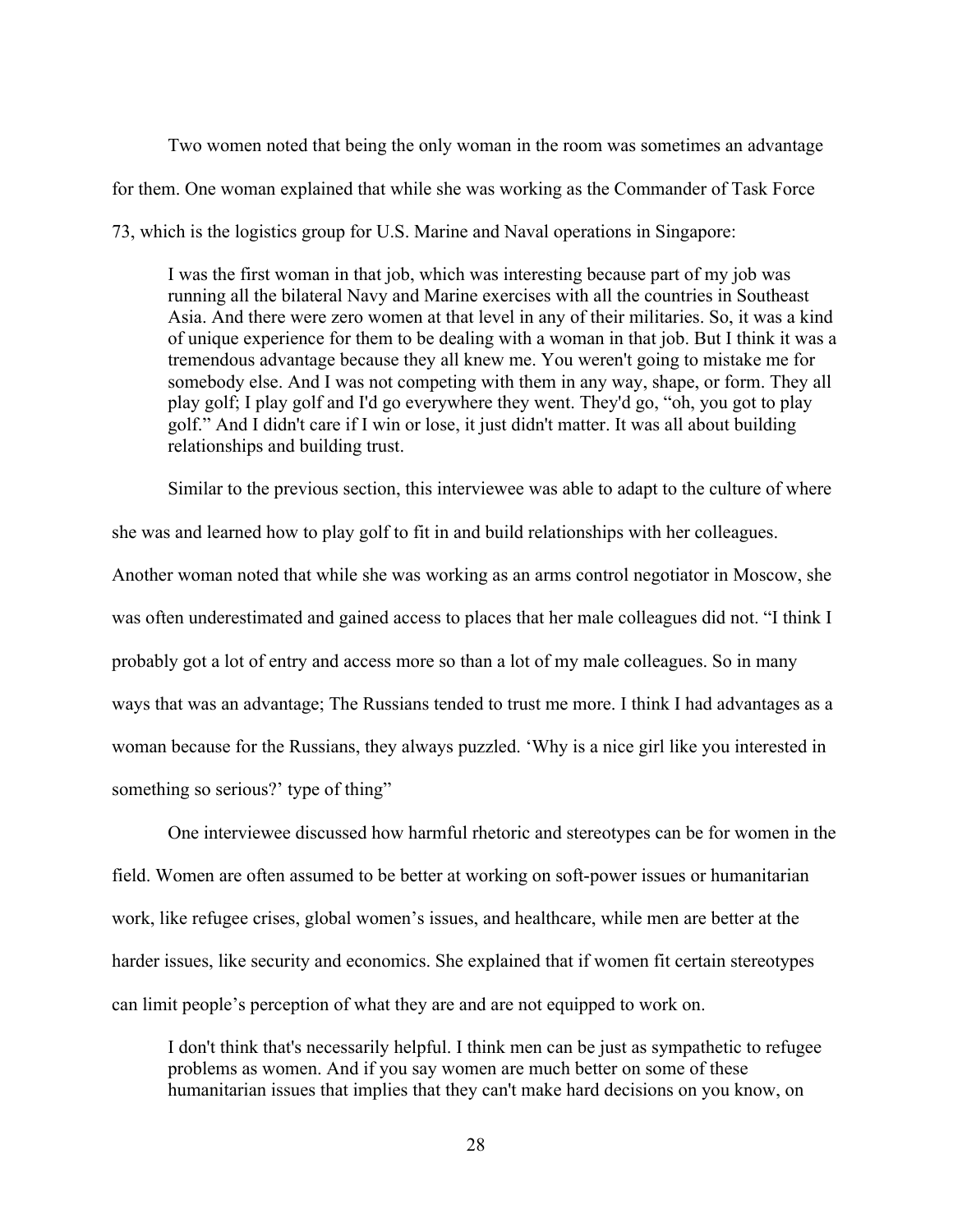Two women noted that being the only woman in the room was sometimes an advantage for them. One woman explained that while she was working as the Commander of Task Force 73, which is the logistics group for U.S. Marine and Naval operations in Singapore:

> I was the first woman in that job, which was interesting because part of my job was running all the bilateral Navy and Marine exercises with all the countries in Southeast Asia. And there were zero women at that level in any of their militaries. So, it was a kind of unique experience for them to be dealing with a woman in that job. But I think it was a tremendous advantage because they all knew me. You weren't going to mistake me for somebody else. And I was not competing with them in any way, shape, or form. They all play golf; I play golf and I'd go everywhere they went. They'd go, "oh, you got to play golf." And I didn't care if I win or lose, it just didn't matter. It was all about building relationships and building trust.

Similar to the previous section, this interviewee was able to adapt to the culture of where she was and learned how to play golf to fit in and build relationships with her colleagues. Another woman noted that while she was working as an arms control negotiator in Moscow, she was often underestimated and gained access to places that her male colleagues did not. "I think I probably got a lot of entry and access more so than a lot of my male colleagues. So in many ways that was an advantage; The Russians tended to trust me more. I think I had advantages as a woman because for the Russians, they always puzzled. 'Why is a nice girl like you interested in something so serious?' type of thing"

One interviewee discussed how harmful rhetoric and stereotypes can be for women in the field. Women are often assumed to be better at working on soft-power issues or humanitarian work, like refugee crises, global women's issues, and healthcare, while men are better at the harder issues, like security and economics. She explained that if women fit certain stereotypes can limit people's perception of what they are and are not equipped to work on.

> I don't think that's necessarily helpful. I think men can be just as sympathetic to refugee problems as women. And if you say women are much better on some of these humanitarian issues that implies that they can't make hard decisions on you know, on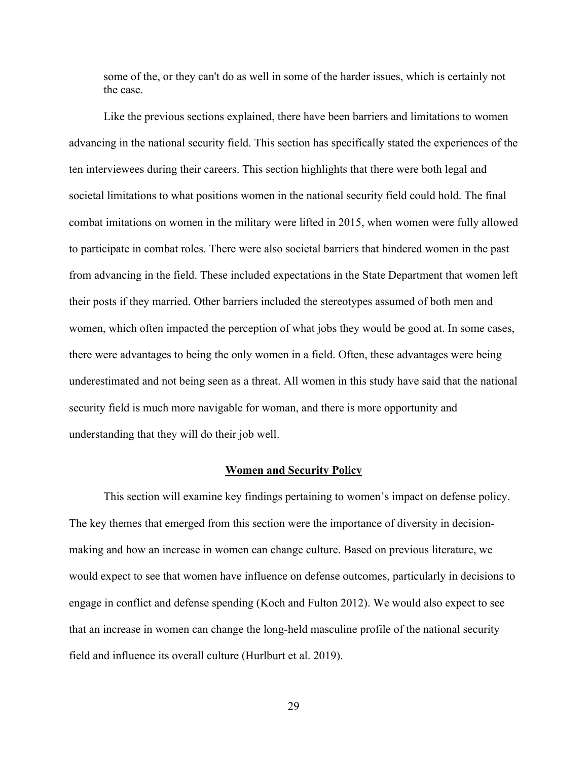some of the, or they can't do as well in some of the harder issues, which is certainly not the case.

Like the previous sections explained, there have been barriers and limitations to women advancing in the national security field. This section has specifically stated the experiences of the ten interviewees during their careers. This section highlights that there were both legal and societal limitations to what positions women in the national security field could hold. The final combat imitations on women in the military were lifted in 2015, when women were fully allowed to participate in combat roles. There were also societal barriers that hindered women in the past from advancing in the field. These included expectations in the State Department that women left their posts if they married. Other barriers included the stereotypes assumed of both men and women, which often impacted the perception of what jobs they would be good at. In some cases, there were advantages to being the only women in a field. Often, these advantages were being underestimated and not being seen as a threat. All women in this study have said that the national security field is much more navigable for woman, and there is more opportunity and understanding that they will do their job well.

## Women and Security Policy

This section will examine key findings pertaining to women's impact on defense policy. The key themes that emerged from this section were the importance of diversity in decision-making and how an increase in women can change culture. Based on previous literature, we would expect to see that women have influence on defense outcomes, particularly in decisions to engage in conflict and defense spending (Koch and Fulton 2012). We would also expect to see that an increase in women can change the long-held masculine profile of the national security field and influence its overall culture (Hurlburt et al. 2019).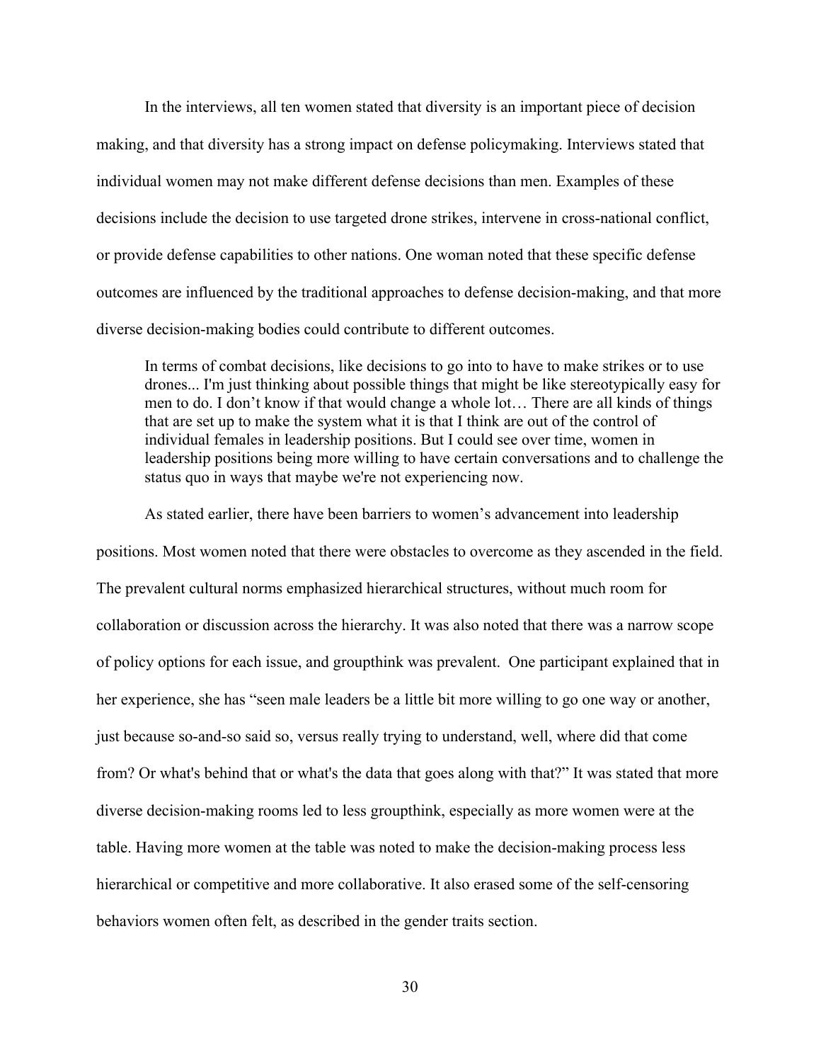In the interviews, all ten women stated that diversity is an important piece of decision making, and that diversity has a strong impact on defense policymaking. Interviews stated that individual women may not make different defense decisions than men. Examples of these decisions include the decision to use targeted drone strikes, intervene in cross-national conflict, or provide defense capabilities to other nations. One woman noted that these specific defense outcomes are influenced by the traditional approaches to defense decision-making, and that more diverse decision-making bodies could contribute to different outcomes.

> In terms of combat decisions, like decisions to go into to have to make strikes or to use drones... I'm just thinking about possible things that might be like stereotypically easy for men to do. I don't know if that would change a whole lot… There are all kinds of things that are set up to make the system what it is that I think are out of the control of individual females in leadership positions. But I could see over time, women in leadership positions being more willing to have certain conversations and to challenge the status quo in ways that maybe we're not experiencing now.

As stated earlier, there have been barriers to women's advancement into leadership positions. Most women noted that there were obstacles to overcome as they ascended in the field. The prevalent cultural norms emphasized hierarchical structures, without much room for collaboration or discussion across the hierarchy. It was also noted that there was a narrow scope of policy options for each issue, and groupthink was prevalent. One participant explained that in her experience, she has "seen male leaders be a little bit more willing to go one way or another, just because so-and-so said so, versus really trying to understand, well, where did that come from? Or what's behind that or what's the data that goes along with that?" It was stated that more diverse decision-making rooms led to less groupthink, especially as more women were at the table. Having more women at the table was noted to make the decision-making process less hierarchical or competitive and more collaborative. It also erased some of the self-censoring behaviors women often felt, as described in the gender traits section.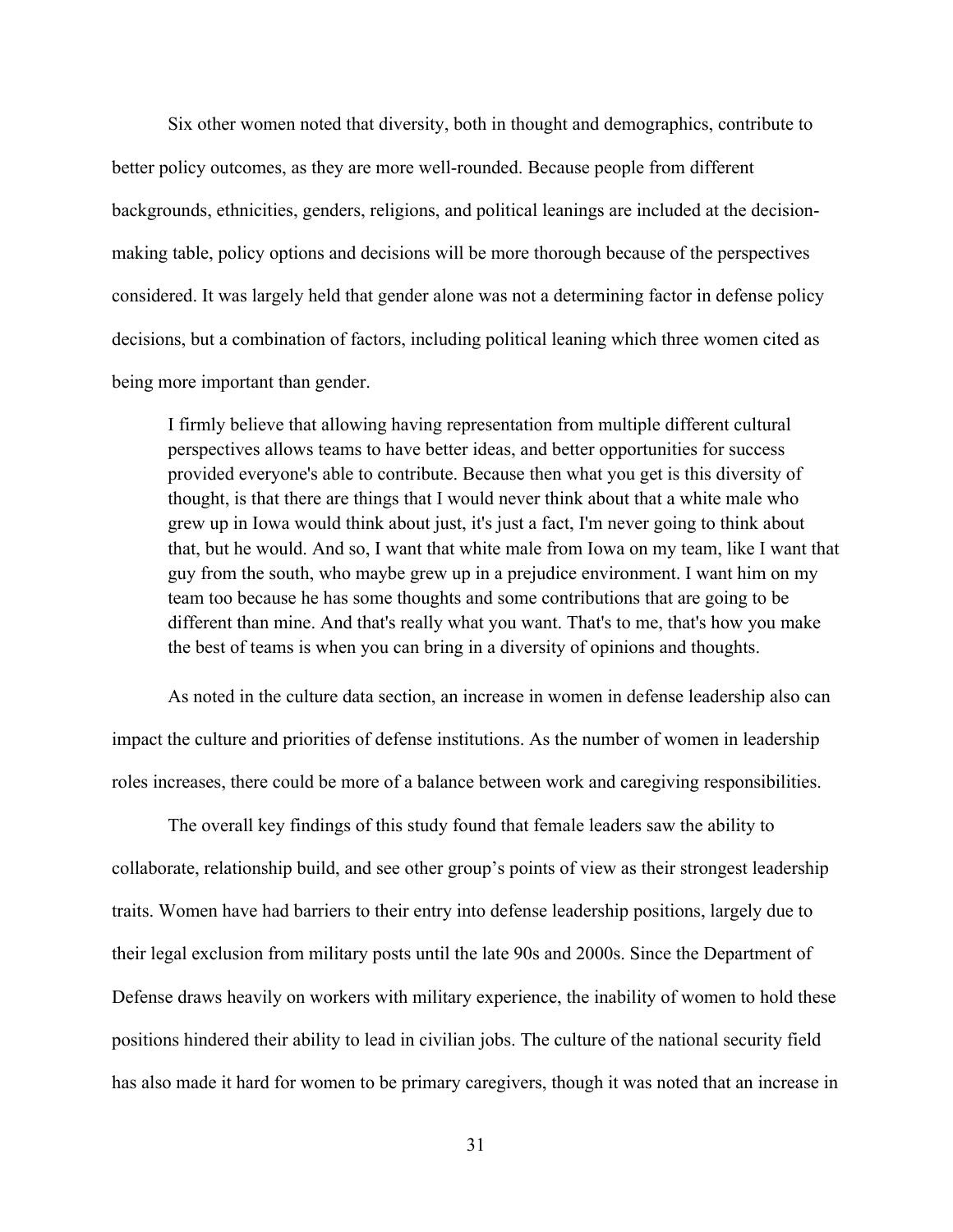Six other women noted that diversity, both in thought and demographics, contribute to better policy outcomes, as they are more well-rounded. Because people from different backgrounds, ethnicities, genders, religions, and political leanings are included at the decision-making table, policy options and decisions will be more thorough because of the perspectives considered. It was largely held that gender alone was not a determining factor in defense policy decisions, but a combination of factors, including political leaning which three women cited as being more important than gender.

> I firmly believe that allowing having representation from multiple different cultural perspectives allows teams to have better ideas, and better opportunities for success provided everyone's able to contribute. Because then what you get is this diversity of thought, is that there are things that I would never think about that a white male who grew up in Iowa would think about just, it's just a fact, I'm never going to think about that, but he would. And so, I want that white male from Iowa on my team, like I want that guy from the south, who maybe grew up in a prejudice environment. I want him on my team too because he has some thoughts and some contributions that are going to be different than mine. And that's really what you want. That's to me, that's how you make the best of teams is when you can bring in a diversity of opinions and thoughts.

As noted in the culture data section, an increase in women in defense leadership also can impact the culture and priorities of defense institutions. As the number of women in leadership roles increases, there could be more of a balance between work and caregiving responsibilities.

The overall key findings of this study found that female leaders saw the ability to collaborate, relationship build, and see other group's points of view as their strongest leadership traits. Women have had barriers to their entry into defense leadership positions, largely due to their legal exclusion from military posts until the late 90s and 2000s. Since the Department of Defense draws heavily on workers with military experience, the inability of women to hold these positions hindered their ability to lead in civilian jobs. The culture of the national security field has also made it hard for women to be primary caregivers, though it was noted that an increase in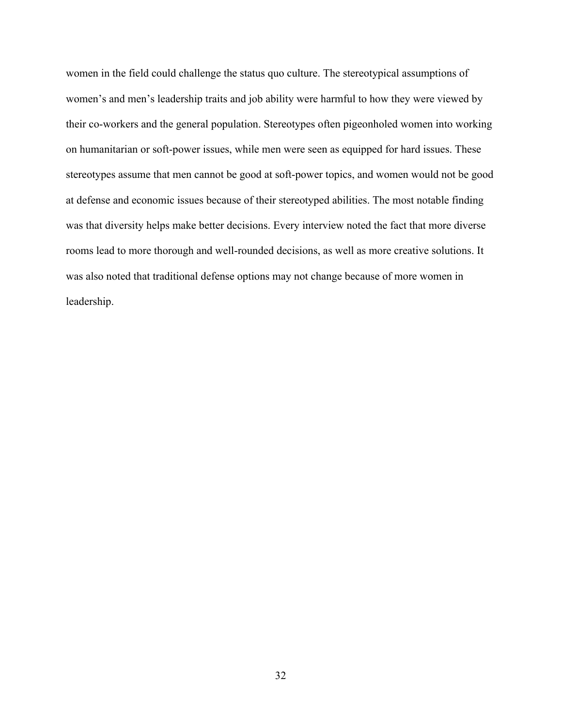women in the field could challenge the status quo culture. The stereotypical assumptions of women's and men's leadership traits and job ability were harmful to how they were viewed by their co-workers and the general population. Stereotypes often pigeonholed women into working on humanitarian or soft-power issues, while men were seen as equipped for hard issues. These stereotypes assume that men cannot be good at soft-power topics, and women would not be good at defense and economic issues because of their stereotyped abilities. The most notable finding was that diversity helps make better decisions. Every interview noted the fact that more diverse rooms lead to more thorough and well-rounded decisions, as well as more creative solutions. It was also noted that traditional defense options may not change because of more women in leadership.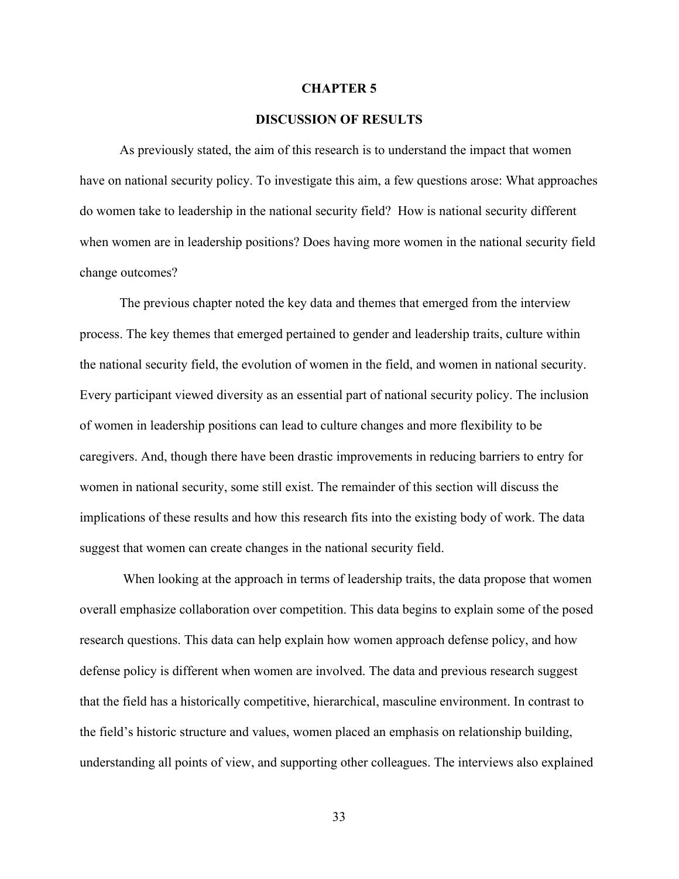# CHAPTER 5

## DISCUSSION OF RESULTS

As previously stated, the aim of this research is to understand the impact that women have on national security policy. To investigate this aim, a few questions arose: What approaches do women take to leadership in the national security field? How is national security different when women are in leadership positions? Does having more women in the national security field change outcomes?

The previous chapter noted the key data and themes that emerged from the interview process. The key themes that emerged pertained to gender and leadership traits, culture within the national security field, the evolution of women in the field, and women in national security. Every participant viewed diversity as an essential part of national security policy. The inclusion of women in leadership positions can lead to culture changes and more flexibility to be caregivers. And, though there have been drastic improvements in reducing barriers to entry for women in national security, some still exist. The remainder of this section will discuss the implications of these results and how this research fits into the existing body of work. The data suggest that women can create changes in the national security field.

When looking at the approach in terms of leadership traits, the data propose that women overall emphasize collaboration over competition. This data begins to explain some of the posed research questions. This data can help explain how women approach defense policy, and how defense policy is different when women are involved. The data and previous research suggest that the field has a historically competitive, hierarchical, masculine environment. In contrast to the field's historic structure and values, women placed an emphasis on relationship building, understanding all points of view, and supporting other colleagues. The interviews also explained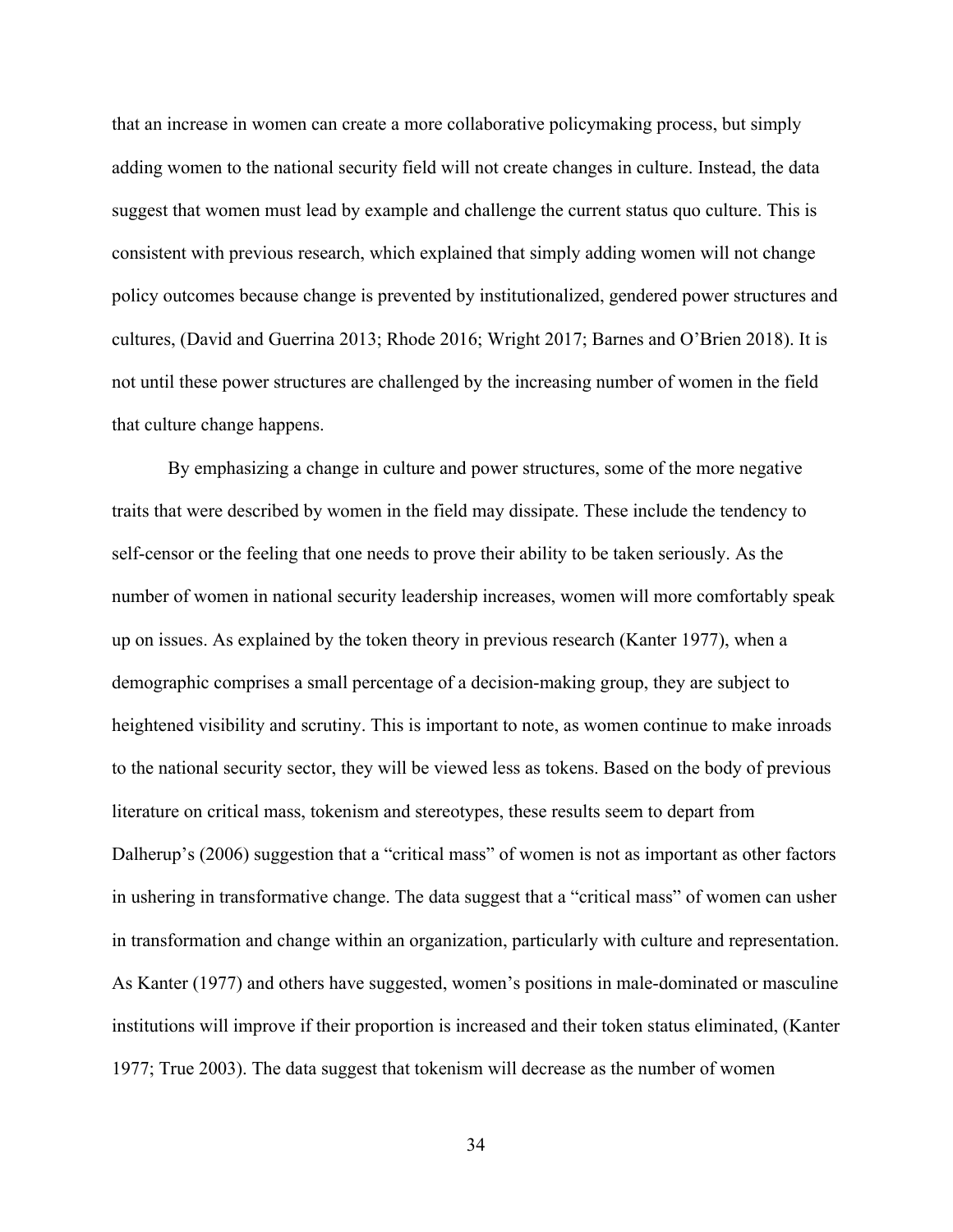that an increase in women can create a more collaborative policymaking process, but simply adding women to the national security field will not create changes in culture. Instead, the data suggest that women must lead by example and challenge the current status quo culture. This is consistent with previous research, which explained that simply adding women will not change policy outcomes because change is prevented by institutionalized, gendered power structures and cultures, (David and Guerrina 2013; Rhode 2016; Wright 2017; Barnes and O'Brien 2018). It is not until these power structures are challenged by the increasing number of women in the field that culture change happens.

By emphasizing a change in culture and power structures, some of the more negative traits that were described by women in the field may dissipate. These include the tendency to self-censor or the feeling that one needs to prove their ability to be taken seriously. As the number of women in national security leadership increases, women will more comfortably speak up on issues. As explained by the token theory in previous research (Kanter 1977), when a demographic comprises a small percentage of a decision-making group, they are subject to heightened visibility and scrutiny. This is important to note, as women continue to make inroads to the national security sector, they will be viewed less as tokens. Based on the body of previous literature on critical mass, tokenism and stereotypes, these results seem to depart from Dalherup's (2006) suggestion that a "critical mass" of women is not as important as other factors in ushering in transformative change. The data suggest that a "critical mass" of women can usher in transformation and change within an organization, particularly with culture and representation. As Kanter (1977) and others have suggested, women's positions in male-dominated or masculine institutions will improve if their proportion is increased and their token status eliminated, (Kanter 1977; True 2003). The data suggest that tokenism will decrease as the number of women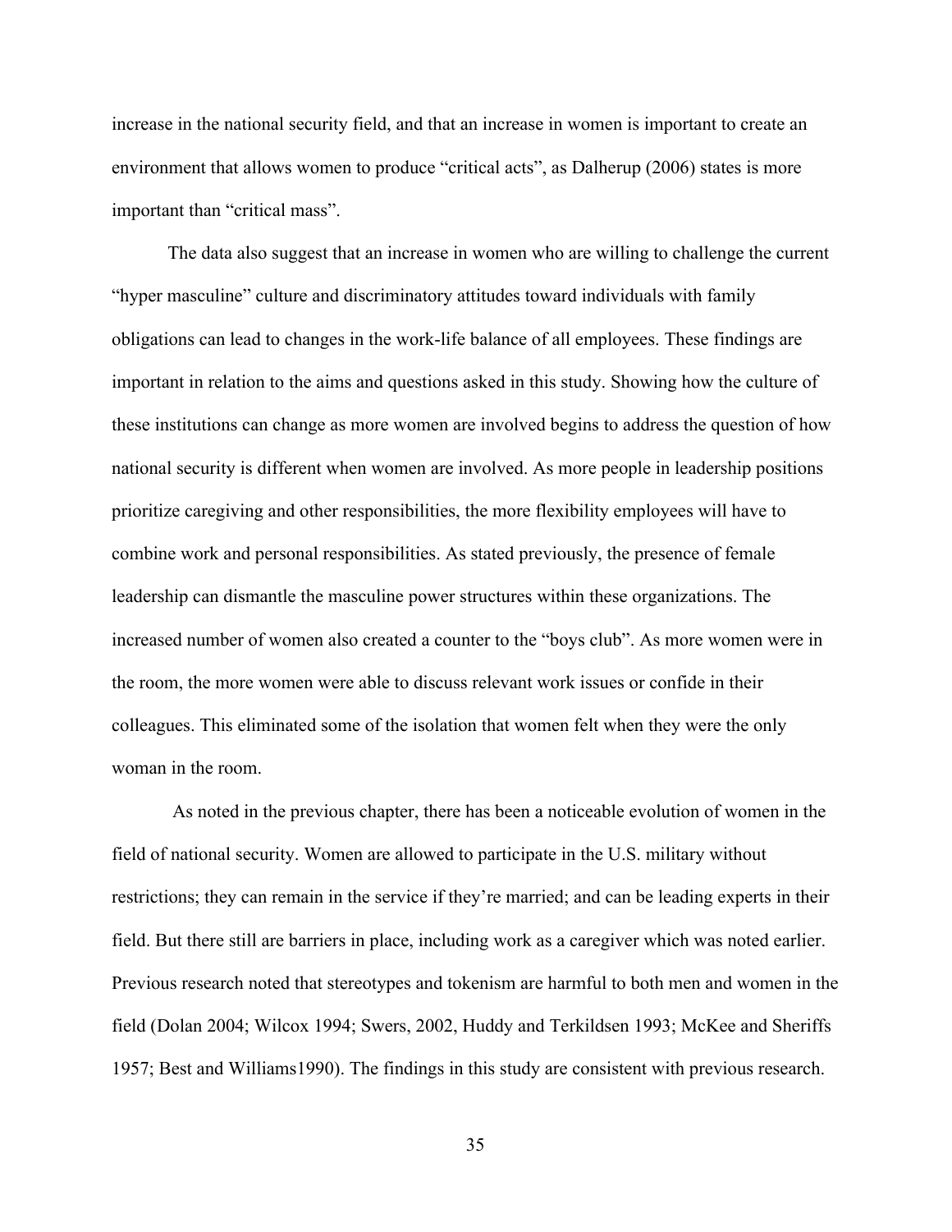increase in the national security field, and that an increase in women is important to create an environment that allows women to produce “critical acts”, as Dalherup (2006) states is more important than “critical mass”.

The data also suggest that an increase in women who are willing to challenge the current “hyper masculine” culture and discriminatory attitudes toward individuals with family obligations can lead to changes in the work-life balance of all employees. These findings are important in relation to the aims and questions asked in this study. Showing how the culture of these institutions can change as more women are involved begins to address the question of how national security is different when women are involved. As more people in leadership positions prioritize caregiving and other responsibilities, the more flexibility employees will have to combine work and personal responsibilities. As stated previously, the presence of female leadership can dismantle the masculine power structures within these organizations. The increased number of women also created a counter to the “boys club”. As more women were in the room, the more women were able to discuss relevant work issues or confide in their colleagues. This eliminated some of the isolation that women felt when they were the only woman in the room.

As noted in the previous chapter, there has been a noticeable evolution of women in the field of national security. Women are allowed to participate in the U.S. military without restrictions; they can remain in the service if they’re married; and can be leading experts in their field. But there still are barriers in place, including work as a caregiver which was noted earlier. Previous research noted that stereotypes and tokenism are harmful to both men and women in the field (Dolan 2004; Wilcox 1994; Swers, 2002, Huddy and Terkildsen 1993; McKee and Sheriffs 1957; Best and Williams1990). The findings in this study are consistent with previous research.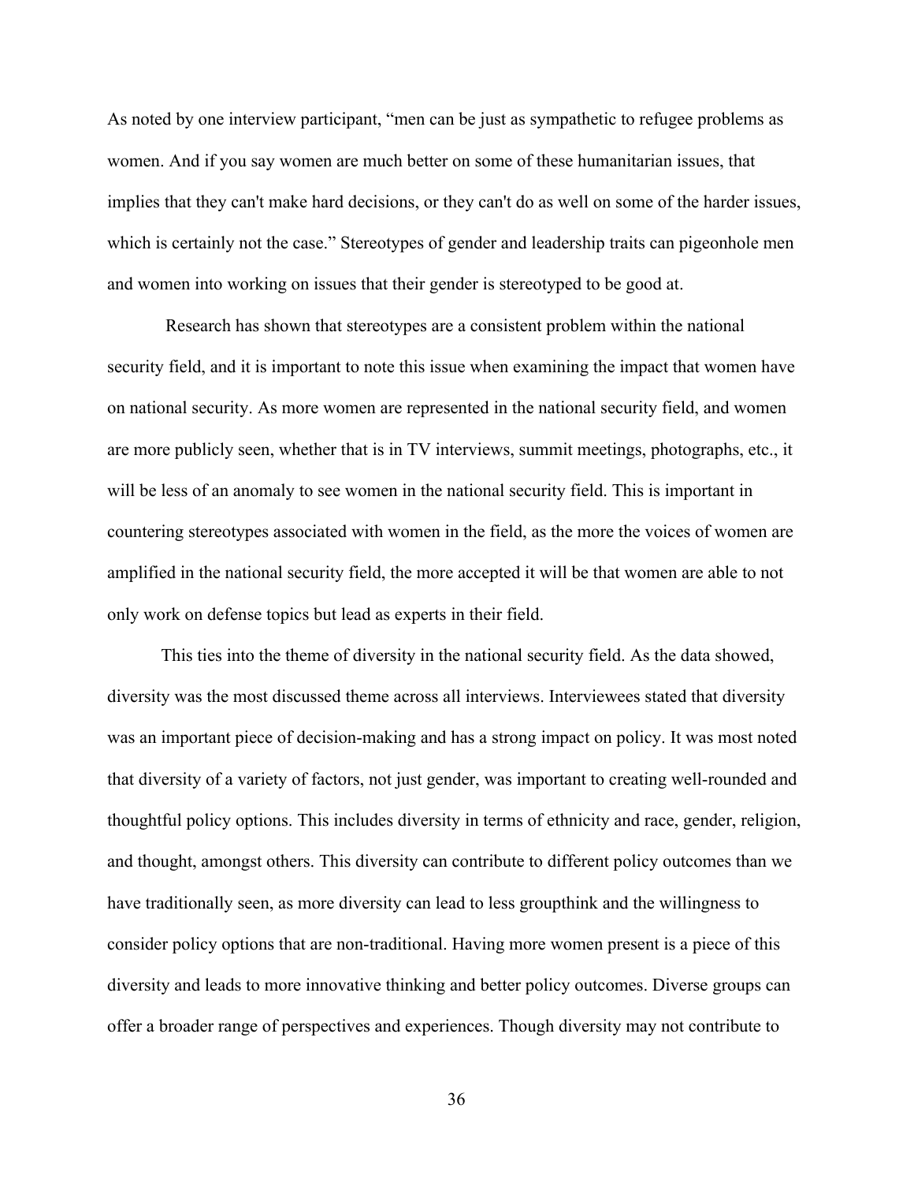As noted by one interview participant, "men can be just as sympathetic to refugee problems as women. And if you say women are much better on some of these humanitarian issues, that implies that they can't make hard decisions, or they can't do as well on some of the harder issues, which is certainly not the case." Stereotypes of gender and leadership traits can pigeonhole men and women into working on issues that their gender is stereotyped to be good at.

Research has shown that stereotypes are a consistent problem within the national security field, and it is important to note this issue when examining the impact that women have on national security. As more women are represented in the national security field, and women are more publicly seen, whether that is in TV interviews, summit meetings, photographs, etc., it will be less of an anomaly to see women in the national security field. This is important in countering stereotypes associated with women in the field, as the more the voices of women are amplified in the national security field, the more accepted it will be that women are able to not only work on defense topics but lead as experts in their field.

This ties into the theme of diversity in the national security field. As the data showed, diversity was the most discussed theme across all interviews. Interviewees stated that diversity was an important piece of decision-making and has a strong impact on policy. It was most noted that diversity of a variety of factors, not just gender, was important to creating well-rounded and thoughtful policy options. This includes diversity in terms of ethnicity and race, gender, religion, and thought, amongst others. This diversity can contribute to different policy outcomes than we have traditionally seen, as more diversity can lead to less groupthink and the willingness to consider policy options that are non-traditional. Having more women present is a piece of this diversity and leads to more innovative thinking and better policy outcomes. Diverse groups can offer a broader range of perspectives and experiences. Though diversity may not contribute to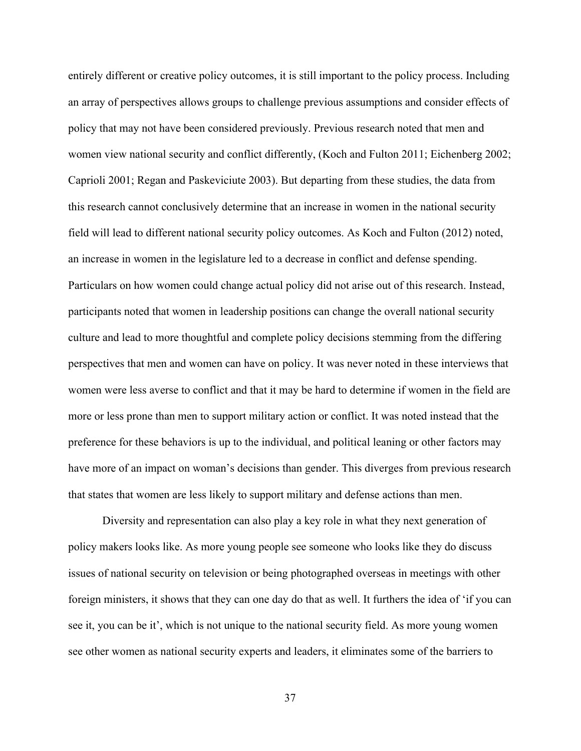entirely different or creative policy outcomes, it is still important to the policy process. Including an array of perspectives allows groups to challenge previous assumptions and consider effects of policy that may not have been considered previously. Previous research noted that men and women view national security and conflict differently, (Koch and Fulton 2011; Eichenberg 2002; Caprioli 2001; Regan and Paskeviciute 2003). But departing from these studies, the data from this research cannot conclusively determine that an increase in women in the national security field will lead to different national security policy outcomes. As Koch and Fulton (2012) noted, an increase in women in the legislature led to a decrease in conflict and defense spending. Particulars on how women could change actual policy did not arise out of this research. Instead, participants noted that women in leadership positions can change the overall national security culture and lead to more thoughtful and complete policy decisions stemming from the differing perspectives that men and women can have on policy. It was never noted in these interviews that women were less averse to conflict and that it may be hard to determine if women in the field are more or less prone than men to support military action or conflict. It was noted instead that the preference for these behaviors is up to the individual, and political leaning or other factors may have more of an impact on woman's decisions than gender. This diverges from previous research that states that women are less likely to support military and defense actions than men.

Diversity and representation can also play a key role in what they next generation of policy makers looks like. As more young people see someone who looks like they do discuss issues of national security on television or being photographed overseas in meetings with other foreign ministers, it shows that they can one day do that as well. It furthers the idea of 'if you can see it, you can be it', which is not unique to the national security field. As more young women see other women as national security experts and leaders, it eliminates some of the barriers to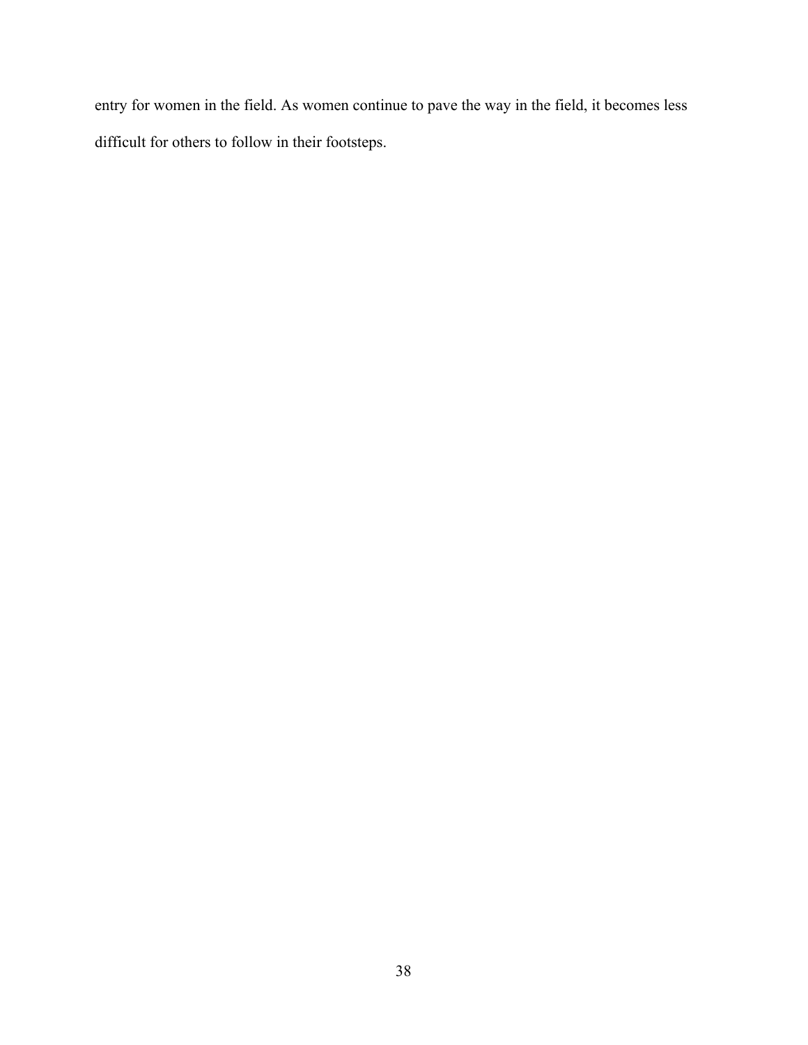entry for women in the field. As women continue to pave the way in the field, it becomes less difficult for others to follow in their footsteps.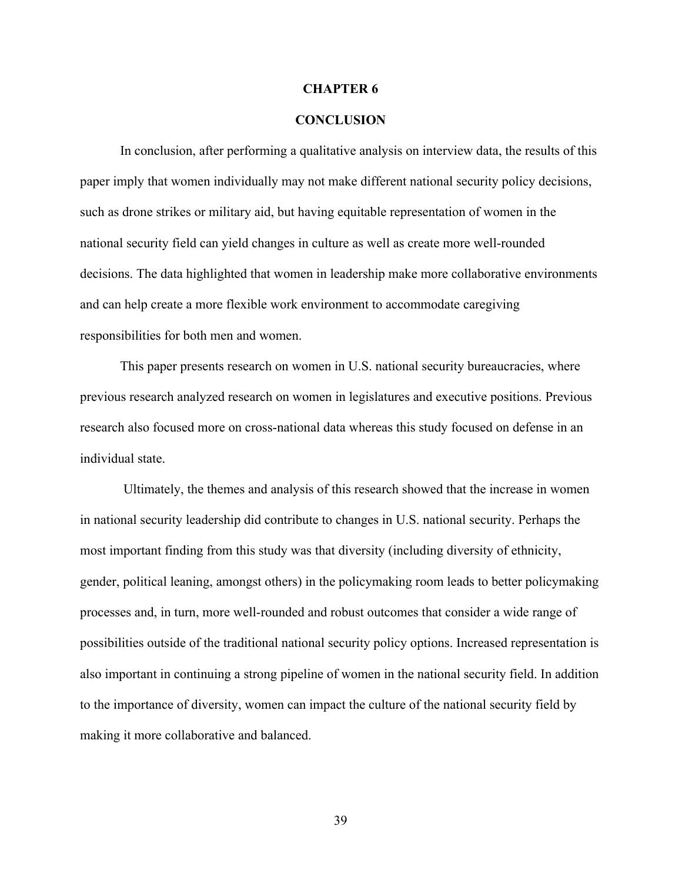# CHAPTER 6

# CONCLUSION

In conclusion, after performing a qualitative analysis on interview data, the results of this paper imply that women individually may not make different national security policy decisions, such as drone strikes or military aid, but having equitable representation of women in the national security field can yield changes in culture as well as create more well-rounded decisions. The data highlighted that women in leadership make more collaborative environments and can help create a more flexible work environment to accommodate caregiving responsibilities for both men and women.

This paper presents research on women in U.S. national security bureaucracies, where previous research analyzed research on women in legislatures and executive positions. Previous research also focused more on cross-national data whereas this study focused on defense in an individual state.

Ultimately, the themes and analysis of this research showed that the increase in women in national security leadership did contribute to changes in U.S. national security. Perhaps the most important finding from this study was that diversity (including diversity of ethnicity, gender, political leaning, amongst others) in the policymaking room leads to better policymaking processes and, in turn, more well-rounded and robust outcomes that consider a wide range of possibilities outside of the traditional national security policy options. Increased representation is also important in continuing a strong pipeline of women in the national security field. In addition to the importance of diversity, women can impact the culture of the national security field by making it more collaborative and balanced.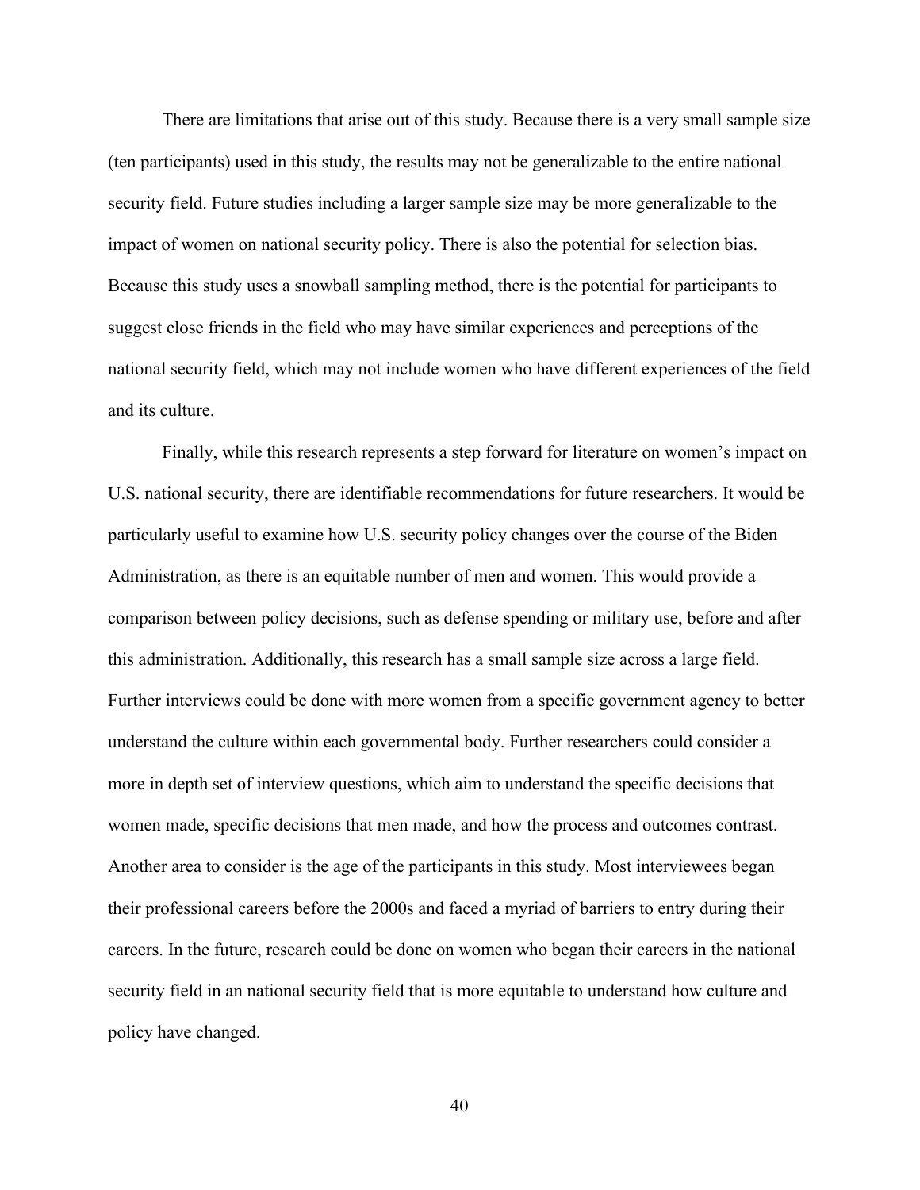There are limitations that arise out of this study. Because there is a very small sample size (ten participants) used in this study, the results may not be generalizable to the entire national security field. Future studies including a larger sample size may be more generalizable to the impact of women on national security policy. There is also the potential for selection bias. Because this study uses a snowball sampling method, there is the potential for participants to suggest close friends in the field who may have similar experiences and perceptions of the national security field, which may not include women who have different experiences of the field and its culture.

Finally, while this research represents a step forward for literature on women's impact on U.S. national security, there are identifiable recommendations for future researchers. It would be particularly useful to examine how U.S. security policy changes over the course of the Biden Administration, as there is an equitable number of men and women. This would provide a comparison between policy decisions, such as defense spending or military use, before and after this administration. Additionally, this research has a small sample size across a large field. Further interviews could be done with more women from a specific government agency to better understand the culture within each governmental body. Further researchers could consider a more in depth set of interview questions, which aim to understand the specific decisions that women made, specific decisions that men made, and how the process and outcomes contrast. Another area to consider is the age of the participants in this study. Most interviewees began their professional careers before the 2000s and faced a myriad of barriers to entry during their careers. In the future, research could be done on women who began their careers in the national security field in an national security field that is more equitable to understand how culture and policy have changed.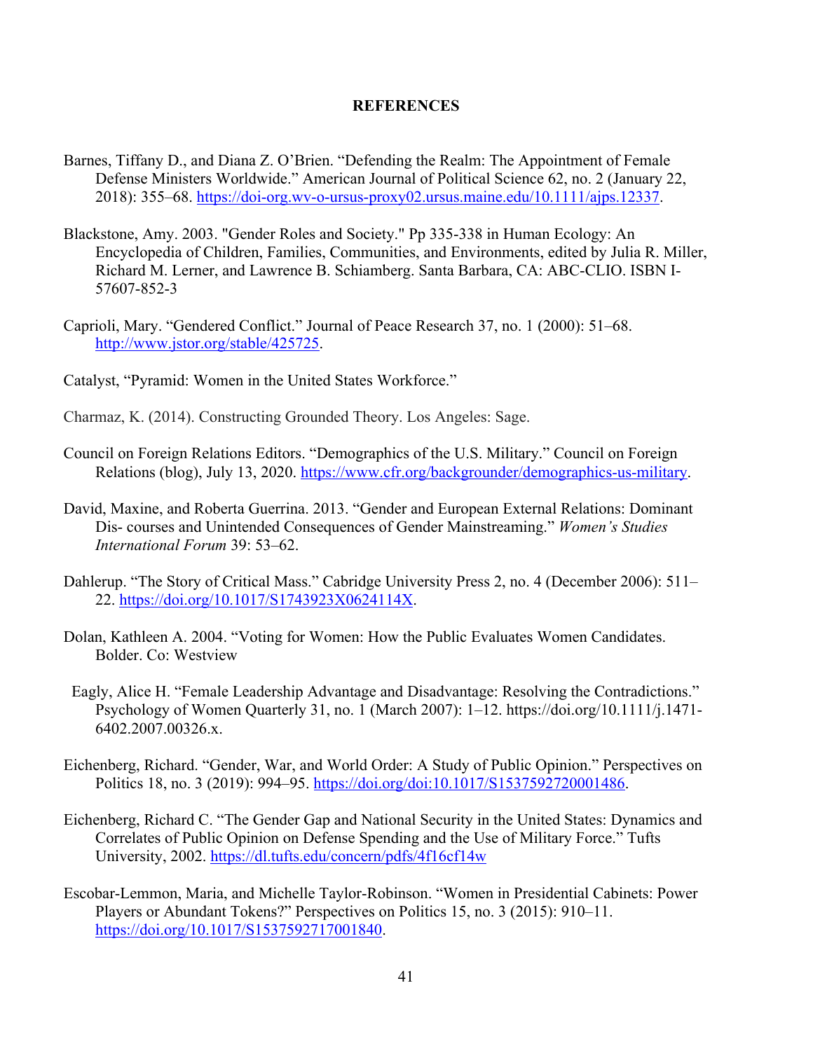**REFERENCES**

Barnes, Tiffany D., and Diana Z. O'Brien. "Defending the Realm: The Appointment of Female Defense Ministers Worldwide." American Journal of Political Science 62, no. 2 (January 22, 2018): 355–68. https://doi-org.wv-o-ursus-proxy02.ursus.maine.edu/10.1111/ajps.12337.

Blackstone, Amy. 2003. "Gender Roles and Society." Pp 335-338 in Human Ecology: An Encyclopedia of Children, Families, Communities, and Environments, edited by Julia R. Miller, Richard M. Lerner, and Lawrence B. Schiamberg. Santa Barbara, CA: ABC-CLIO. ISBN I-57607-852-3

Caprioli, Mary. "Gendered Conflict." Journal of Peace Research 37, no. 1 (2000): 51–68. http://www.jstor.org/stable/425725.

Catalyst, "Pyramid: Women in the United States Workforce."

Charmaz, K. (2014). Constructing Grounded Theory. Los Angeles: Sage.

Council on Foreign Relations Editors. "Demographics of the U.S. Military." Council on Foreign Relations (blog), July 13, 2020. https://www.cfr.org/backgrounder/demographics-us-military.

David, Maxine, and Roberta Guerrina. 2013. "Gender and European External Relations: Dominant Dis- courses and Unintended Consequences of Gender Mainstreaming." *Women's Studies International Forum* 39: 53–62.

Dahlerup. "The Story of Critical Mass." Cabridge University Press 2, no. 4 (December 2006): 511–22. https://doi.org/10.1017/S1743923X0624114X.

Dolan, Kathleen A. 2004. "Voting for Women: How the Public Evaluates Women Candidates. Bolder. Co: Westview

Eagly, Alice H. "Female Leadership Advantage and Disadvantage: Resolving the Contradictions." Psychology of Women Quarterly 31, no. 1 (March 2007): 1–12. https://doi.org/10.1111/j.1471-6402.2007.00326.x.

Eichenberg, Richard. "Gender, War, and World Order: A Study of Public Opinion." Perspectives on Politics 18, no. 3 (2019): 994–95. https://doi.org/doi:10.1017/S1537592720001486.

Eichenberg, Richard C. "The Gender Gap and National Security in the United States: Dynamics and Correlates of Public Opinion on Defense Spending and the Use of Military Force." Tufts University, 2002. https://dl.tufts.edu/concern/pdfs/4f16cf14w

Escobar-Lemmon, Maria, and Michelle Taylor-Robinson. "Women in Presidential Cabinets: Power Players or Abundant Tokens?" Perspectives on Politics 15, no. 3 (2015): 910–11. https://doi.org/10.1017/S1537592717001840.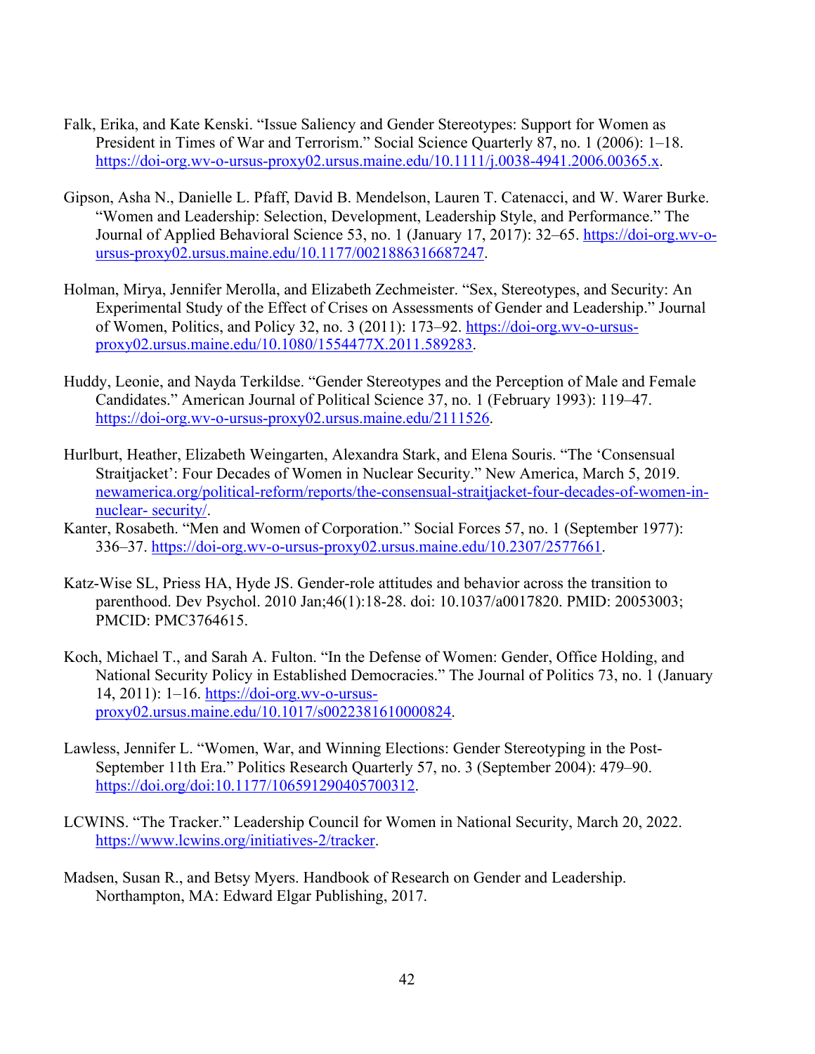Falk, Erika, and Kate Kenski. "Issue Saliency and Gender Stereotypes: Support for Women as President in Times of War and Terrorism." Social Science Quarterly 87, no. 1 (2006): 1–18. https://doi-org.wv-o-ursus-proxy02.ursus.maine.edu/10.1111/j.0038-4941.2006.00365.x.

Gipson, Asha N., Danielle L. Pfaff, David B. Mendelson, Lauren T. Catenacci, and W. Warer Burke. "Women and Leadership: Selection, Development, Leadership Style, and Performance." The Journal of Applied Behavioral Science 53, no. 1 (January 17, 2017): 32–65. https://doi-org.wv-o-ursus-proxy02.ursus.maine.edu/10.1177/0021886316687247.

Holman, Mirya, Jennifer Merolla, and Elizabeth Zechmeister. "Sex, Stereotypes, and Security: An Experimental Study of the Effect of Crises on Assessments of Gender and Leadership." Journal of Women, Politics, and Policy 32, no. 3 (2011): 173–92. https://doi-org.wv-o-ursus-proxy02.ursus.maine.edu/10.1080/1554477X.2011.589283.

Huddy, Leonie, and Nayda Terkildse. "Gender Stereotypes and the Perception of Male and Female Candidates." American Journal of Political Science 37, no. 1 (February 1993): 119–47. https://doi-org.wv-o-ursus-proxy02.ursus.maine.edu/2111526.

Hurlburt, Heather, Elizabeth Weingarten, Alexandra Stark, and Elena Souris. "The 'Consensual Straitjacket': Four Decades of Women in Nuclear Security." New America, March 5, 2019. newamerica.org/political-reform/reports/the-consensual-straitjacket-four-decades-of-women-in-nuclear- security/.

Kanter, Rosabeth. "Men and Women of Corporation." Social Forces 57, no. 1 (September 1977): 336–37. https://doi-org.wv-o-ursus-proxy02.ursus.maine.edu/10.2307/2577661.

Katz-Wise SL, Priess HA, Hyde JS. Gender-role attitudes and behavior across the transition to parenthood. Dev Psychol. 2010 Jan;46(1):18-28. doi: 10.1037/a0017820. PMID: 20053003; PMCID: PMC3764615.

Koch, Michael T., and Sarah A. Fulton. "In the Defense of Women: Gender, Office Holding, and National Security Policy in Established Democracies." The Journal of Politics 73, no. 1 (January 14, 2011): 1–16. https://doi-org.wv-o-ursus-proxy02.ursus.maine.edu/10.1017/s0022381610000824.

Lawless, Jennifer L. "Women, War, and Winning Elections: Gender Stereotyping in the Post-September 11th Era." Politics Research Quarterly 57, no. 3 (September 2004): 479–90. https://doi.org/doi:10.1177/106591290405700312.

LCWINS. "The Tracker." Leadership Council for Women in National Security, March 20, 2022. https://www.lcwins.org/initiatives-2/tracker.

Madsen, Susan R., and Betsy Myers. Handbook of Research on Gender and Leadership. Northampton, MA: Edward Elgar Publishing, 2017.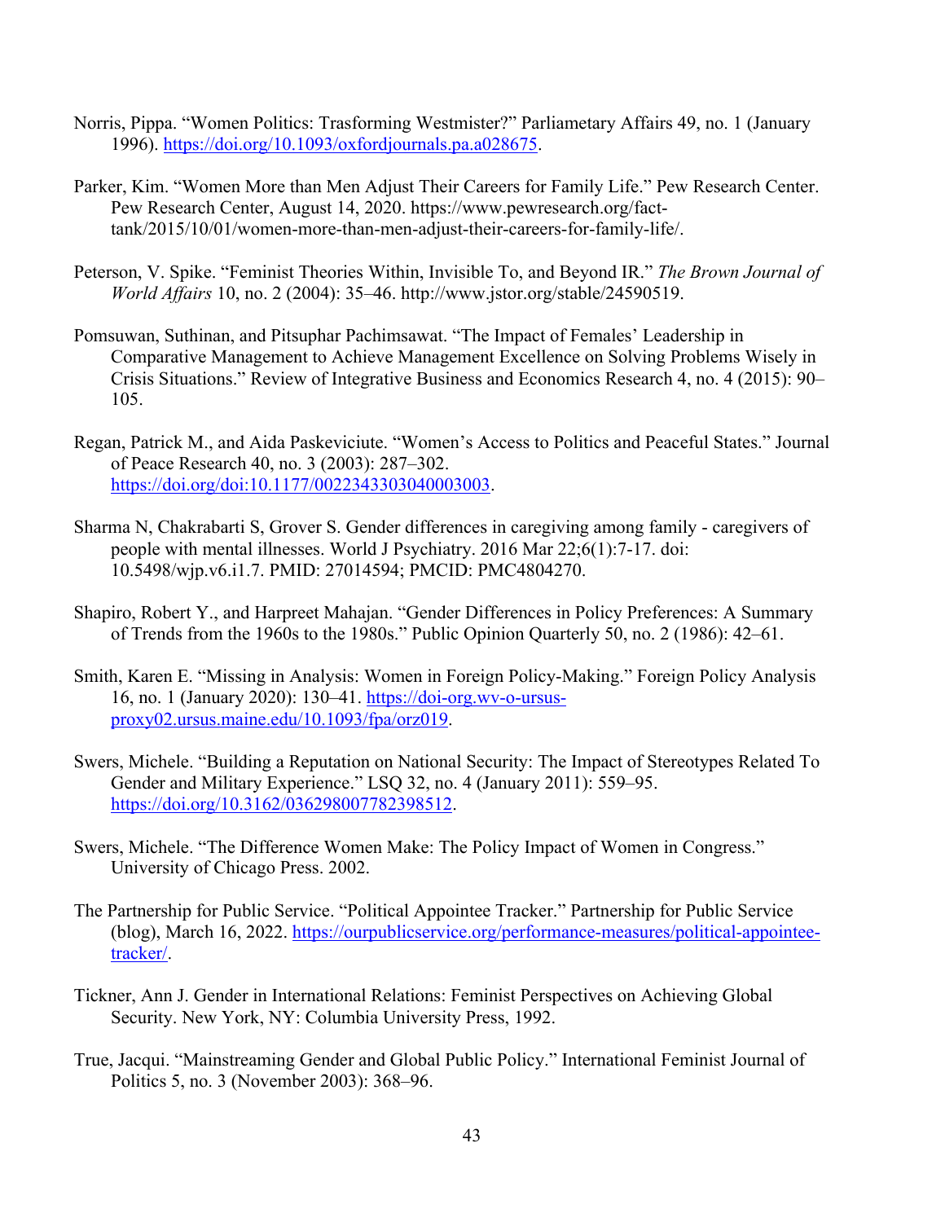Norris, Pippa. “Women Politics: Trasforming Westmister?” Parliametary Affairs 49, no. 1 (January 1996). https://doi.org/10.1093/oxfordjournals.pa.a028675.

Parker, Kim. “Women More than Men Adjust Their Careers for Family Life.” Pew Research Center. Pew Research Center, August 14, 2020. https://www.pewresearch.org/fact-tank/2015/10/01/women-more-than-men-adjust-their-careers-for-family-life/.

Peterson, V. Spike. “Feminist Theories Within, Invisible To, and Beyond IR.” *The Brown Journal of World Affairs* 10, no. 2 (2004): 35–46. http://www.jstor.org/stable/24590519.

Pomsuwan, Suthinan, and Pitsuphar Pachimsawat. “The Impact of Females’ Leadership in Comparative Management to Achieve Management Excellence on Solving Problems Wisely in Crisis Situations.” Review of Integrative Business and Economics Research 4, no. 4 (2015): 90–105.

Regan, Patrick M., and Aida Paskeviciute. “Women’s Access to Politics and Peaceful States.” Journal of Peace Research 40, no. 3 (2003): 287–302. https://doi.org/doi:10.1177/0022343303040003003.

Sharma N, Chakrabarti S, Grover S. Gender differences in caregiving among family - caregivers of people with mental illnesses. World J Psychiatry. 2016 Mar 22;6(1):7-17. doi: 10.5498/wjp.v6.i1.7. PMID: 27014594; PMCID: PMC4804270.

Shapiro, Robert Y., and Harpreet Mahajan. “Gender Differences in Policy Preferences: A Summary of Trends from the 1960s to the 1980s.” Public Opinion Quarterly 50, no. 2 (1986): 42–61.

Smith, Karen E. “Missing in Analysis: Women in Foreign Policy-Making.” Foreign Policy Analysis 16, no. 1 (January 2020): 130–41. https://doi-org.wv-o-ursus-proxy02.ursus.maine.edu/10.1093/fpa/orz019.

Swers, Michele. “Building a Reputation on National Security: The Impact of Stereotypes Related To Gender and Military Experience.” LSQ 32, no. 4 (January 2011): 559–95. https://doi.org/10.3162/036298007782398512.

Swers, Michele. “The Difference Women Make: The Policy Impact of Women in Congress.” University of Chicago Press. 2002.

The Partnership for Public Service. “Political Appointee Tracker.” Partnership for Public Service (blog), March 16, 2022. https://ourpublicservice.org/performance-measures/political-appointee-tracker/.

Tickner, Ann J. Gender in International Relations: Feminist Perspectives on Achieving Global Security. New York, NY: Columbia University Press, 1992.

True, Jacqui. “Mainstreaming Gender and Global Public Policy.” International Feminist Journal of Politics 5, no. 3 (November 2003): 368–96.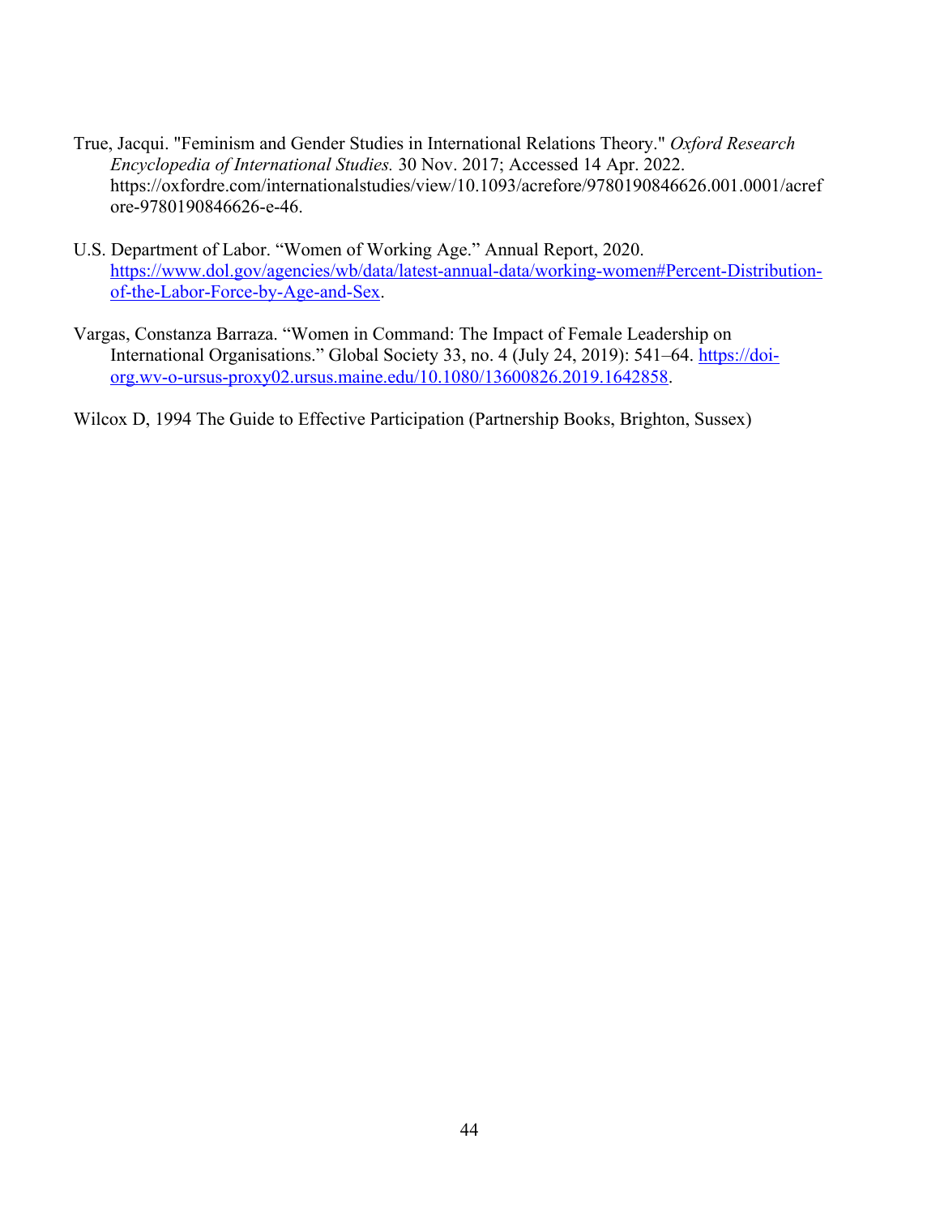True, Jacqui. "Feminism and Gender Studies in International Relations Theory." *Oxford Research Encyclopedia of International Studies.* 30 Nov. 2017; Accessed 14 Apr. 2022. https://oxfordre.com/internationalstudies/view/10.1093/acrefore/9780190846626.001.0001/acrefore-9780190846626-e-46.

U.S. Department of Labor. "Women of Working Age." Annual Report, 2020. https://www.dol.gov/agencies/wb/data/latest-annual-data/working-women#Percent-Distribution-of-the-Labor-Force-by-Age-and-Sex.

Vargas, Constanza Barraza. "Women in Command: The Impact of Female Leadership on International Organisations." Global Society 33, no. 4 (July 24, 2019): 541–64. https://doi-org.wv-o-ursus-proxy02.ursus.maine.edu/10.1080/13600826.2019.1642858.

Wilcox D, 1994 The Guide to Effective Participation (Partnership Books, Brighton, Sussex)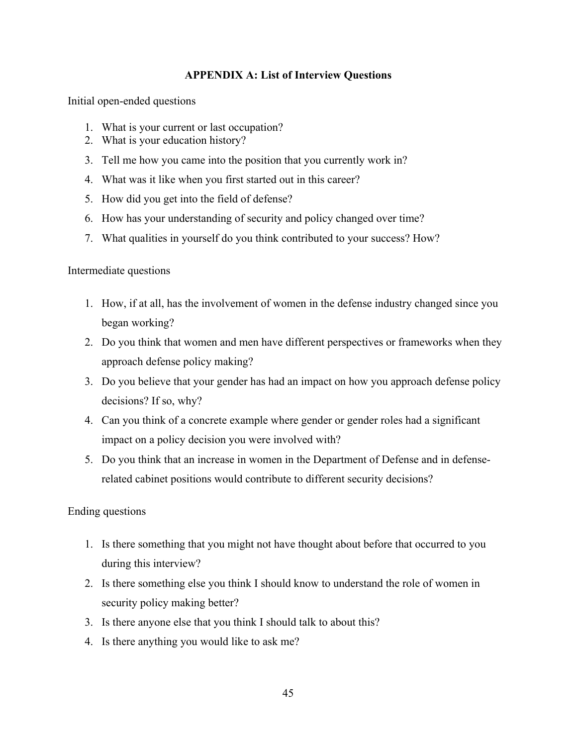## APPENDIX A: List of Interview Questions

Initial open-ended questions

1. What is your current or last occupation?
2. What is your education history?
3. Tell me how you came into the position that you currently work in?
4. What was it like when you first started out in this career?
5. How did you get into the field of defense?
6. How has your understanding of security and policy changed over time?
7. What qualities in yourself do you think contributed to your success? How?

Intermediate questions

1. How, if at all, has the involvement of women in the defense industry changed since you began working?
2. Do you think that women and men have different perspectives or frameworks when they approach defense policy making?
3. Do you believe that your gender has had an impact on how you approach defense policy decisions? If so, why?
4. Can you think of a concrete example where gender or gender roles had a significant impact on a policy decision you were involved with?
5. Do you think that an increase in women in the Department of Defense and in defense-related cabinet positions would contribute to different security decisions?

Ending questions

1. Is there something that you might not have thought about before that occurred to you during this interview?
2. Is there something else you think I should know to understand the role of women in security policy making better?
3. Is there anyone else that you think I should talk to about this?
4. Is there anything you would like to ask me?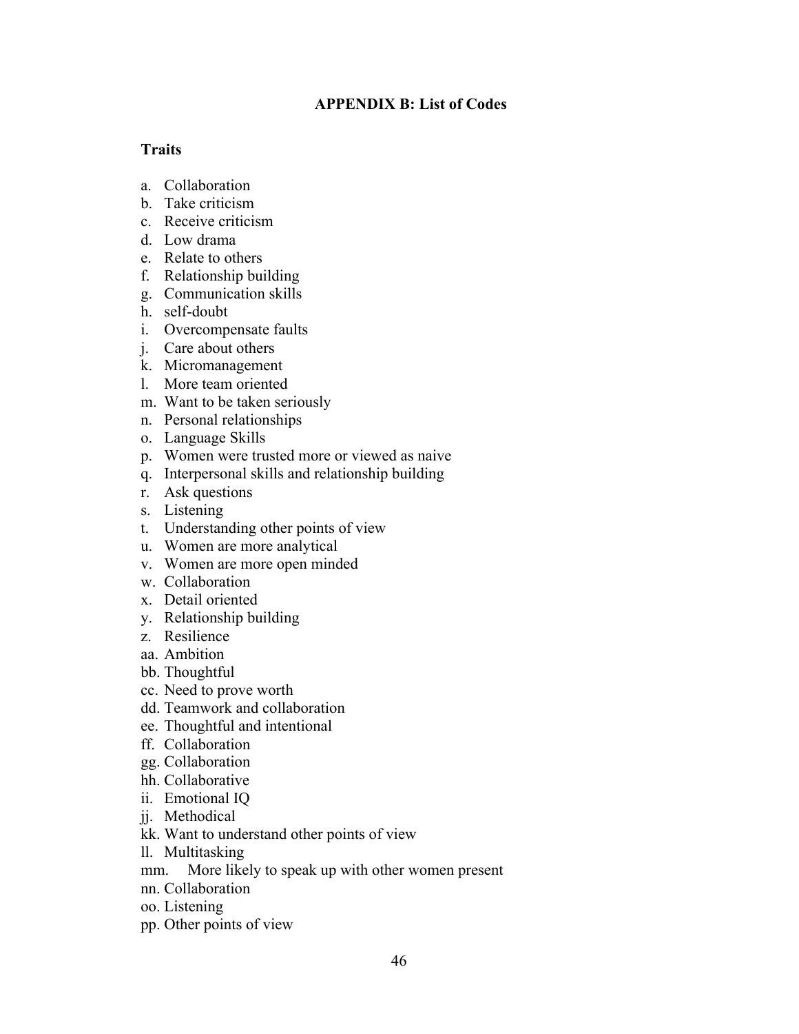## APPENDIX B: List of Codes

### Traits

a. Collaboration
b. Take criticism
c. Receive criticism
d. Low drama
e. Relate to others
f. Relationship building
g. Communication skills
h. self-doubt
i. Overcompensate faults
j. Care about others
k. Micromanagement
l. More team oriented
m. Want to be taken seriously
n. Personal relationships
o. Language Skills
p. Women were trusted more or viewed as naive
q. Interpersonal skills and relationship building
r. Ask questions
s. Listening
t. Understanding other points of view
u. Women are more analytical
v. Women are more open minded
w. Collaboration
x. Detail oriented
y. Relationship building
z. Resilience
aa. Ambition
bb. Thoughtful
cc. Need to prove worth
dd. Teamwork and collaboration
ee. Thoughtful and intentional
ff. Collaboration
gg. Collaboration
hh. Collaborative
ii. Emotional IQ
jj. Methodical
kk. Want to understand other points of view
ll. Multitasking
mm. More likely to speak up with other women present
nn. Collaboration
oo. Listening
pp. Other points of view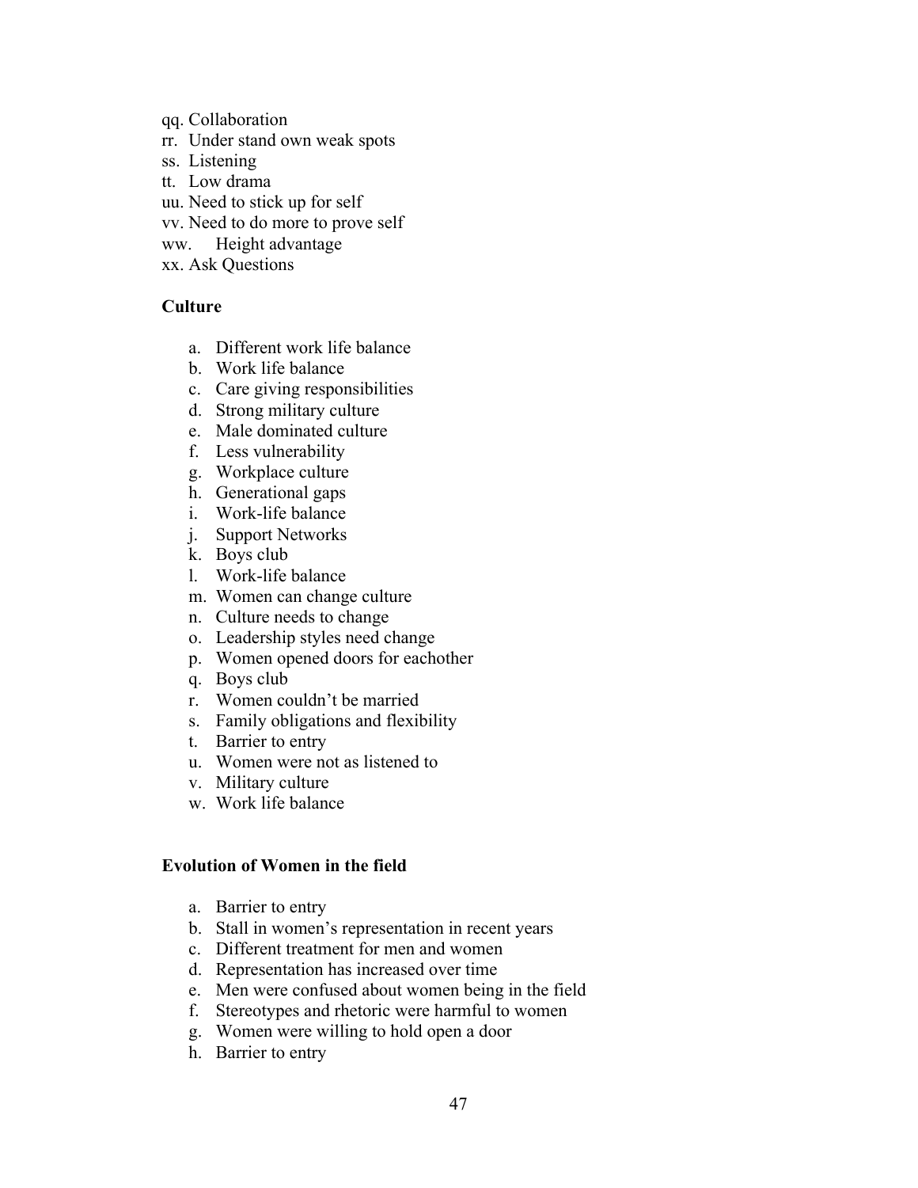qq. Collaboration
rr. Under stand own weak spots
ss. Listening
tt. Low drama
uu. Need to stick up for self
vv. Need to do more to prove self
ww. Height advantage
xx. Ask Questions

**Culture**

a. Different work life balance
b. Work life balance
c. Care giving responsibilities
d. Strong military culture
e. Male dominated culture
f. Less vulnerability
g. Workplace culture
h. Generational gaps
i. Work-life balance
j. Support Networks
k. Boys club
l. Work-life balance
m. Women can change culture
n. Culture needs to change
o. Leadership styles need change
p. Women opened doors for eachother
q. Boys club
r. Women couldn't be married
s. Family obligations and flexibility
t. Barrier to entry
u. Women were not as listened to
v. Military culture
w. Work life balance

**Evolution of Women in the field**

a. Barrier to entry
b. Stall in women's representation in recent years
c. Different treatment for men and women
d. Representation has increased over time
e. Men were confused about women being in the field
f. Stereotypes and rhetoric were harmful to women
g. Women were willing to hold open a door
h. Barrier to entry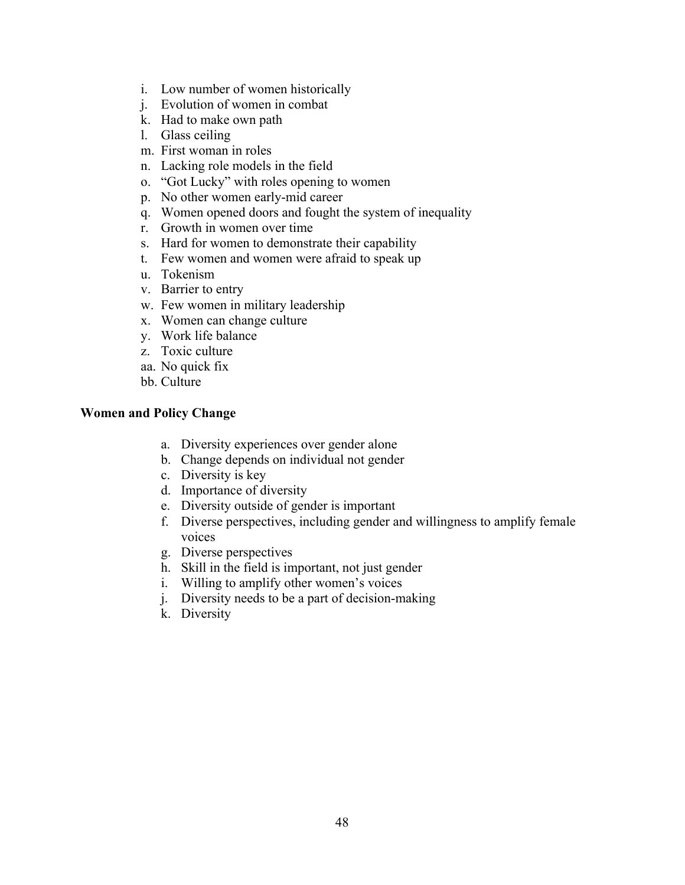i. Low number of women historically
j. Evolution of women in combat
k. Had to make own path
l. Glass ceiling
m. First woman in roles
n. Lacking role models in the field
o. "Got Lucky" with roles opening to women
p. No other women early-mid career
q. Women opened doors and fought the system of inequality
r. Growth in women over time
s. Hard for women to demonstrate their capability
t. Few women and women were afraid to speak up
u. Tokenism
v. Barrier to entry
w. Few women in military leadership
x. Women can change culture
y. Work life balance
z. Toxic culture
aa. No quick fix
bb. Culture

**Women and Policy Change**

a. Diversity experiences over gender alone
b. Change depends on individual not gender
c. Diversity is key
d. Importance of diversity
e. Diversity outside of gender is important
f. Diverse perspectives, including gender and willingness to amplify female voices
g. Diverse perspectives
h. Skill in the field is important, not just gender
i. Willing to amplify other women's voices
j. Diversity needs to be a part of decision-making
k. Diversity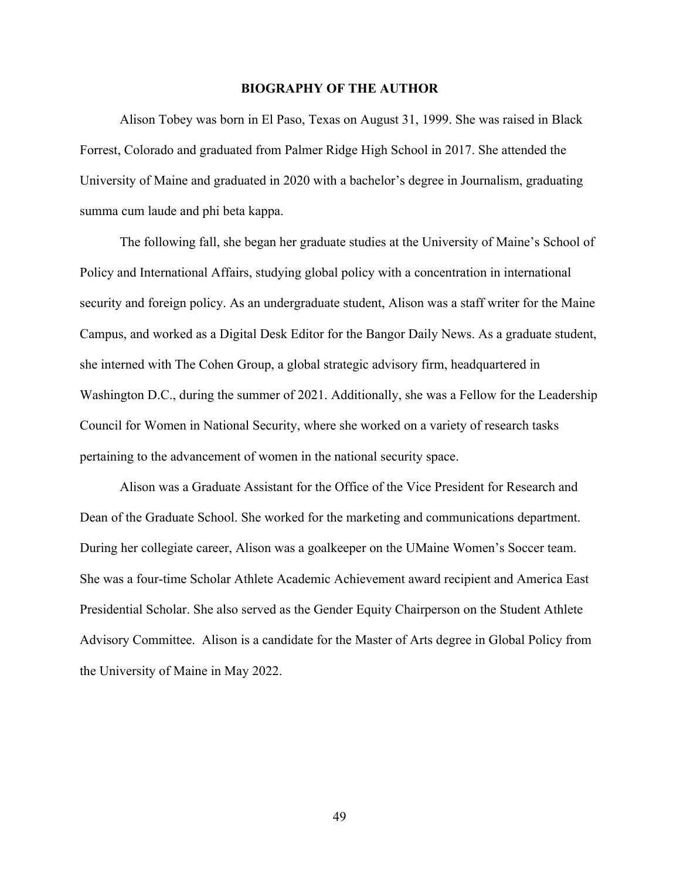## BIOGRAPHY OF THE AUTHOR

Alison Tobey was born in El Paso, Texas on August 31, 1999. She was raised in Black Forrest, Colorado and graduated from Palmer Ridge High School in 2017. She attended the University of Maine and graduated in 2020 with a bachelor's degree in Journalism, graduating summa cum laude and phi beta kappa.

The following fall, she began her graduate studies at the University of Maine's School of Policy and International Affairs, studying global policy with a concentration in international security and foreign policy. As an undergraduate student, Alison was a staff writer for the Maine Campus, and worked as a Digital Desk Editor for the Bangor Daily News. As a graduate student, she interned with The Cohen Group, a global strategic advisory firm, headquartered in Washington D.C., during the summer of 2021. Additionally, she was a Fellow for the Leadership Council for Women in National Security, where she worked on a variety of research tasks pertaining to the advancement of women in the national security space.

Alison was a Graduate Assistant for the Office of the Vice President for Research and Dean of the Graduate School. She worked for the marketing and communications department. During her collegiate career, Alison was a goalkeeper on the UMaine Women's Soccer team. She was a four-time Scholar Athlete Academic Achievement award recipient and America East Presidential Scholar. She also served as the Gender Equity Chairperson on the Student Athlete Advisory Committee. Alison is a candidate for the Master of Arts degree in Global Policy from the University of Maine in May 2022.